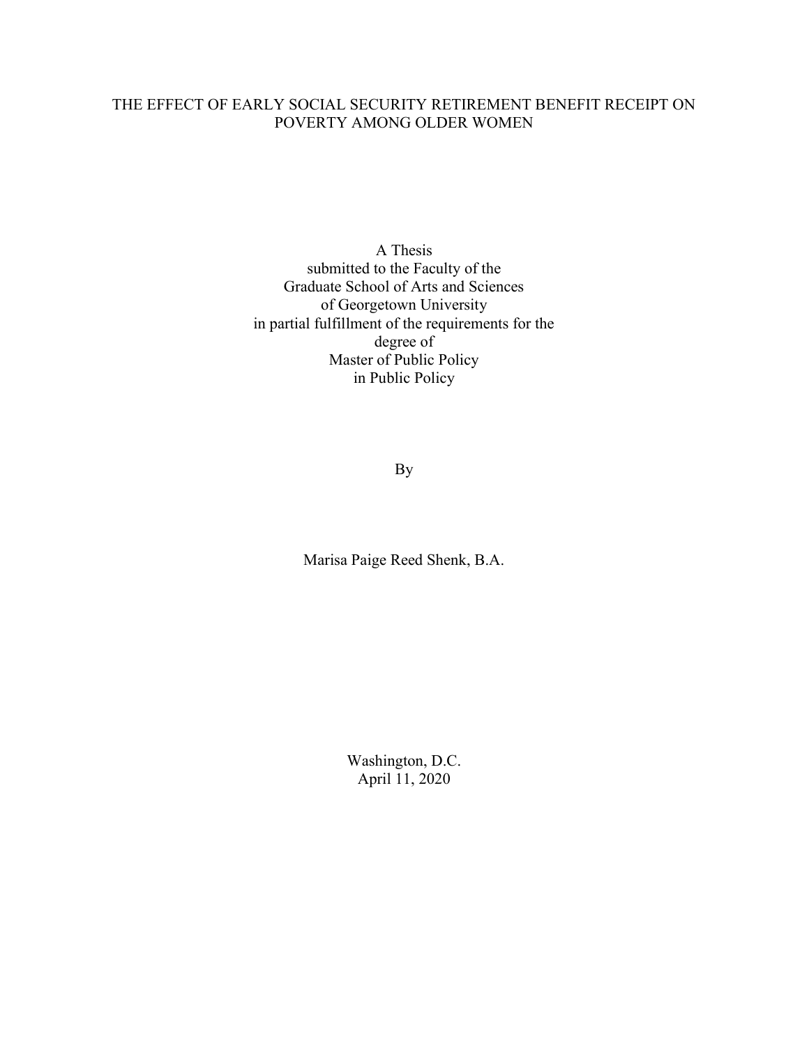# THE EFFECT OF EARLY SOCIAL SECURITY RETIREMENT BENEFIT RECEIPT ON POVERTY AMONG OLDER WOMEN

A Thesis
submitted to the Faculty of the
Graduate School of Arts and Sciences
of Georgetown University
in partial fulfillment of the requirements for the
degree of
Master of Public Policy
in Public Policy

By

Marisa Paige Reed Shenk, B.A.

Washington, D.C.
April 11, 2020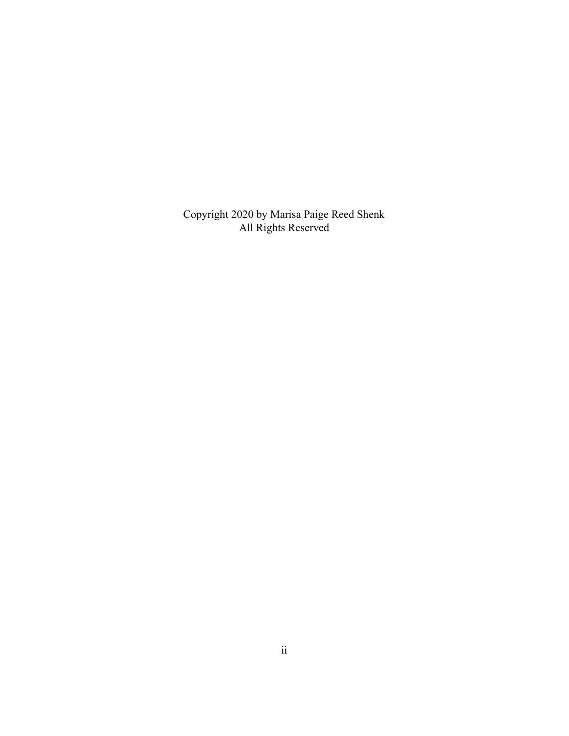Copyright 2020 by Marisa Paige Reed Shenk
All Rights Reserved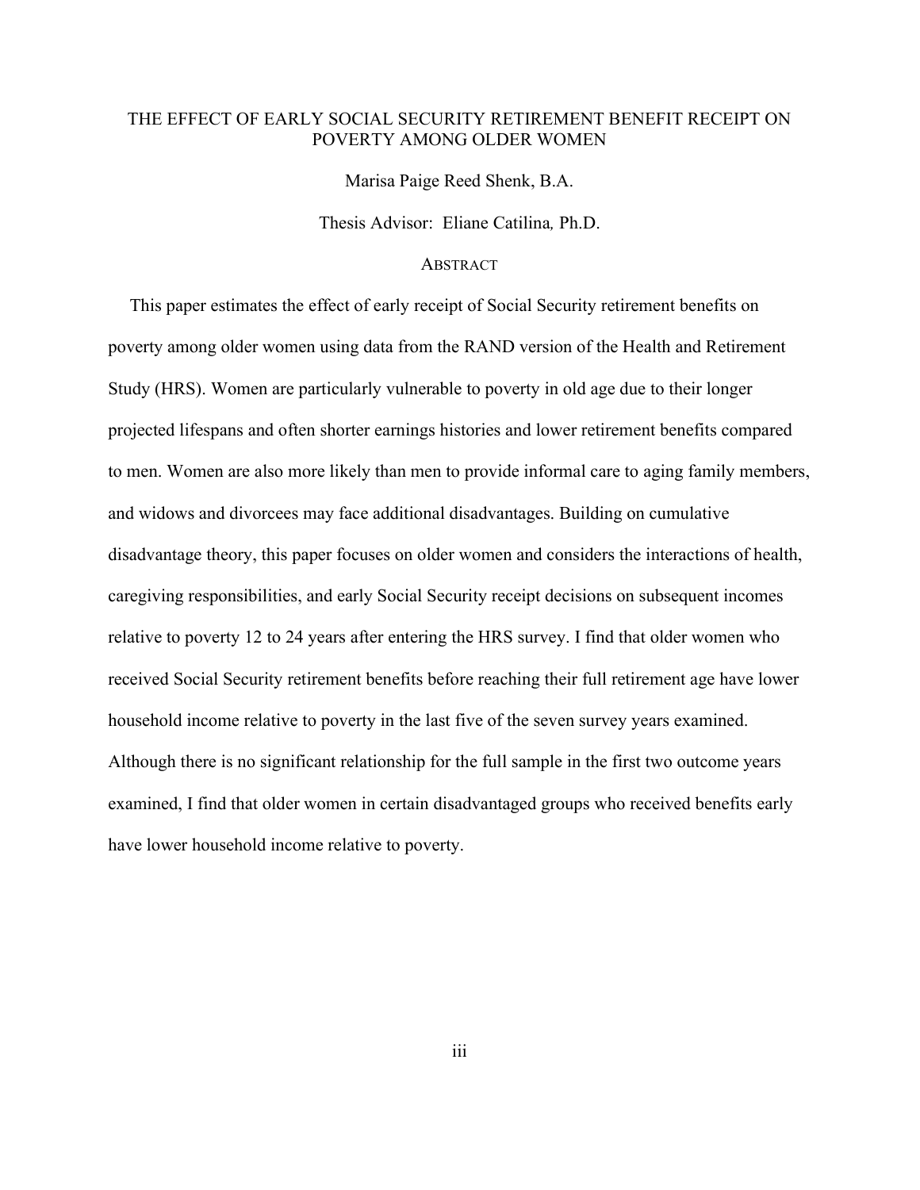# THE EFFECT OF EARLY SOCIAL SECURITY RETIREMENT BENEFIT RECEIPT ON POVERTY AMONG OLDER WOMEN

Marisa Paige Reed Shenk, B.A.

Thesis Advisor: Eliane Catilina, Ph.D.

## ABSTRACT

This paper estimates the effect of early receipt of Social Security retirement benefits on poverty among older women using data from the RAND version of the Health and Retirement Study (HRS). Women are particularly vulnerable to poverty in old age due to their longer projected lifespans and often shorter earnings histories and lower retirement benefits compared to men. Women are also more likely than men to provide informal care to aging family members, and widows and divorcees may face additional disadvantages. Building on cumulative disadvantage theory, this paper focuses on older women and considers the interactions of health, caregiving responsibilities, and early Social Security receipt decisions on subsequent incomes relative to poverty 12 to 24 years after entering the HRS survey. I find that older women who received Social Security retirement benefits before reaching their full retirement age have lower household income relative to poverty in the last five of the seven survey years examined. Although there is no significant relationship for the full sample in the first two outcome years examined, I find that older women in certain disadvantaged groups who received benefits early have lower household income relative to poverty.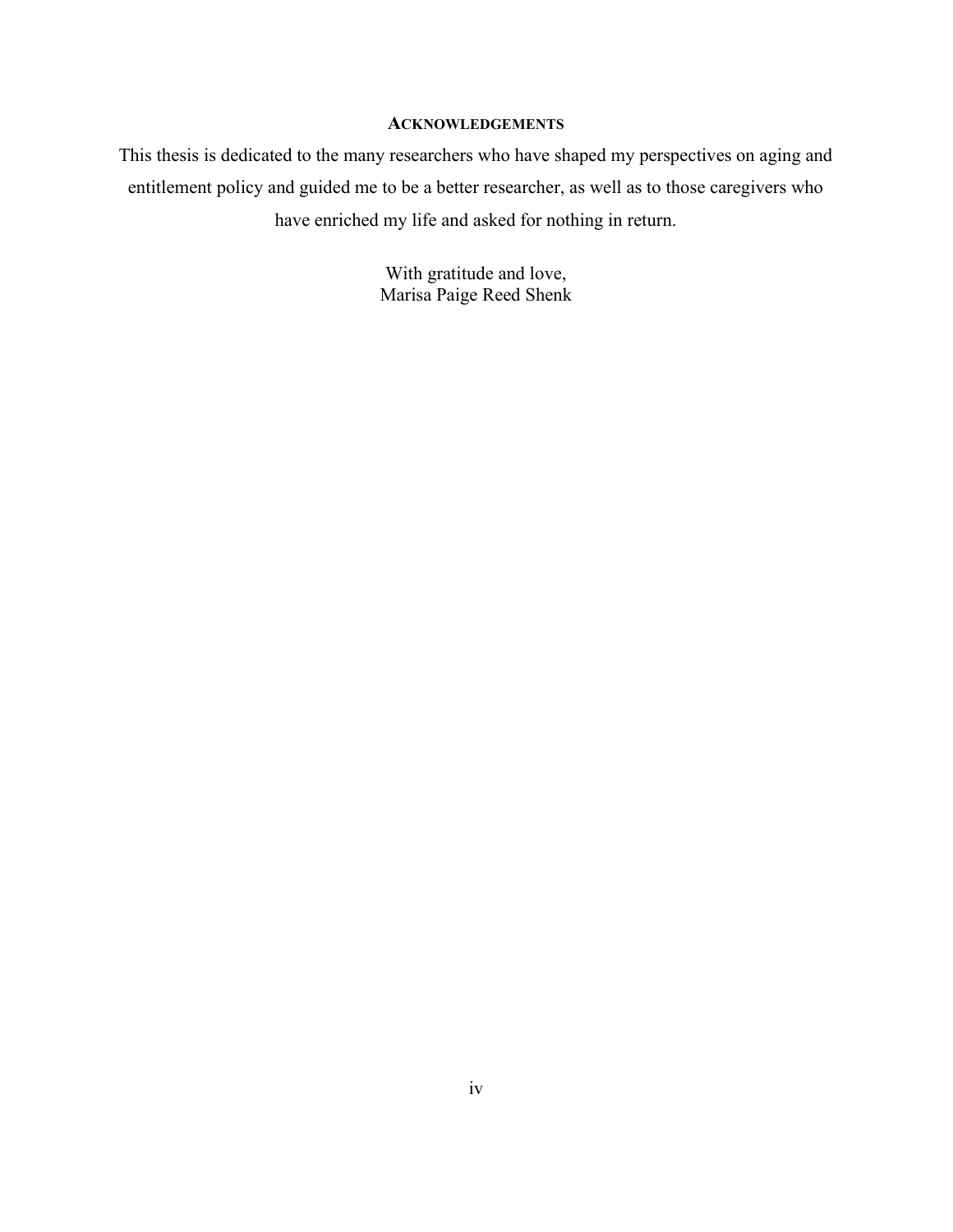## ACKNOWLEDGEMENTS

This thesis is dedicated to the many researchers who have shaped my perspectives on aging and entitlement policy and guided me to be a better researcher, as well as to those caregivers who have enriched my life and asked for nothing in return.

With gratitude and love,
Marisa Paige Reed Shenk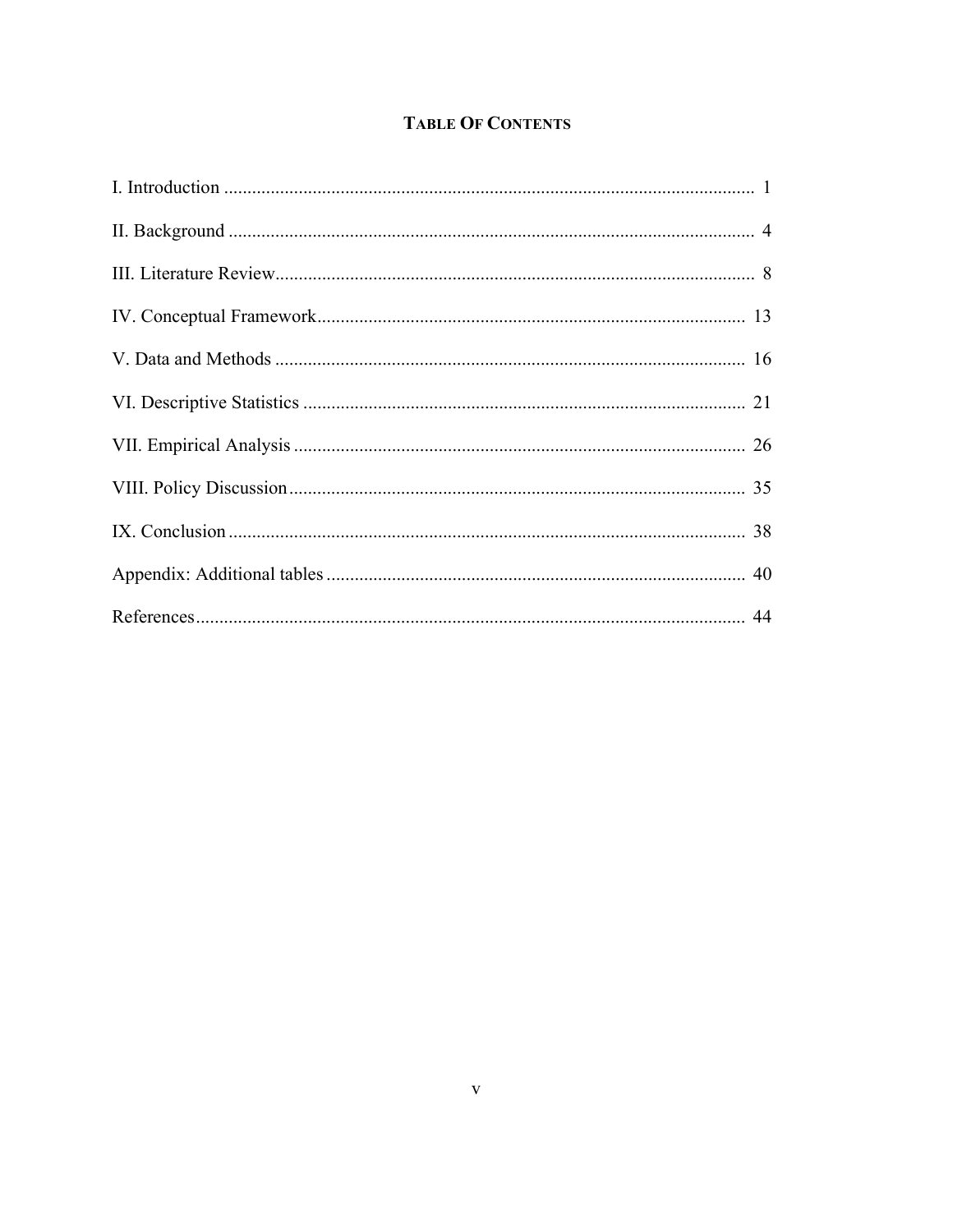## TABLE OF CONTENTS

I. Introduction ........................................................................................................ 1

II. Background ....................................................................................................... 4

III. Literature Review............................................................................................. 8

IV. Conceptual Framework................................................................................... 13

V. Data and Methods ............................................................................................ 16

VI. Descriptive Statistics ...................................................................................... 21

VII. Empirical Analysis ........................................................................................ 26

VIII. Policy Discussion......................................................................................... 35

IX. Conclusion ...................................................................................................... 38

Appendix: Additional tables ................................................................................. 40

References.............................................................................................................. 44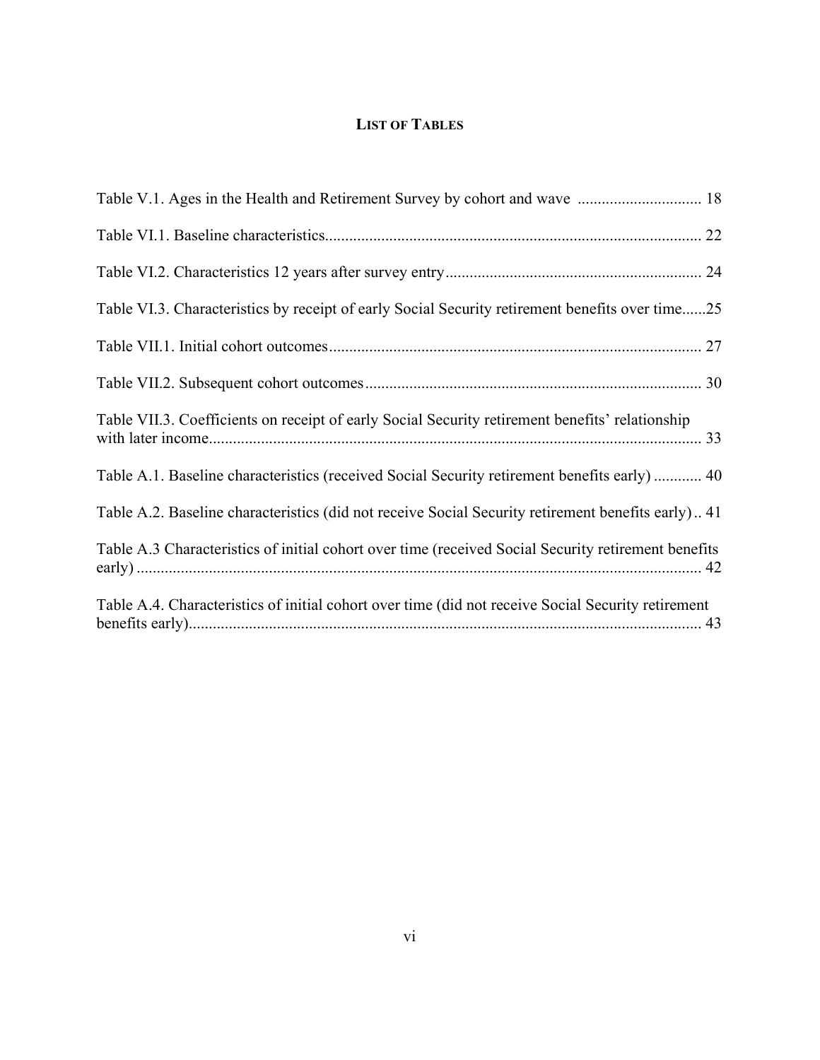# List of Tables

Table V.1. Ages in the Health and Retirement Survey by cohort and wave ............................... 18

Table VI.1. Baseline characteristics.............................................................................................. 22

Table VI.2. Characteristics 12 years after survey entry ............................................................... 24

Table VI.3. Characteristics by receipt of early Social Security retirement benefits over time......25

Table VII.1. Initial cohort outcomes............................................................................................ 27

Table VII.2. Subsequent cohort outcomes .................................................................................... 30

Table VII.3. Coefficients on receipt of early Social Security retirement benefits' relationship with later income........................................................................................................................... 33

Table A.1. Baseline characteristics (received Social Security retirement benefits early) ............ 40

Table A.2. Baseline characteristics (did not receive Social Security retirement benefits early) .. 41

Table A.3 Characteristics of initial cohort over time (received Social Security retirement benefits early) ............................................................................................................................................ 42

Table A.4. Characteristics of initial cohort over time (did not receive Social Security retirement benefits early)............................................................................................................................... 43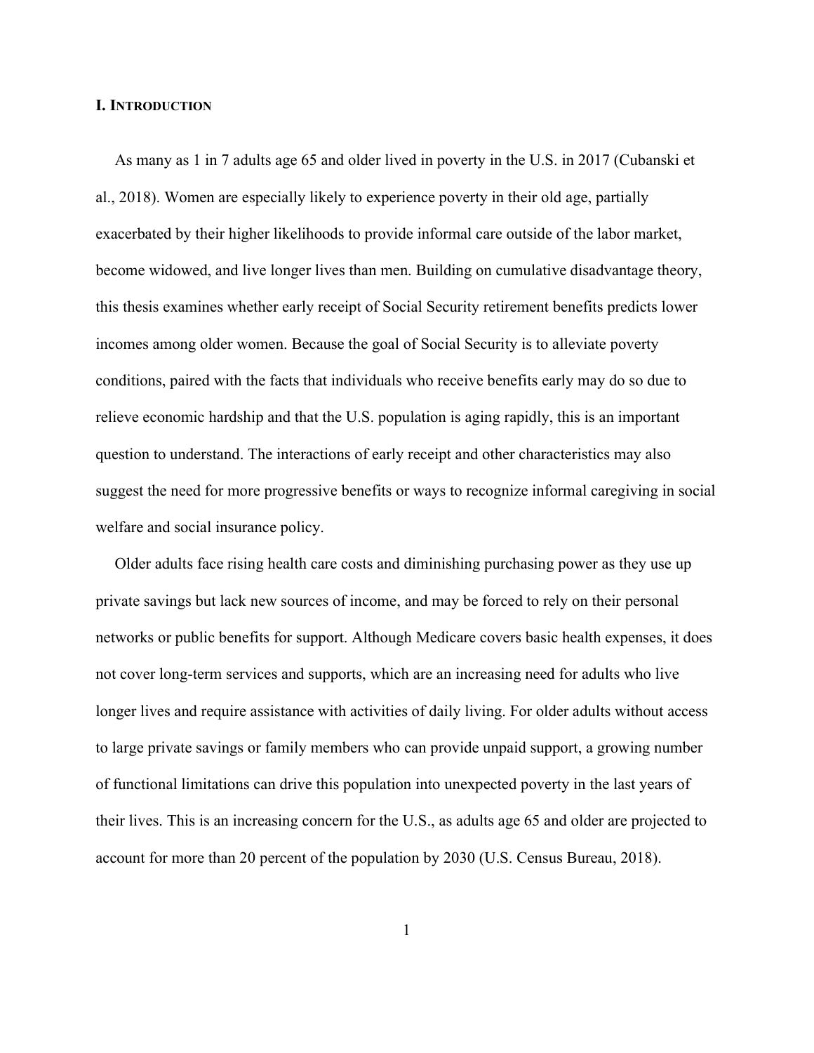## I. INTRODUCTION

As many as 1 in 7 adults age 65 and older lived in poverty in the U.S. in 2017 (Cubanski et al., 2018). Women are especially likely to experience poverty in their old age, partially exacerbated by their higher likelihoods to provide informal care outside of the labor market, become widowed, and live longer lives than men. Building on cumulative disadvantage theory, this thesis examines whether early receipt of Social Security retirement benefits predicts lower incomes among older women. Because the goal of Social Security is to alleviate poverty conditions, paired with the facts that individuals who receive benefits early may do so due to relieve economic hardship and that the U.S. population is aging rapidly, this is an important question to understand. The interactions of early receipt and other characteristics may also suggest the need for more progressive benefits or ways to recognize informal caregiving in social welfare and social insurance policy.

Older adults face rising health care costs and diminishing purchasing power as they use up private savings but lack new sources of income, and may be forced to rely on their personal networks or public benefits for support. Although Medicare covers basic health expenses, it does not cover long-term services and supports, which are an increasing need for adults who live longer lives and require assistance with activities of daily living. For older adults without access to large private savings or family members who can provide unpaid support, a growing number of functional limitations can drive this population into unexpected poverty in the last years of their lives. This is an increasing concern for the U.S., as adults age 65 and older are projected to account for more than 20 percent of the population by 2030 (U.S. Census Bureau, 2018).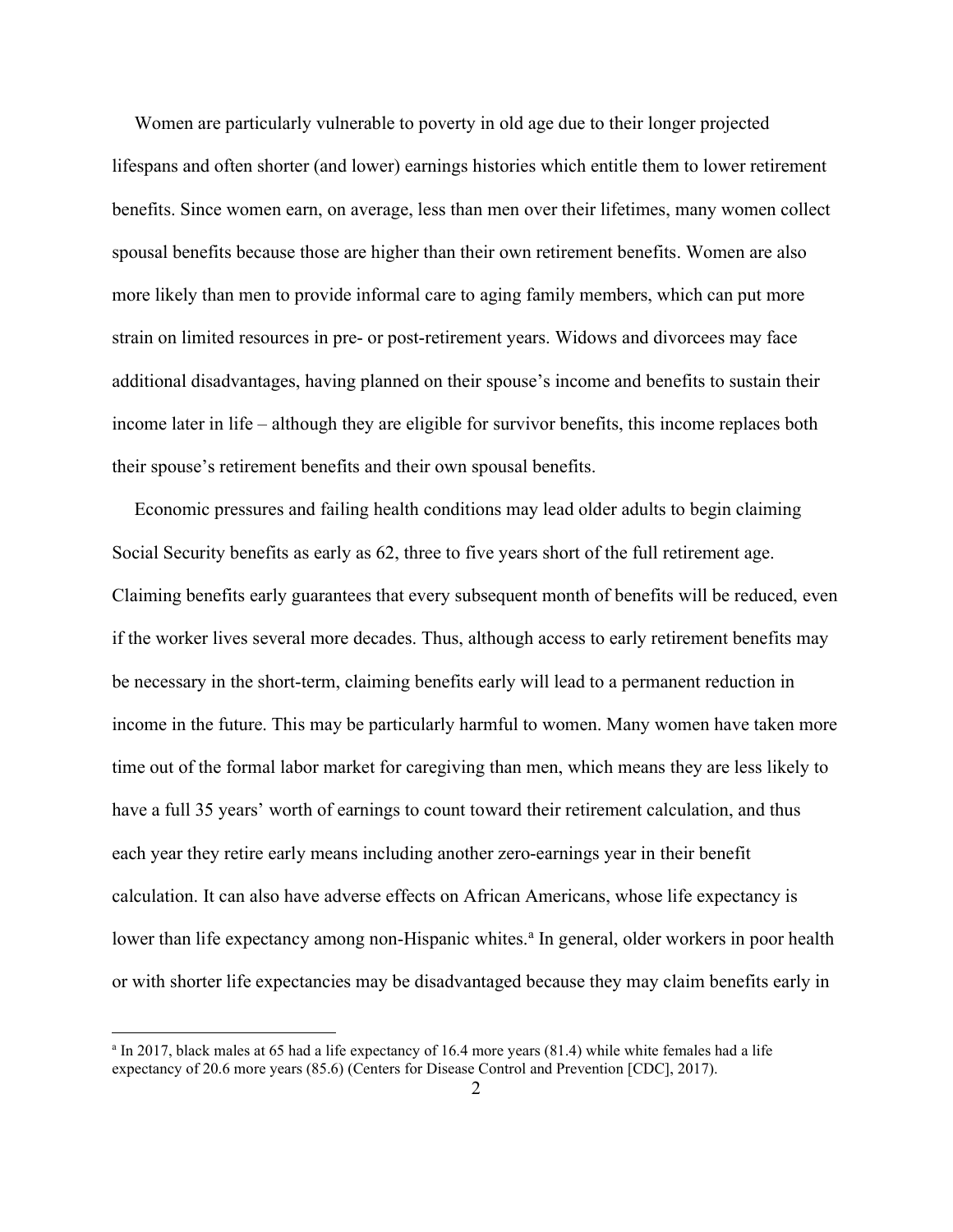Women are particularly vulnerable to poverty in old age due to their longer projected lifespans and often shorter (and lower) earnings histories which entitle them to lower retirement benefits. Since women earn, on average, less than men over their lifetimes, many women collect spousal benefits because those are higher than their own retirement benefits. Women are also more likely than men to provide informal care to aging family members, which can put more strain on limited resources in pre- or post-retirement years. Widows and divorcees may face additional disadvantages, having planned on their spouse's income and benefits to sustain their income later in life – although they are eligible for survivor benefits, this income replaces both their spouse's retirement benefits and their own spousal benefits.

Economic pressures and failing health conditions may lead older adults to begin claiming Social Security benefits as early as 62, three to five years short of the full retirement age. Claiming benefits early guarantees that every subsequent month of benefits will be reduced, even if the worker lives several more decades. Thus, although access to early retirement benefits may be necessary in the short-term, claiming benefits early will lead to a permanent reduction in income in the future. This may be particularly harmful to women. Many women have taken more time out of the formal labor market for caregiving than men, which means they are less likely to have a full 35 years' worth of earnings to count toward their retirement calculation, and thus each year they retire early means including another zero-earnings year in their benefit calculation. It can also have adverse effects on African Americans, whose life expectancy is lower than life expectancy among non-Hispanic whites.[a] In general, older workers in poor health or with shorter life expectancies may be disadvantaged because they may claim benefits early in

---

[a] In 2017, black males at 65 had a life expectancy of 16.4 more years (81.4) while white females had a life expectancy of 20.6 more years (85.6) (Centers for Disease Control and Prevention [CDC], 2017).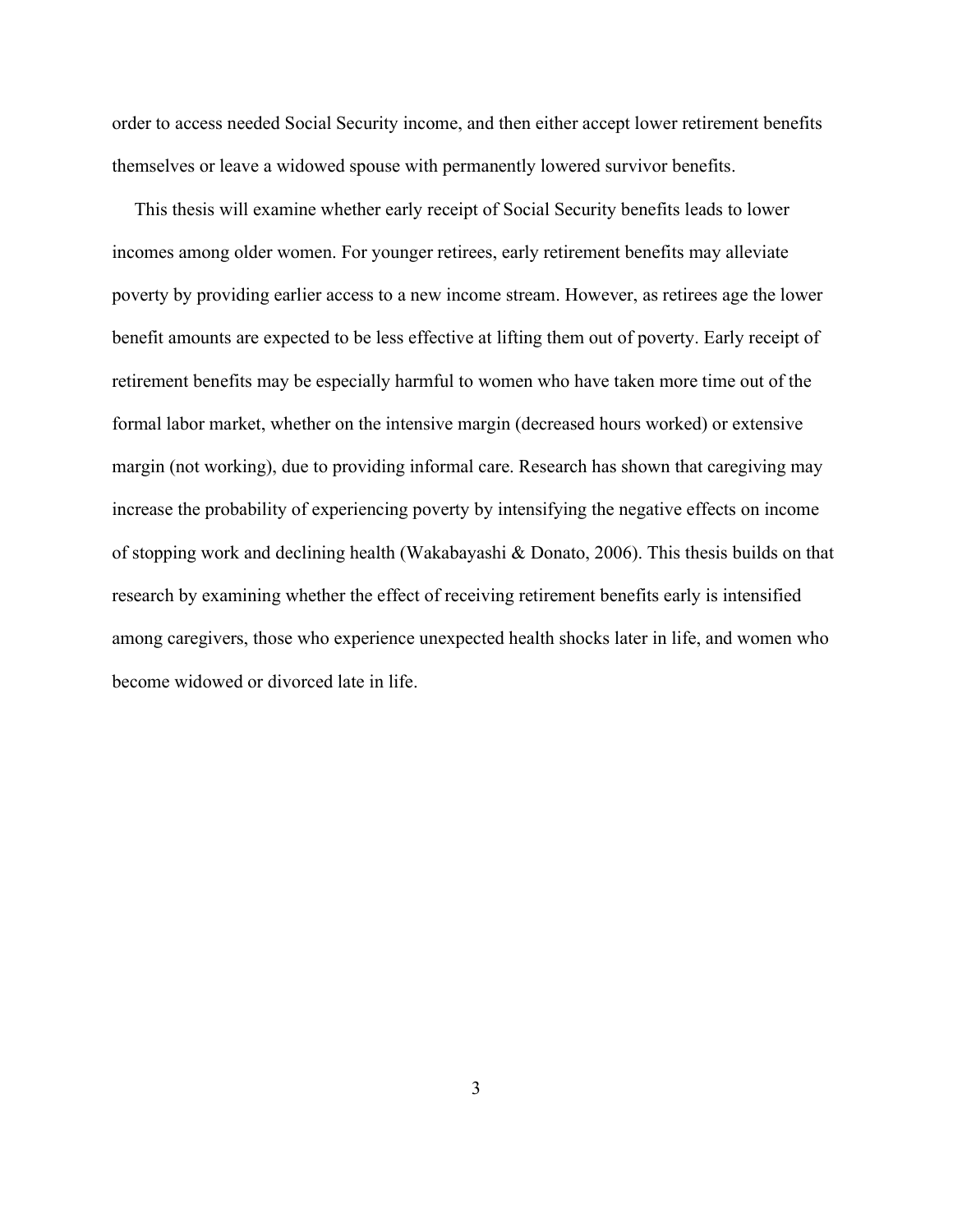order to access needed Social Security income, and then either accept lower retirement benefits themselves or leave a widowed spouse with permanently lowered survivor benefits.

This thesis will examine whether early receipt of Social Security benefits leads to lower incomes among older women. For younger retirees, early retirement benefits may alleviate poverty by providing earlier access to a new income stream. However, as retirees age the lower benefit amounts are expected to be less effective at lifting them out of poverty. Early receipt of retirement benefits may be especially harmful to women who have taken more time out of the formal labor market, whether on the intensive margin (decreased hours worked) or extensive margin (not working), due to providing informal care. Research has shown that caregiving may increase the probability of experiencing poverty by intensifying the negative effects on income of stopping work and declining health (Wakabayashi & Donato, 2006). This thesis builds on that research by examining whether the effect of receiving retirement benefits early is intensified among caregivers, those who experience unexpected health shocks later in life, and women who become widowed or divorced late in life.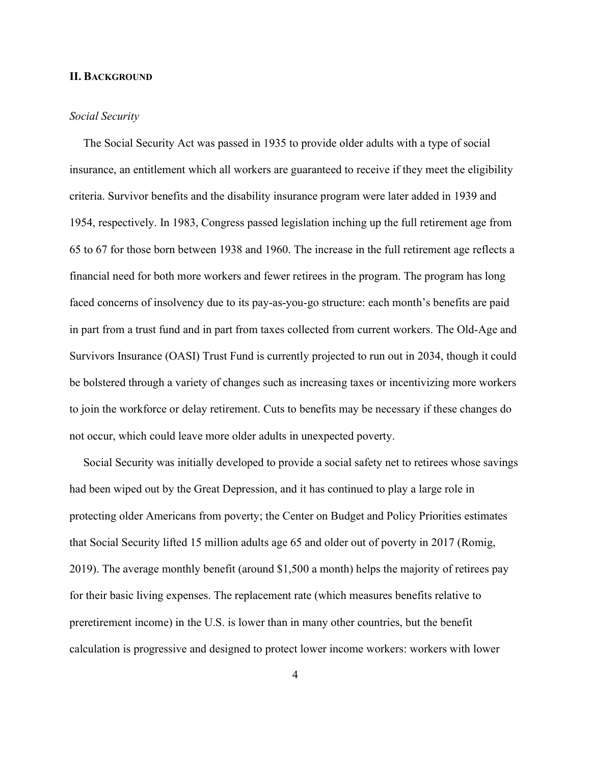## II. Background

### *Social Security*

The Social Security Act was passed in 1935 to provide older adults with a type of social insurance, an entitlement which all workers are guaranteed to receive if they meet the eligibility criteria. Survivor benefits and the disability insurance program were later added in 1939 and 1954, respectively. In 1983, Congress passed legislation inching up the full retirement age from 65 to 67 for those born between 1938 and 1960. The increase in the full retirement age reflects a financial need for both more workers and fewer retirees in the program. The program has long faced concerns of insolvency due to its pay-as-you-go structure: each month's benefits are paid in part from a trust fund and in part from taxes collected from current workers. The Old-Age and Survivors Insurance (OASI) Trust Fund is currently projected to run out in 2034, though it could be bolstered through a variety of changes such as increasing taxes or incentivizing more workers to join the workforce or delay retirement. Cuts to benefits may be necessary if these changes do not occur, which could leave more older adults in unexpected poverty.

Social Security was initially developed to provide a social safety net to retirees whose savings had been wiped out by the Great Depression, and it has continued to play a large role in protecting older Americans from poverty; the Center on Budget and Policy Priorities estimates that Social Security lifted 15 million adults age 65 and older out of poverty in 2017 (Romig, 2019). The average monthly benefit (around $1,500 a month) helps the majority of retirees pay for their basic living expenses. The replacement rate (which measures benefits relative to preretirement income) in the U.S. is lower than in many other countries, but the benefit calculation is progressive and designed to protect lower income workers: workers with lower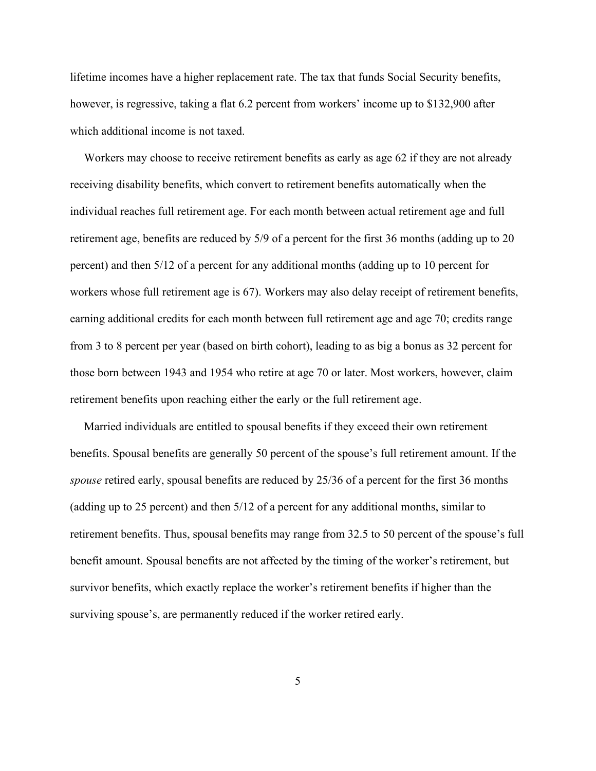lifetime incomes have a higher replacement rate. The tax that funds Social Security benefits, however, is regressive, taking a flat 6.2 percent from workers' income up to $132,900 after which additional income is not taxed.

Workers may choose to receive retirement benefits as early as age 62 if they are not already receiving disability benefits, which convert to retirement benefits automatically when the individual reaches full retirement age. For each month between actual retirement age and full retirement age, benefits are reduced by 5/9 of a percent for the first 36 months (adding up to 20 percent) and then 5/12 of a percent for any additional months (adding up to 10 percent for workers whose full retirement age is 67). Workers may also delay receipt of retirement benefits, earning additional credits for each month between full retirement age and age 70; credits range from 3 to 8 percent per year (based on birth cohort), leading to as big a bonus as 32 percent for those born between 1943 and 1954 who retire at age 70 or later. Most workers, however, claim retirement benefits upon reaching either the early or the full retirement age.

Married individuals are entitled to spousal benefits if they exceed their own retirement benefits. Spousal benefits are generally 50 percent of the spouse's full retirement amount. If the *spouse* retired early, spousal benefits are reduced by 25/36 of a percent for the first 36 months (adding up to 25 percent) and then 5/12 of a percent for any additional months, similar to retirement benefits. Thus, spousal benefits may range from 32.5 to 50 percent of the spouse's full benefit amount. Spousal benefits are not affected by the timing of the worker's retirement, but survivor benefits, which exactly replace the worker's retirement benefits if higher than the surviving spouse's, are permanently reduced if the worker retired early.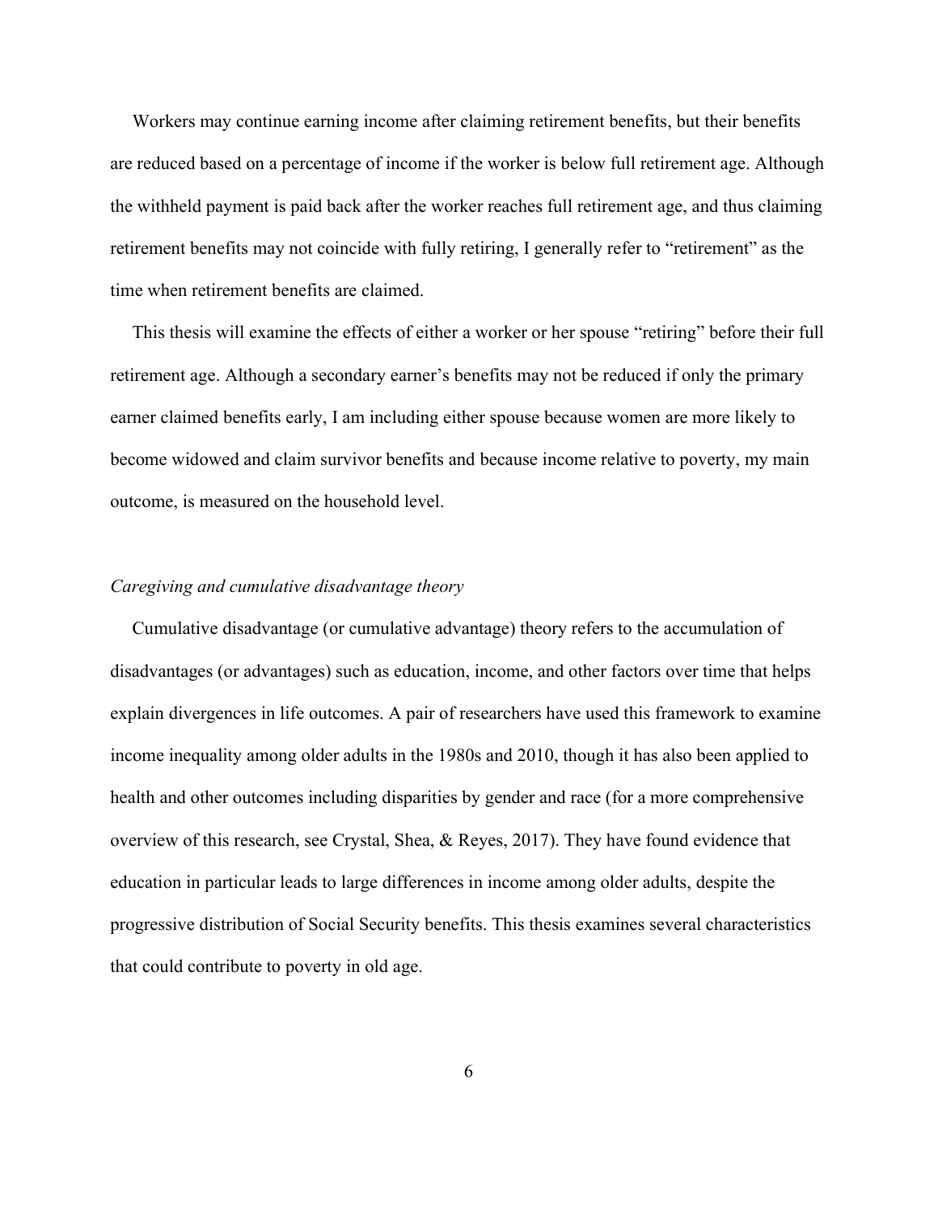Workers may continue earning income after claiming retirement benefits, but their benefits are reduced based on a percentage of income if the worker is below full retirement age. Although the withheld payment is paid back after the worker reaches full retirement age, and thus claiming retirement benefits may not coincide with fully retiring, I generally refer to "retirement" as the time when retirement benefits are claimed.

This thesis will examine the effects of either a worker or her spouse "retiring" before their full retirement age. Although a secondary earner's benefits may not be reduced if only the primary earner claimed benefits early, I am including either spouse because women are more likely to become widowed and claim survivor benefits and because income relative to poverty, my main outcome, is measured on the household level.

### *Caregiving and cumulative disadvantage theory*

Cumulative disadvantage (or cumulative advantage) theory refers to the accumulation of disadvantages (or advantages) such as education, income, and other factors over time that helps explain divergences in life outcomes. A pair of researchers have used this framework to examine income inequality among older adults in the 1980s and 2010, though it has also been applied to health and other outcomes including disparities by gender and race (for a more comprehensive overview of this research, see Crystal, Shea, & Reyes, 2017). They have found evidence that education in particular leads to large differences in income among older adults, despite the progressive distribution of Social Security benefits. This thesis examines several characteristics that could contribute to poverty in old age.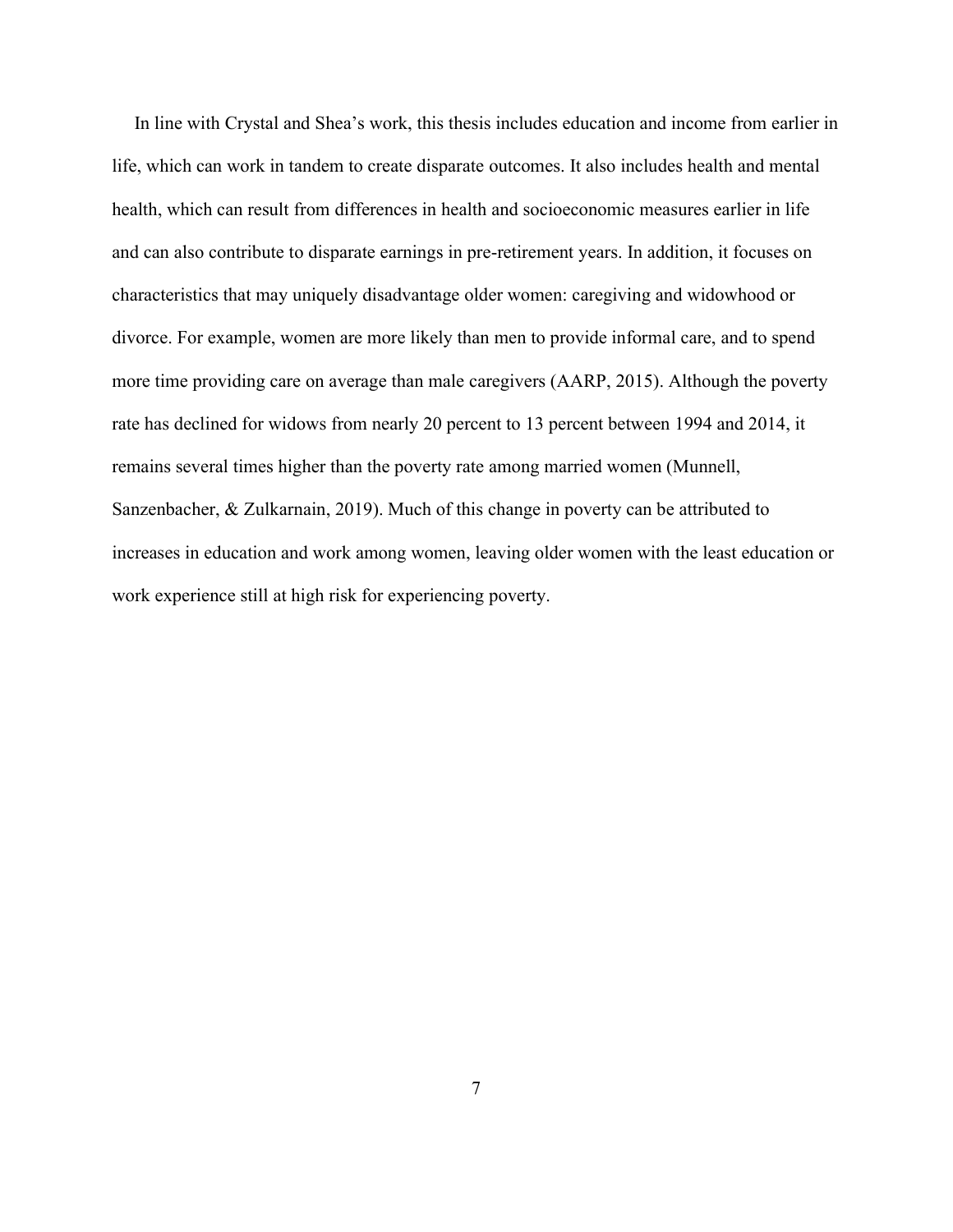In line with Crystal and Shea's work, this thesis includes education and income from earlier in life, which can work in tandem to create disparate outcomes. It also includes health and mental health, which can result from differences in health and socioeconomic measures earlier in life and can also contribute to disparate earnings in pre-retirement years. In addition, it focuses on characteristics that may uniquely disadvantage older women: caregiving and widowhood or divorce. For example, women are more likely than men to provide informal care, and to spend more time providing care on average than male caregivers (AARP, 2015). Although the poverty rate has declined for widows from nearly 20 percent to 13 percent between 1994 and 2014, it remains several times higher than the poverty rate among married women (Munnell, Sanzenbacher, & Zulkarnain, 2019). Much of this change in poverty can be attributed to increases in education and work among women, leaving older women with the least education or work experience still at high risk for experiencing poverty.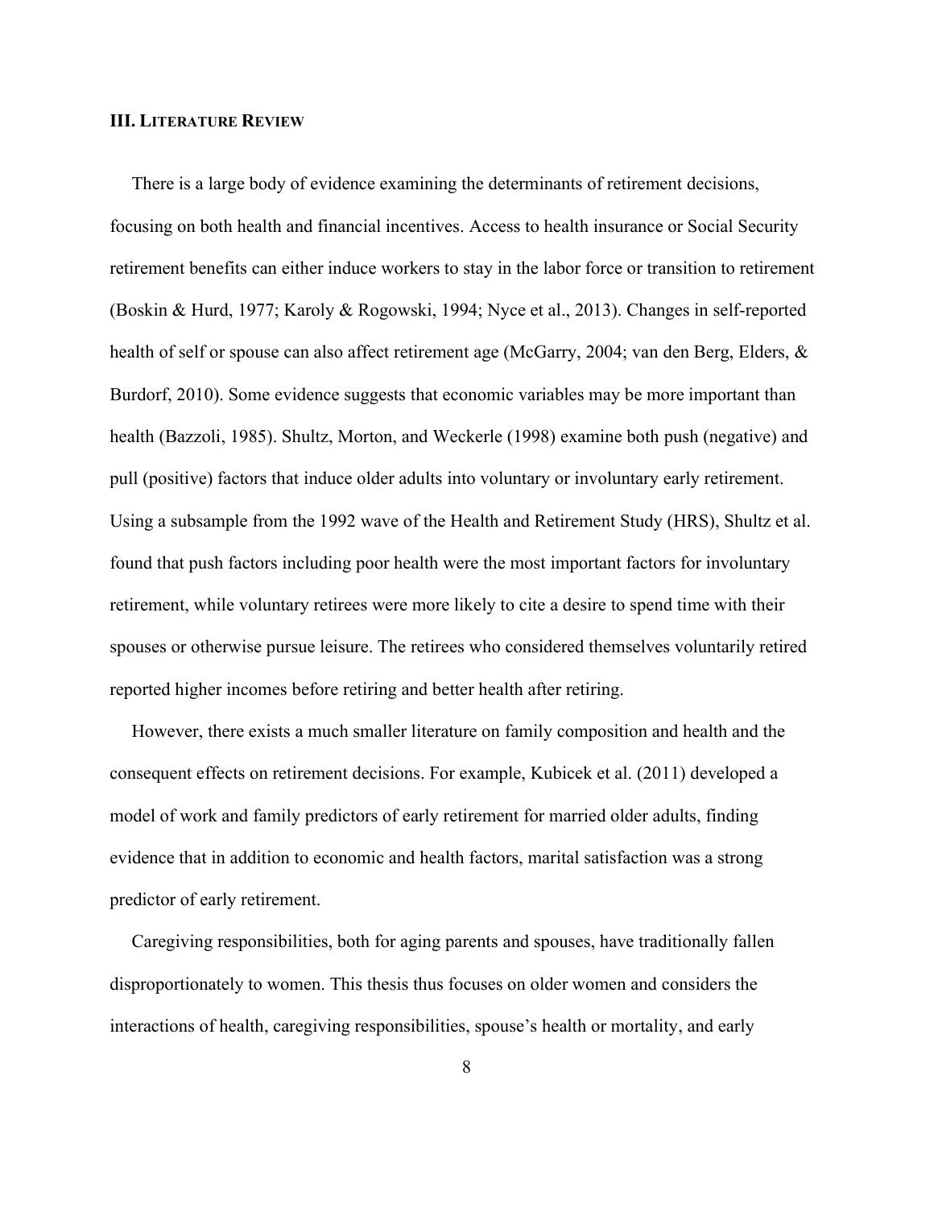### III. Literature Review

There is a large body of evidence examining the determinants of retirement decisions, focusing on both health and financial incentives. Access to health insurance or Social Security retirement benefits can either induce workers to stay in the labor force or transition to retirement (Boskin & Hurd, 1977; Karoly & Rogowski, 1994; Nyce et al., 2013). Changes in self-reported health of self or spouse can also affect retirement age (McGarry, 2004; van den Berg, Elders, & Burdorf, 2010). Some evidence suggests that economic variables may be more important than health (Bazzoli, 1985). Shultz, Morton, and Weckerle (1998) examine both push (negative) and pull (positive) factors that induce older adults into voluntary or involuntary early retirement. Using a subsample from the 1992 wave of the Health and Retirement Study (HRS), Shultz et al. found that push factors including poor health were the most important factors for involuntary retirement, while voluntary retirees were more likely to cite a desire to spend time with their spouses or otherwise pursue leisure. The retirees who considered themselves voluntarily retired reported higher incomes before retiring and better health after retiring.

However, there exists a much smaller literature on family composition and health and the consequent effects on retirement decisions. For example, Kubicek et al. (2011) developed a model of work and family predictors of early retirement for married older adults, finding evidence that in addition to economic and health factors, marital satisfaction was a strong predictor of early retirement.

Caregiving responsibilities, both for aging parents and spouses, have traditionally fallen disproportionately to women. This thesis thus focuses on older women and considers the interactions of health, caregiving responsibilities, spouse's health or mortality, and early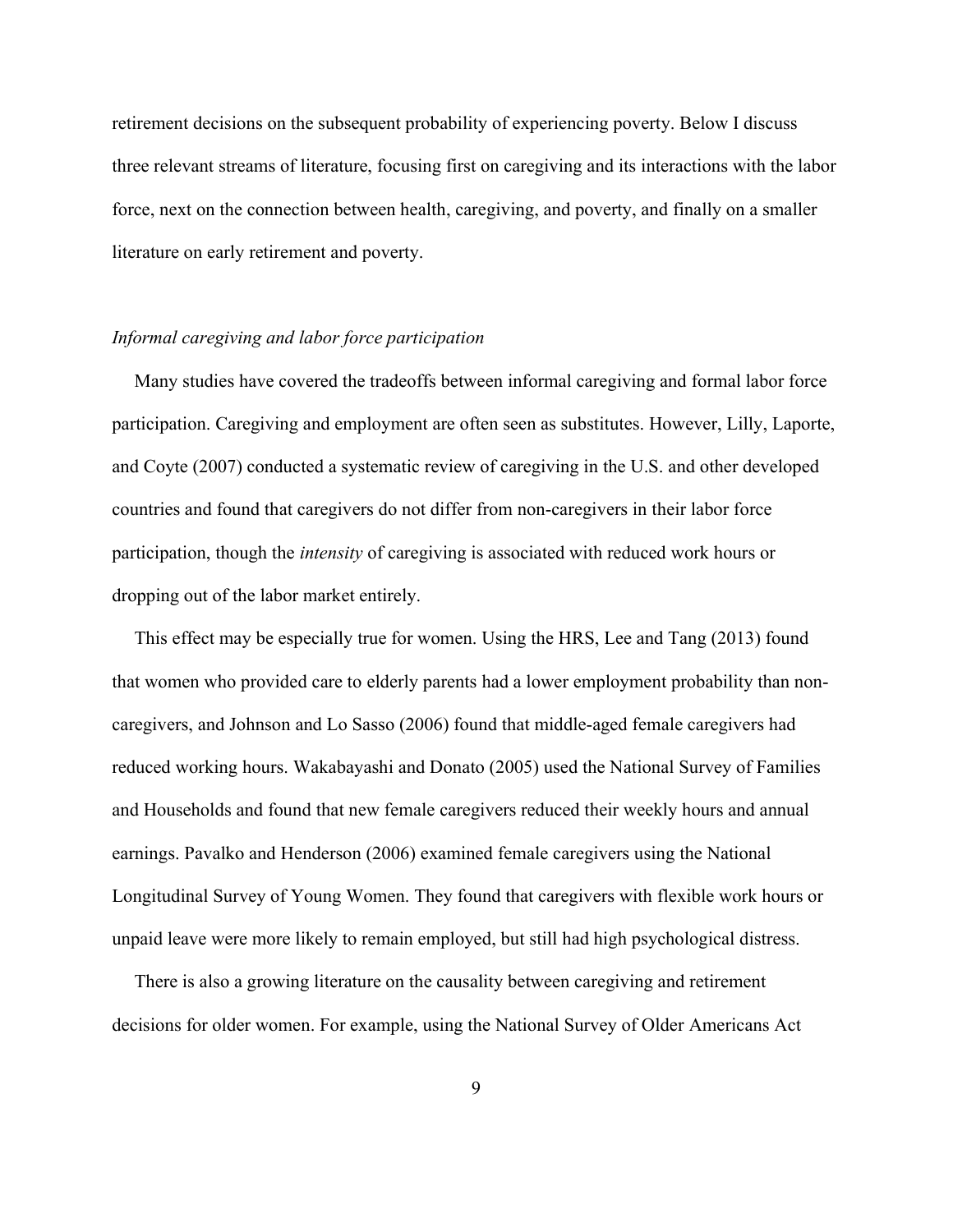retirement decisions on the subsequent probability of experiencing poverty. Below I discuss three relevant streams of literature, focusing first on caregiving and its interactions with the labor force, next on the connection between health, caregiving, and poverty, and finally on a smaller literature on early retirement and poverty.

### *Informal caregiving and labor force participation*

Many studies have covered the tradeoffs between informal caregiving and formal labor force participation. Caregiving and employment are often seen as substitutes. However, Lilly, Laporte, and Coyte (2007) conducted a systematic review of caregiving in the U.S. and other developed countries and found that caregivers do not differ from non-caregivers in their labor force participation, though the *intensity* of caregiving is associated with reduced work hours or dropping out of the labor market entirely.

This effect may be especially true for women. Using the HRS, Lee and Tang (2013) found that women who provided care to elderly parents had a lower employment probability than non-caregivers, and Johnson and Lo Sasso (2006) found that middle-aged female caregivers had reduced working hours. Wakabayashi and Donato (2005) used the National Survey of Families and Households and found that new female caregivers reduced their weekly hours and annual earnings. Pavalko and Henderson (2006) examined female caregivers using the National Longitudinal Survey of Young Women. They found that caregivers with flexible work hours or unpaid leave were more likely to remain employed, but still had high psychological distress.

There is also a growing literature on the causality between caregiving and retirement decisions for older women. For example, using the National Survey of Older Americans Act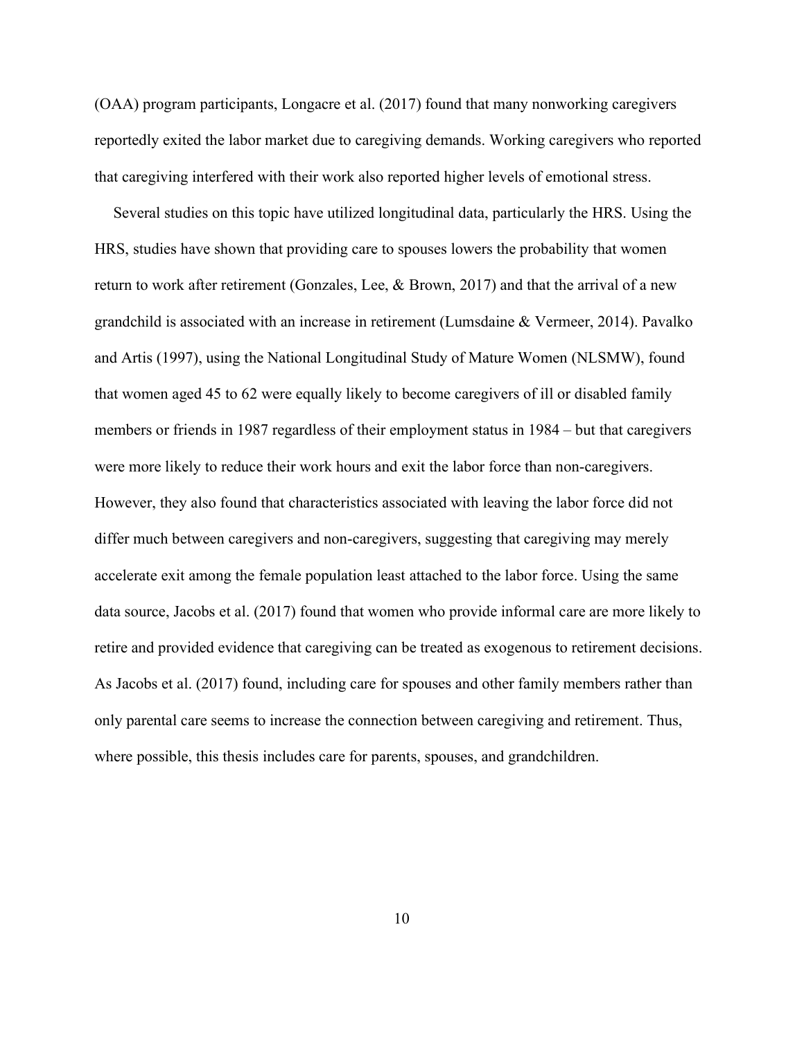(OAA) program participants, Longacre et al. (2017) found that many nonworking caregivers reportedly exited the labor market due to caregiving demands. Working caregivers who reported that caregiving interfered with their work also reported higher levels of emotional stress.

Several studies on this topic have utilized longitudinal data, particularly the HRS. Using the HRS, studies have shown that providing care to spouses lowers the probability that women return to work after retirement (Gonzales, Lee, & Brown, 2017) and that the arrival of a new grandchild is associated with an increase in retirement (Lumsdaine & Vermeer, 2014). Pavalko and Artis (1997), using the National Longitudinal Study of Mature Women (NLSMW), found that women aged 45 to 62 were equally likely to become caregivers of ill or disabled family members or friends in 1987 regardless of their employment status in 1984 – but that caregivers were more likely to reduce their work hours and exit the labor force than non-caregivers. However, they also found that characteristics associated with leaving the labor force did not differ much between caregivers and non-caregivers, suggesting that caregiving may merely accelerate exit among the female population least attached to the labor force. Using the same data source, Jacobs et al. (2017) found that women who provide informal care are more likely to retire and provided evidence that caregiving can be treated as exogenous to retirement decisions. As Jacobs et al. (2017) found, including care for spouses and other family members rather than only parental care seems to increase the connection between caregiving and retirement. Thus, where possible, this thesis includes care for parents, spouses, and grandchildren.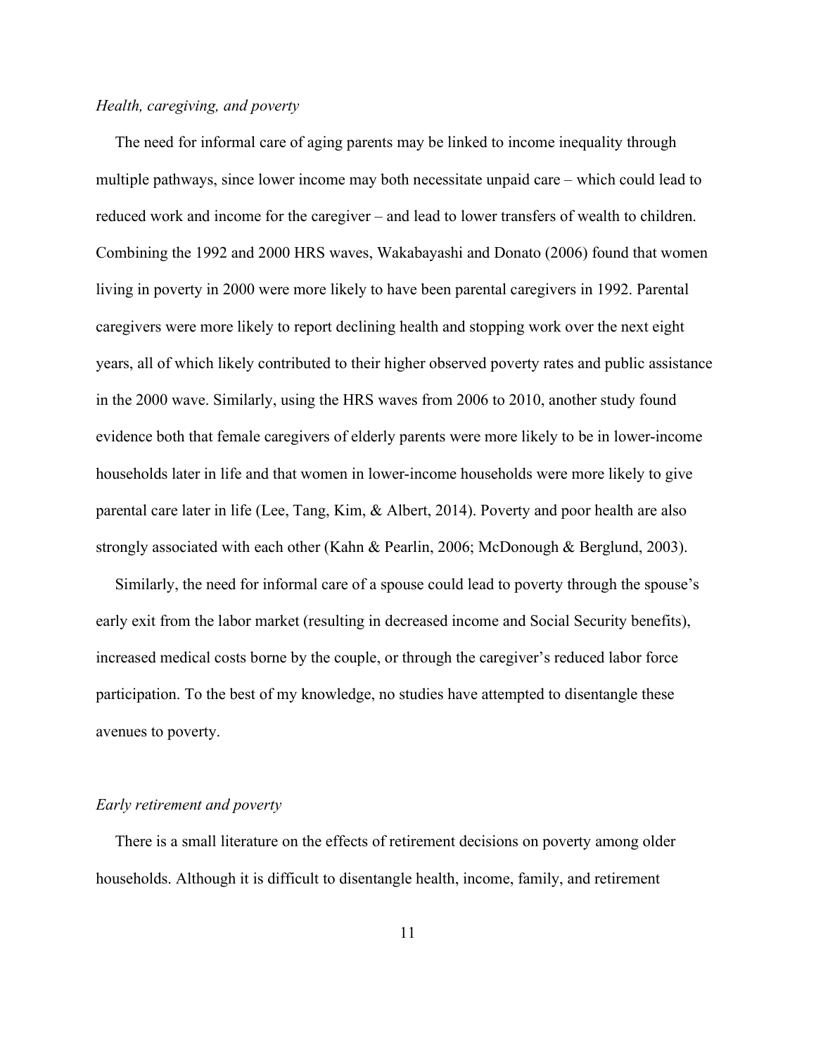*Health, caregiving, and poverty*

The need for informal care of aging parents may be linked to income inequality through multiple pathways, since lower income may both necessitate unpaid care – which could lead to reduced work and income for the caregiver – and lead to lower transfers of wealth to children. Combining the 1992 and 2000 HRS waves, Wakabayashi and Donato (2006) found that women living in poverty in 2000 were more likely to have been parental caregivers in 1992. Parental caregivers were more likely to report declining health and stopping work over the next eight years, all of which likely contributed to their higher observed poverty rates and public assistance in the 2000 wave. Similarly, using the HRS waves from 2006 to 2010, another study found evidence both that female caregivers of elderly parents were more likely to be in lower-income households later in life and that women in lower-income households were more likely to give parental care later in life (Lee, Tang, Kim, & Albert, 2014). Poverty and poor health are also strongly associated with each other (Kahn & Pearlin, 2006; McDonough & Berglund, 2003).

Similarly, the need for informal care of a spouse could lead to poverty through the spouse's early exit from the labor market (resulting in decreased income and Social Security benefits), increased medical costs borne by the couple, or through the caregiver's reduced labor force participation. To the best of my knowledge, no studies have attempted to disentangle these avenues to poverty.

*Early retirement and poverty*

There is a small literature on the effects of retirement decisions on poverty among older households. Although it is difficult to disentangle health, income, family, and retirement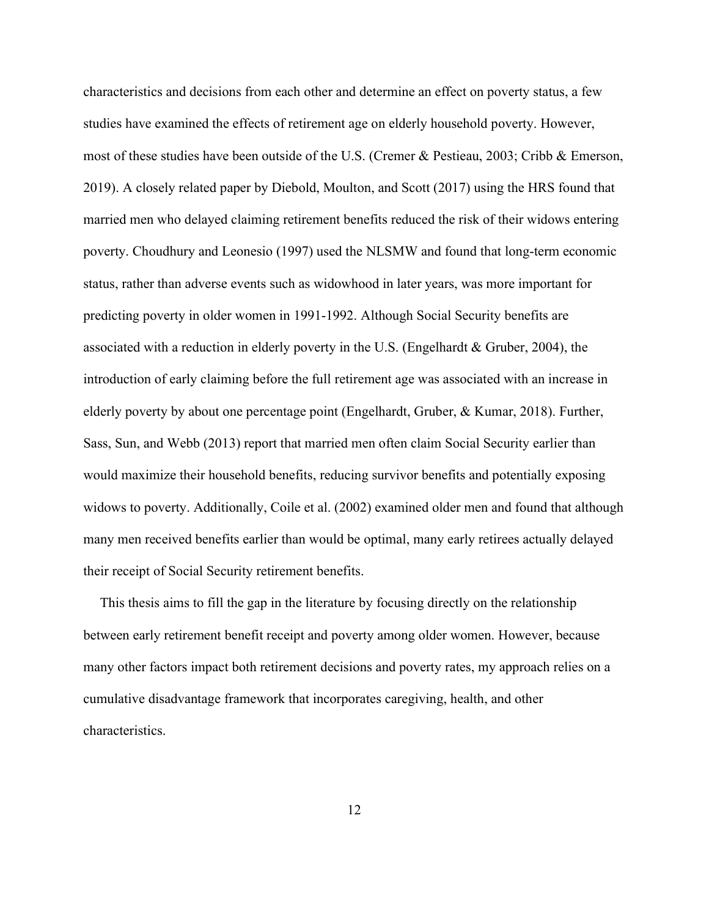characteristics and decisions from each other and determine an effect on poverty status, a few studies have examined the effects of retirement age on elderly household poverty. However, most of these studies have been outside of the U.S. (Cremer & Pestieau, 2003; Cribb & Emerson, 2019). A closely related paper by Diebold, Moulton, and Scott (2017) using the HRS found that married men who delayed claiming retirement benefits reduced the risk of their widows entering poverty. Choudhury and Leonesio (1997) used the NLSMW and found that long-term economic status, rather than adverse events such as widowhood in later years, was more important for predicting poverty in older women in 1991-1992. Although Social Security benefits are associated with a reduction in elderly poverty in the U.S. (Engelhardt & Gruber, 2004), the introduction of early claiming before the full retirement age was associated with an increase in elderly poverty by about one percentage point (Engelhardt, Gruber, & Kumar, 2018). Further, Sass, Sun, and Webb (2013) report that married men often claim Social Security earlier than would maximize their household benefits, reducing survivor benefits and potentially exposing widows to poverty. Additionally, Coile et al. (2002) examined older men and found that although many men received benefits earlier than would be optimal, many early retirees actually delayed their receipt of Social Security retirement benefits.

This thesis aims to fill the gap in the literature by focusing directly on the relationship between early retirement benefit receipt and poverty among older women. However, because many other factors impact both retirement decisions and poverty rates, my approach relies on a cumulative disadvantage framework that incorporates caregiving, health, and other characteristics.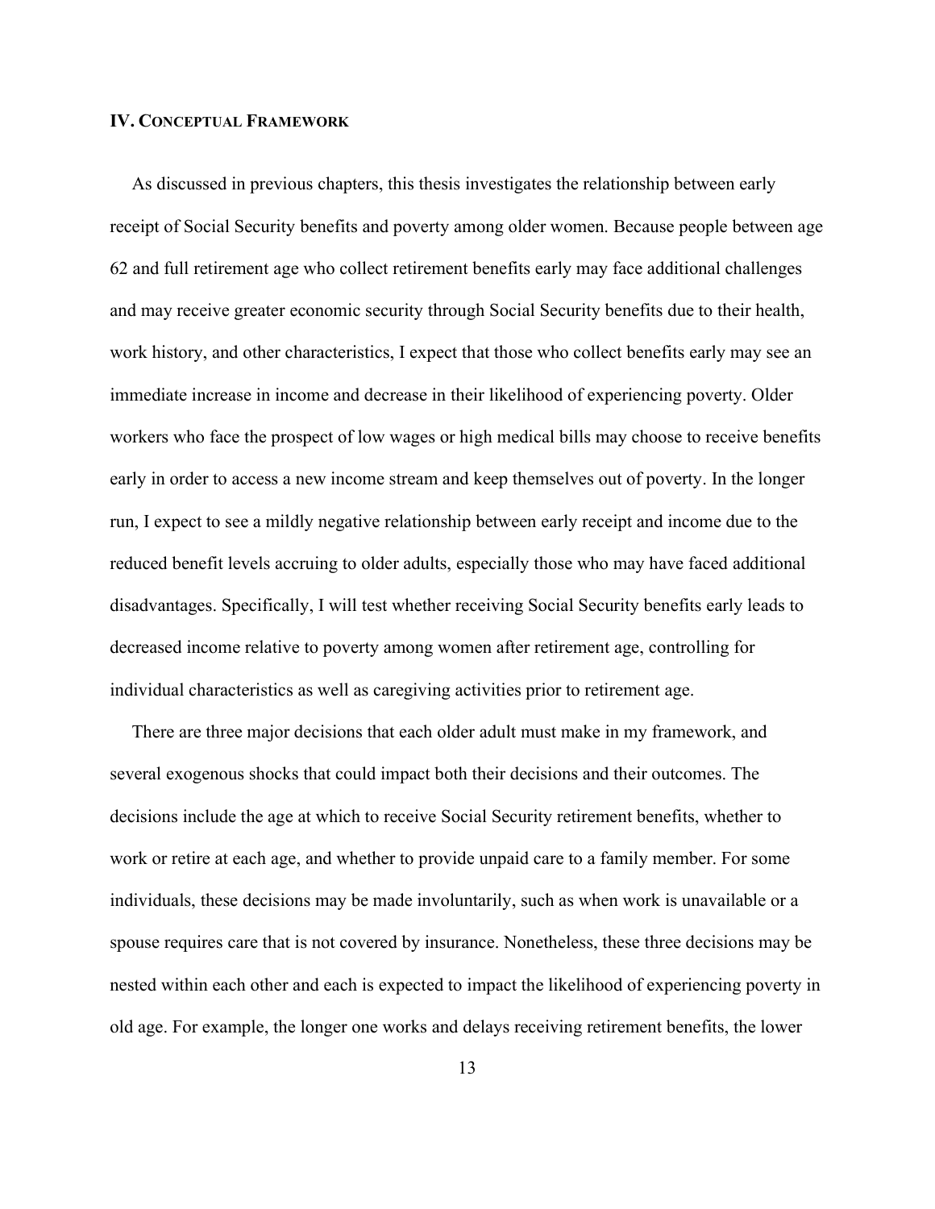## IV. Conceptual Framework

As discussed in previous chapters, this thesis investigates the relationship between early receipt of Social Security benefits and poverty among older women. Because people between age 62 and full retirement age who collect retirement benefits early may face additional challenges and may receive greater economic security through Social Security benefits due to their health, work history, and other characteristics, I expect that those who collect benefits early may see an immediate increase in income and decrease in their likelihood of experiencing poverty. Older workers who face the prospect of low wages or high medical bills may choose to receive benefits early in order to access a new income stream and keep themselves out of poverty. In the longer run, I expect to see a mildly negative relationship between early receipt and income due to the reduced benefit levels accruing to older adults, especially those who may have faced additional disadvantages. Specifically, I will test whether receiving Social Security benefits early leads to decreased income relative to poverty among women after retirement age, controlling for individual characteristics as well as caregiving activities prior to retirement age.

There are three major decisions that each older adult must make in my framework, and several exogenous shocks that could impact both their decisions and their outcomes. The decisions include the age at which to receive Social Security retirement benefits, whether to work or retire at each age, and whether to provide unpaid care to a family member. For some individuals, these decisions may be made involuntarily, such as when work is unavailable or a spouse requires care that is not covered by insurance. Nonetheless, these three decisions may be nested within each other and each is expected to impact the likelihood of experiencing poverty in old age. For example, the longer one works and delays receiving retirement benefits, the lower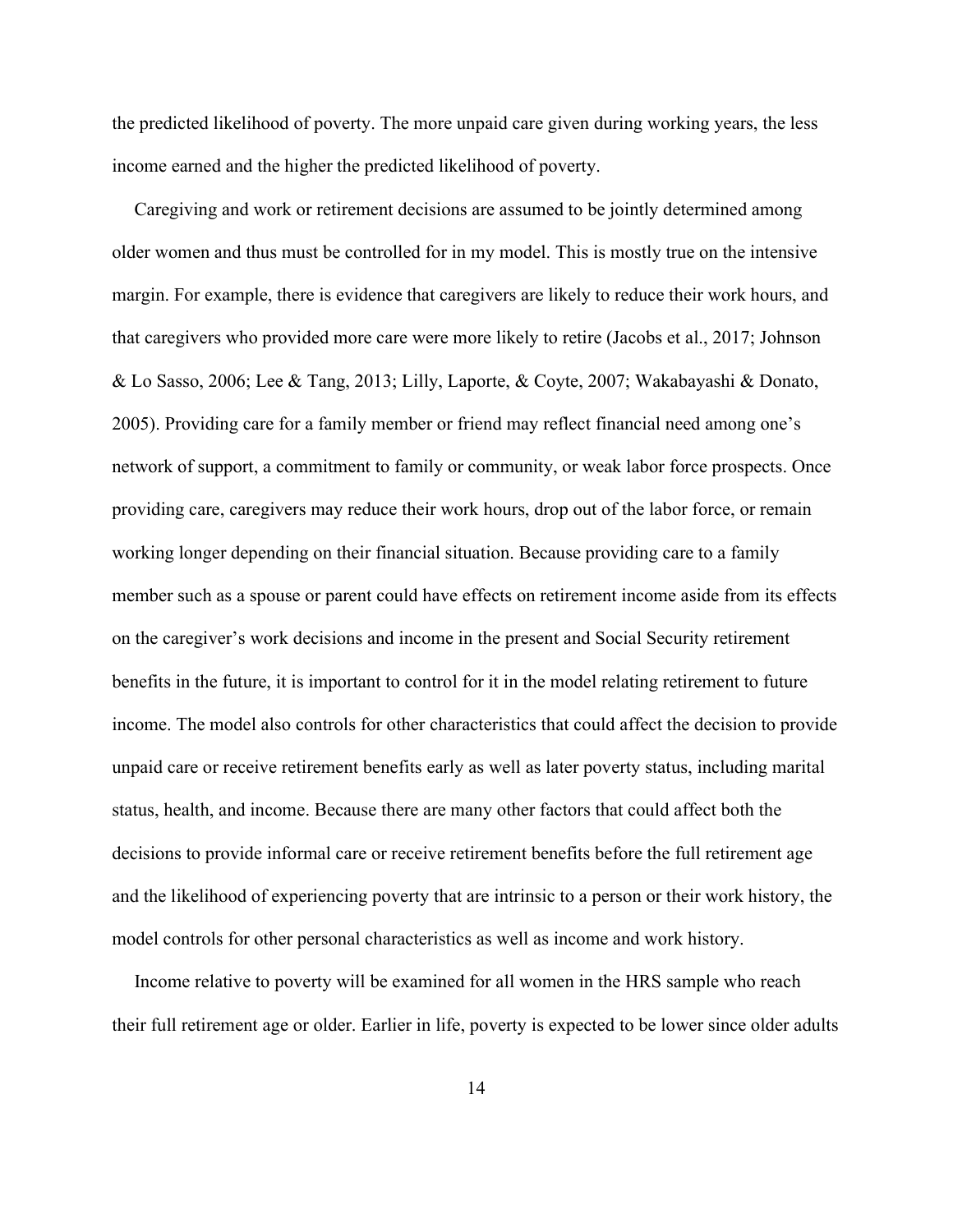the predicted likelihood of poverty. The more unpaid care given during working years, the less income earned and the higher the predicted likelihood of poverty.

Caregiving and work or retirement decisions are assumed to be jointly determined among older women and thus must be controlled for in my model. This is mostly true on the intensive margin. For example, there is evidence that caregivers are likely to reduce their work hours, and that caregivers who provided more care were more likely to retire (Jacobs et al., 2017; Johnson & Lo Sasso, 2006; Lee & Tang, 2013; Lilly, Laporte, & Coyte, 2007; Wakabayashi & Donato, 2005). Providing care for a family member or friend may reflect financial need among one's network of support, a commitment to family or community, or weak labor force prospects. Once providing care, caregivers may reduce their work hours, drop out of the labor force, or remain working longer depending on their financial situation. Because providing care to a family member such as a spouse or parent could have effects on retirement income aside from its effects on the caregiver's work decisions and income in the present and Social Security retirement benefits in the future, it is important to control for it in the model relating retirement to future income. The model also controls for other characteristics that could affect the decision to provide unpaid care or receive retirement benefits early as well as later poverty status, including marital status, health, and income. Because there are many other factors that could affect both the decisions to provide informal care or receive retirement benefits before the full retirement age and the likelihood of experiencing poverty that are intrinsic to a person or their work history, the model controls for other personal characteristics as well as income and work history.

Income relative to poverty will be examined for all women in the HRS sample who reach their full retirement age or older. Earlier in life, poverty is expected to be lower since older adults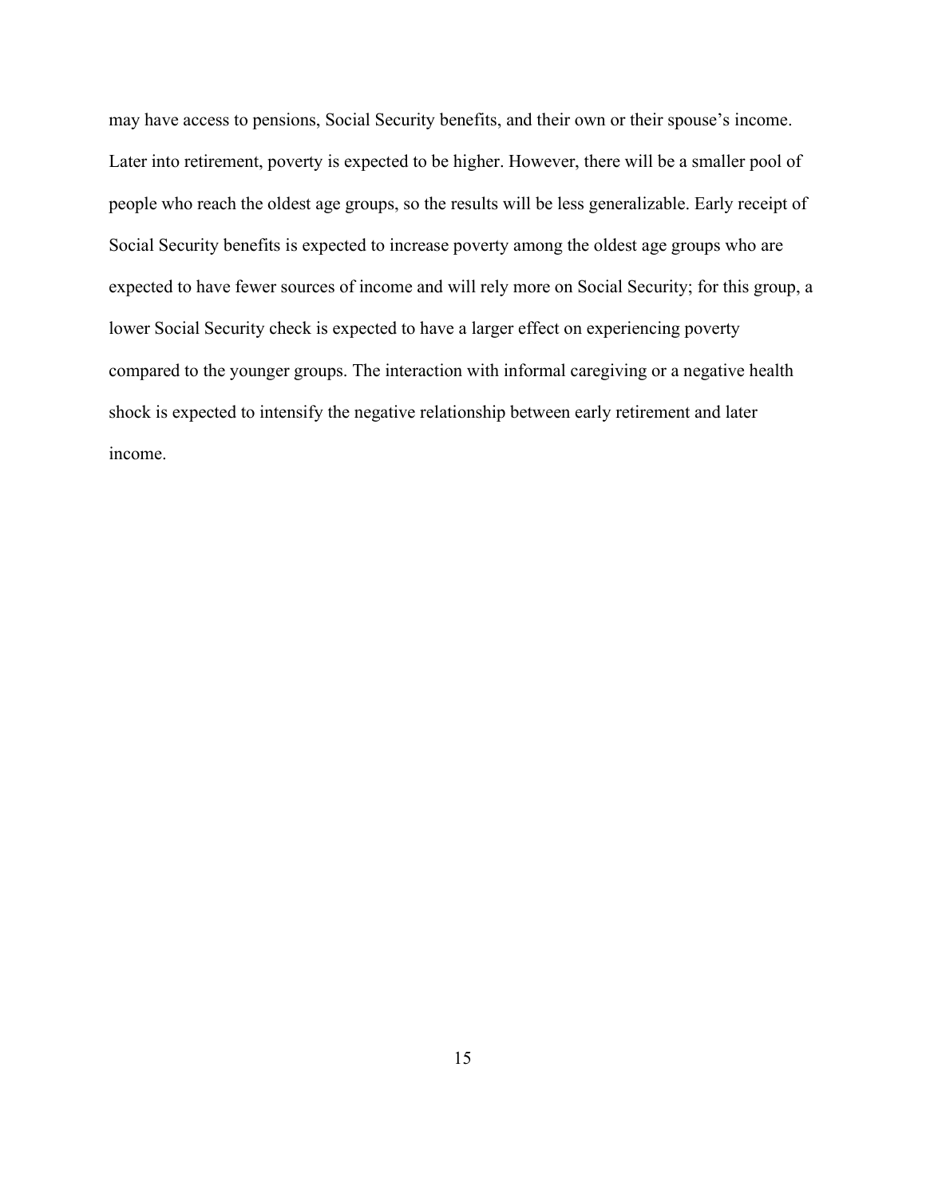may have access to pensions, Social Security benefits, and their own or their spouse's income. Later into retirement, poverty is expected to be higher. However, there will be a smaller pool of people who reach the oldest age groups, so the results will be less generalizable. Early receipt of Social Security benefits is expected to increase poverty among the oldest age groups who are expected to have fewer sources of income and will rely more on Social Security; for this group, a lower Social Security check is expected to have a larger effect on experiencing poverty compared to the younger groups. The interaction with informal caregiving or a negative health shock is expected to intensify the negative relationship between early retirement and later income.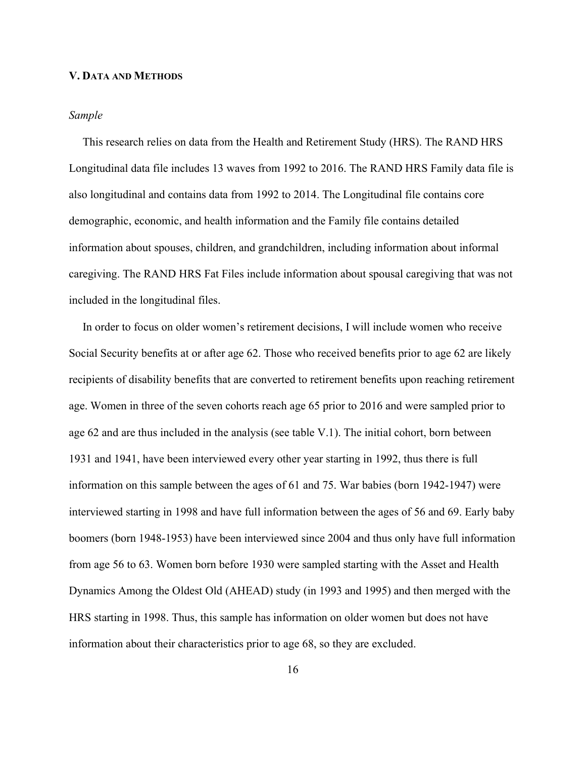## V. Data and Methods

### *Sample*

This research relies on data from the Health and Retirement Study (HRS). The RAND HRS Longitudinal data file includes 13 waves from 1992 to 2016. The RAND HRS Family data file is also longitudinal and contains data from 1992 to 2014. The Longitudinal file contains core demographic, economic, and health information and the Family file contains detailed information about spouses, children, and grandchildren, including information about informal caregiving. The RAND HRS Fat Files include information about spousal caregiving that was not included in the longitudinal files.

In order to focus on older women's retirement decisions, I will include women who receive Social Security benefits at or after age 62. Those who received benefits prior to age 62 are likely recipients of disability benefits that are converted to retirement benefits upon reaching retirement age. Women in three of the seven cohorts reach age 65 prior to 2016 and were sampled prior to age 62 and are thus included in the analysis (see table V.1). The initial cohort, born between 1931 and 1941, have been interviewed every other year starting in 1992, thus there is full information on this sample between the ages of 61 and 75. War babies (born 1942-1947) were interviewed starting in 1998 and have full information between the ages of 56 and 69. Early baby boomers (born 1948-1953) have been interviewed since 2004 and thus only have full information from age 56 to 63. Women born before 1930 were sampled starting with the Asset and Health Dynamics Among the Oldest Old (AHEAD) study (in 1993 and 1995) and then merged with the HRS starting in 1998. Thus, this sample has information on older women but does not have information about their characteristics prior to age 68, so they are excluded.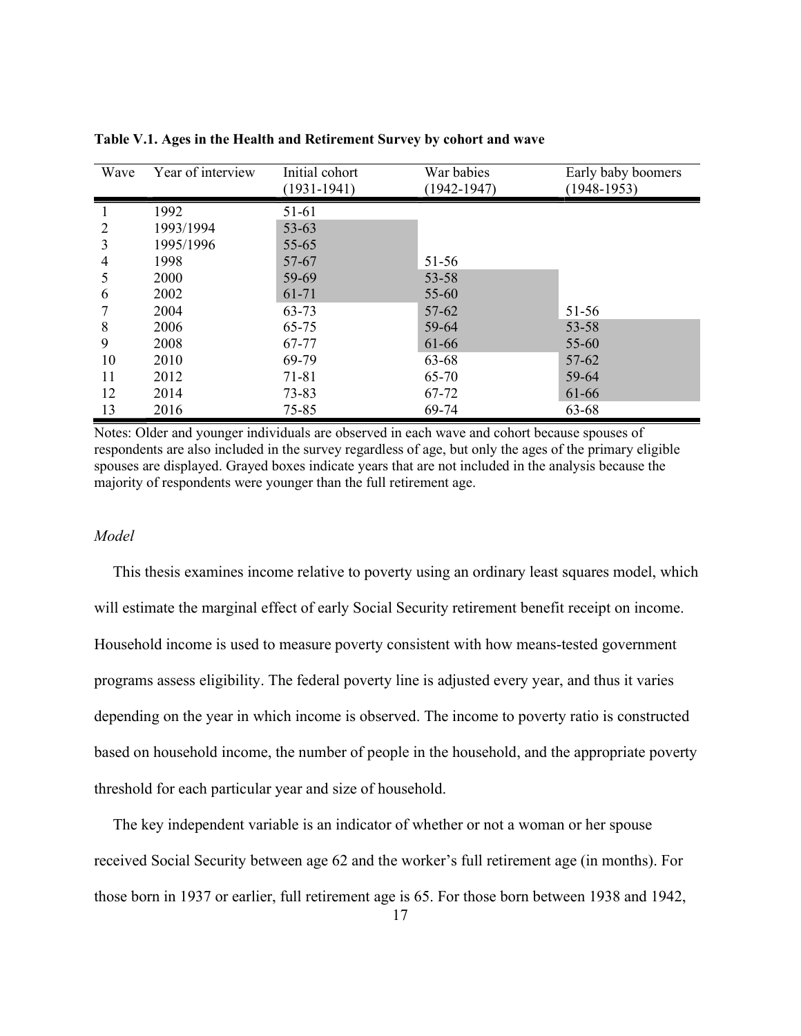**Table V.1. Ages in the Health and Retirement Survey by cohort and wave**

| Wave | Year of interview | Initial cohort (1931-1941) | War babies (1942-1947) | Early baby boomers (1948-1953) |
|---|---|---|---|---|
| 1 | 1992 | 51-61 | | |
| 2 | 1993/1994 | 53-63 | | |
| 3 | 1995/1996 | 55-65 | | |
| 4 | 1998 | 57-67 | 51-56 | |
| 5 | 2000 | 59-69 | 53-58 | |
| 6 | 2002 | 61-71 | 55-60 | |
| 7 | 2004 | 63-73 | 57-62 | 51-56 |
| 8 | 2006 | 65-75 | 59-64 | 53-58 |
| 9 | 2008 | 67-77 | 61-66 | 55-60 |
| 10 | 2010 | 69-79 | 63-68 | 57-62 |
| 11 | 2012 | 71-81 | 65-70 | 59-64 |
| 12 | 2014 | 73-83 | 67-72 | 61-66 |
| 13 | 2016 | 75-85 | 69-74 | 63-68 |

Notes: Older and younger individuals are observed in each wave and cohort because spouses of respondents are also included in the survey regardless of age, but only the ages of the primary eligible spouses are displayed. Grayed boxes indicate years that are not included in the analysis because the majority of respondents were younger than the full retirement age.

*Model*

This thesis examines income relative to poverty using an ordinary least squares model, which will estimate the marginal effect of early Social Security retirement benefit receipt on income. Household income is used to measure poverty consistent with how means-tested government programs assess eligibility. The federal poverty line is adjusted every year, and thus it varies depending on the year in which income is observed. The income to poverty ratio is constructed based on household income, the number of people in the household, and the appropriate poverty threshold for each particular year and size of household.

The key independent variable is an indicator of whether or not a woman or her spouse received Social Security between age 62 and the worker's full retirement age (in months). For those born in 1937 or earlier, full retirement age is 65. For those born between 1938 and 1942,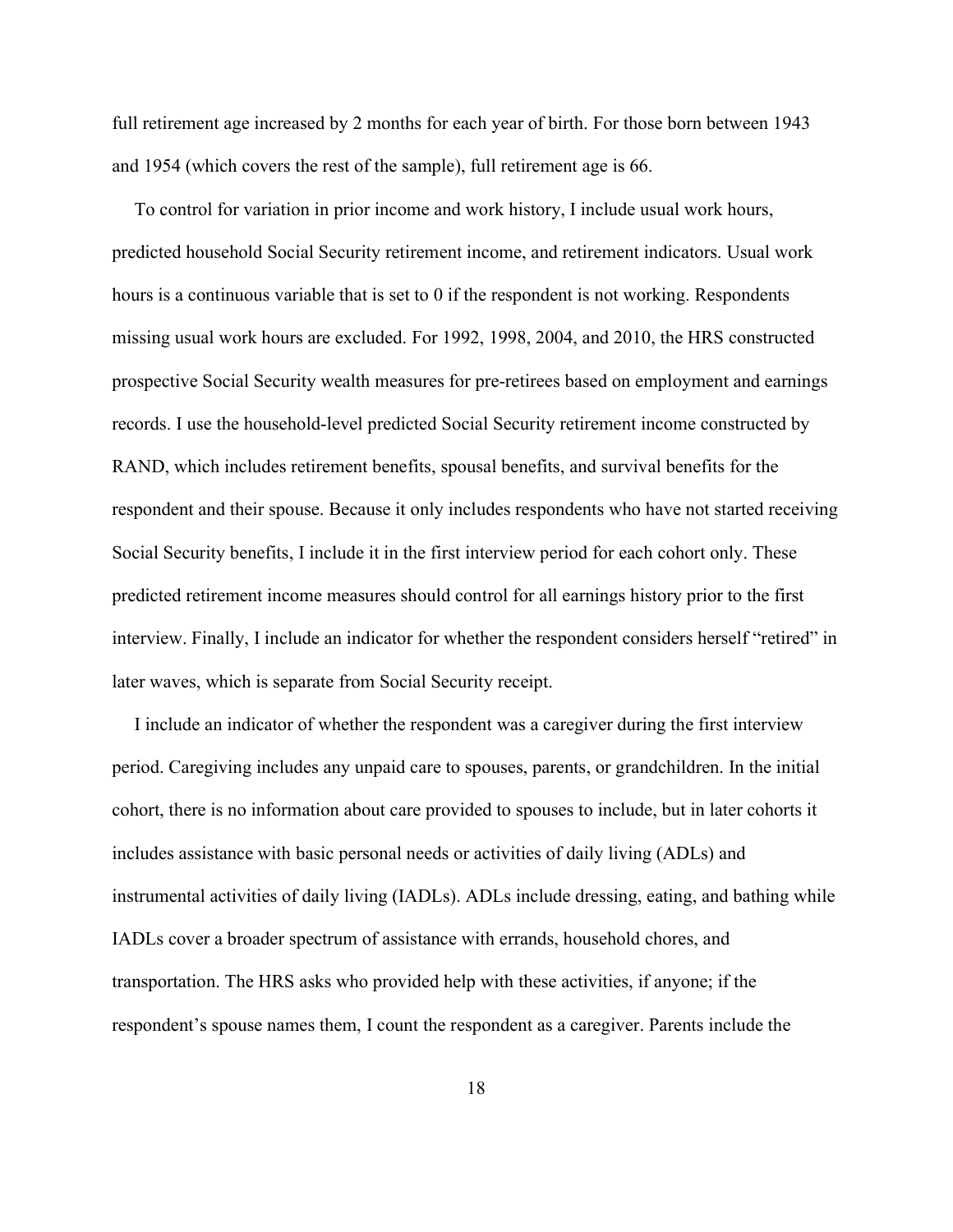full retirement age increased by 2 months for each year of birth. For those born between 1943 and 1954 (which covers the rest of the sample), full retirement age is 66.

To control for variation in prior income and work history, I include usual work hours, predicted household Social Security retirement income, and retirement indicators. Usual work hours is a continuous variable that is set to 0 if the respondent is not working. Respondents missing usual work hours are excluded. For 1992, 1998, 2004, and 2010, the HRS constructed prospective Social Security wealth measures for pre-retirees based on employment and earnings records. I use the household-level predicted Social Security retirement income constructed by RAND, which includes retirement benefits, spousal benefits, and survival benefits for the respondent and their spouse. Because it only includes respondents who have not started receiving Social Security benefits, I include it in the first interview period for each cohort only. These predicted retirement income measures should control for all earnings history prior to the first interview. Finally, I include an indicator for whether the respondent considers herself "retired" in later waves, which is separate from Social Security receipt.

I include an indicator of whether the respondent was a caregiver during the first interview period. Caregiving includes any unpaid care to spouses, parents, or grandchildren. In the initial cohort, there is no information about care provided to spouses to include, but in later cohorts it includes assistance with basic personal needs or activities of daily living (ADLs) and instrumental activities of daily living (IADLs). ADLs include dressing, eating, and bathing while IADLs cover a broader spectrum of assistance with errands, household chores, and transportation. The HRS asks who provided help with these activities, if anyone; if the respondent's spouse names them, I count the respondent as a caregiver. Parents include the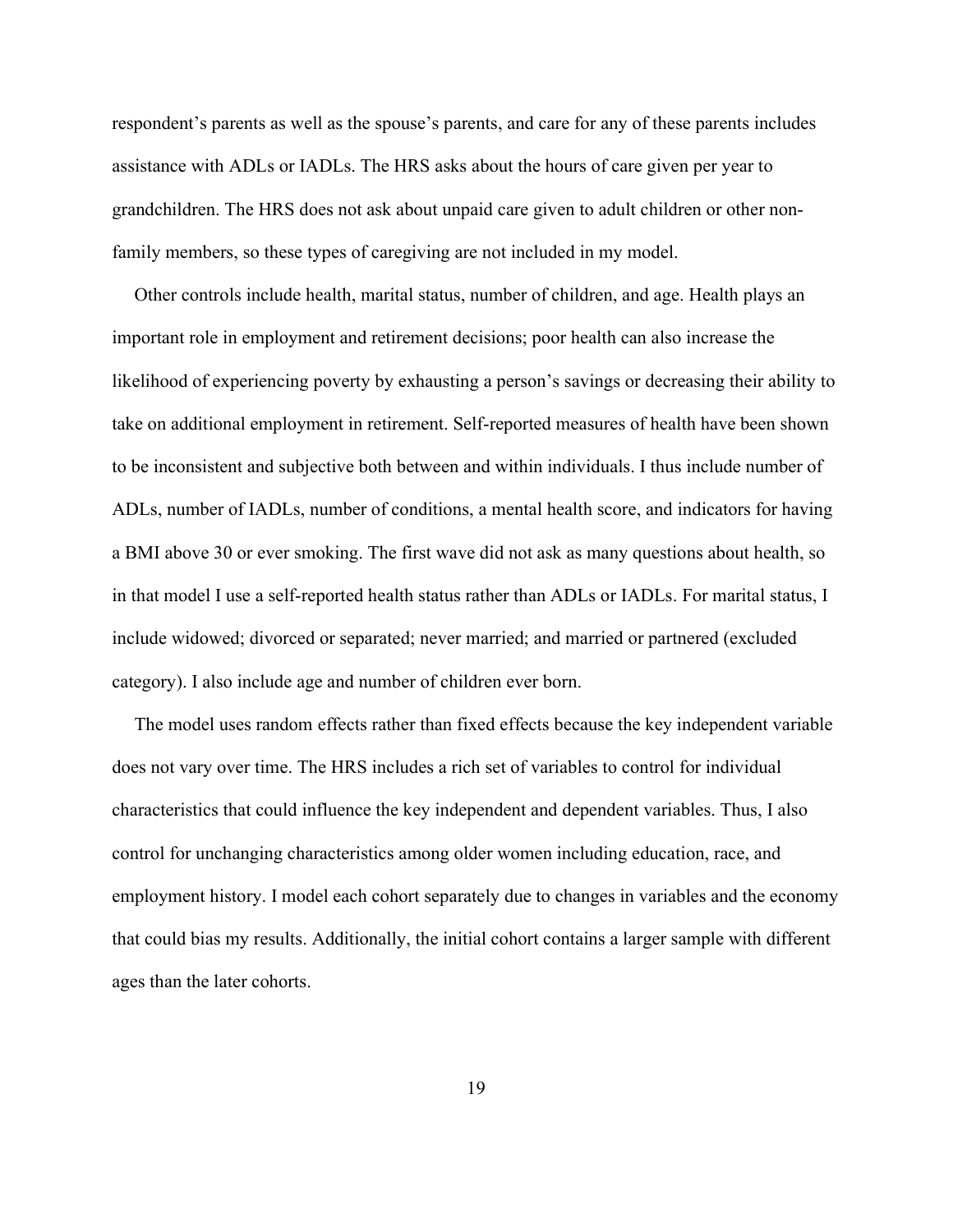respondent's parents as well as the spouse's parents, and care for any of these parents includes assistance with ADLs or IADLs. The HRS asks about the hours of care given per year to grandchildren. The HRS does not ask about unpaid care given to adult children or other non-family members, so these types of caregiving are not included in my model.

Other controls include health, marital status, number of children, and age. Health plays an important role in employment and retirement decisions; poor health can also increase the likelihood of experiencing poverty by exhausting a person's savings or decreasing their ability to take on additional employment in retirement. Self-reported measures of health have been shown to be inconsistent and subjective both between and within individuals. I thus include number of ADLs, number of IADLs, number of conditions, a mental health score, and indicators for having a BMI above 30 or ever smoking. The first wave did not ask as many questions about health, so in that model I use a self-reported health status rather than ADLs or IADLs. For marital status, I include widowed; divorced or separated; never married; and married or partnered (excluded category). I also include age and number of children ever born.

The model uses random effects rather than fixed effects because the key independent variable does not vary over time. The HRS includes a rich set of variables to control for individual characteristics that could influence the key independent and dependent variables. Thus, I also control for unchanging characteristics among older women including education, race, and employment history. I model each cohort separately due to changes in variables and the economy that could bias my results. Additionally, the initial cohort contains a larger sample with different ages than the later cohorts.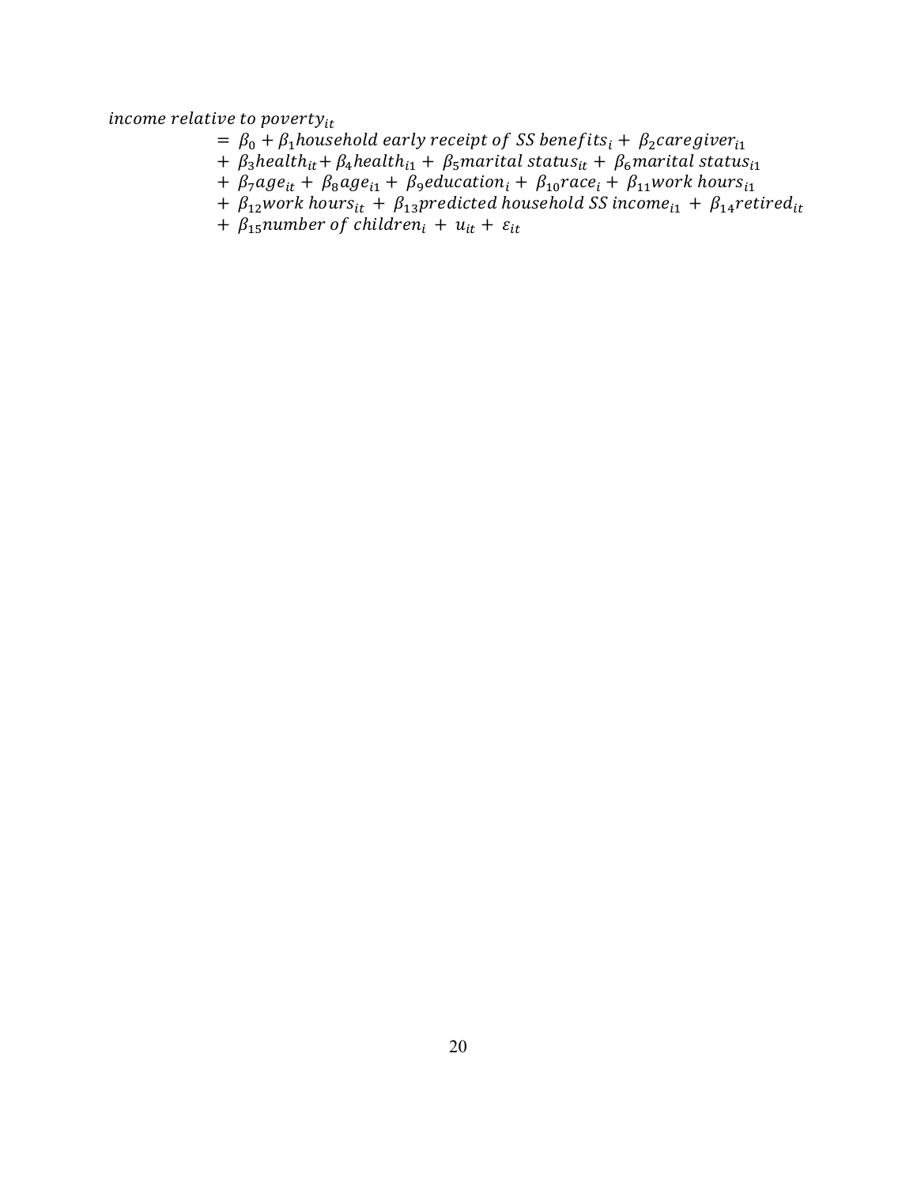$$
\begin{aligned}
&income\ relative\ to\ poverty_{it} \\
&\quad = \beta_0 + \beta_1 household\ early\ receipt\ of\ SS\ benefits_i + \beta_2 caregiver_{i1} \\
&\quad + \beta_3 health_{it} + \beta_4 health_{i1} + \beta_5 marital\ status_{it} + \beta_6 marital\ status_{i1} \\
&\quad + \beta_7 age_{it} + \beta_8 age_{i1} + \beta_9 education_i + \beta_{10} race_i + \beta_{11} work\ hours_{i1} \\
&\quad + \beta_{12} work\ hours_{it} + \beta_{13} predicted\ household\ SS\ income_{i1} + \beta_{14} retired_{it} \\
&\quad + \beta_{15} number\ of\ children_i + u_{it} + \varepsilon_{it}
\end{aligned}
$$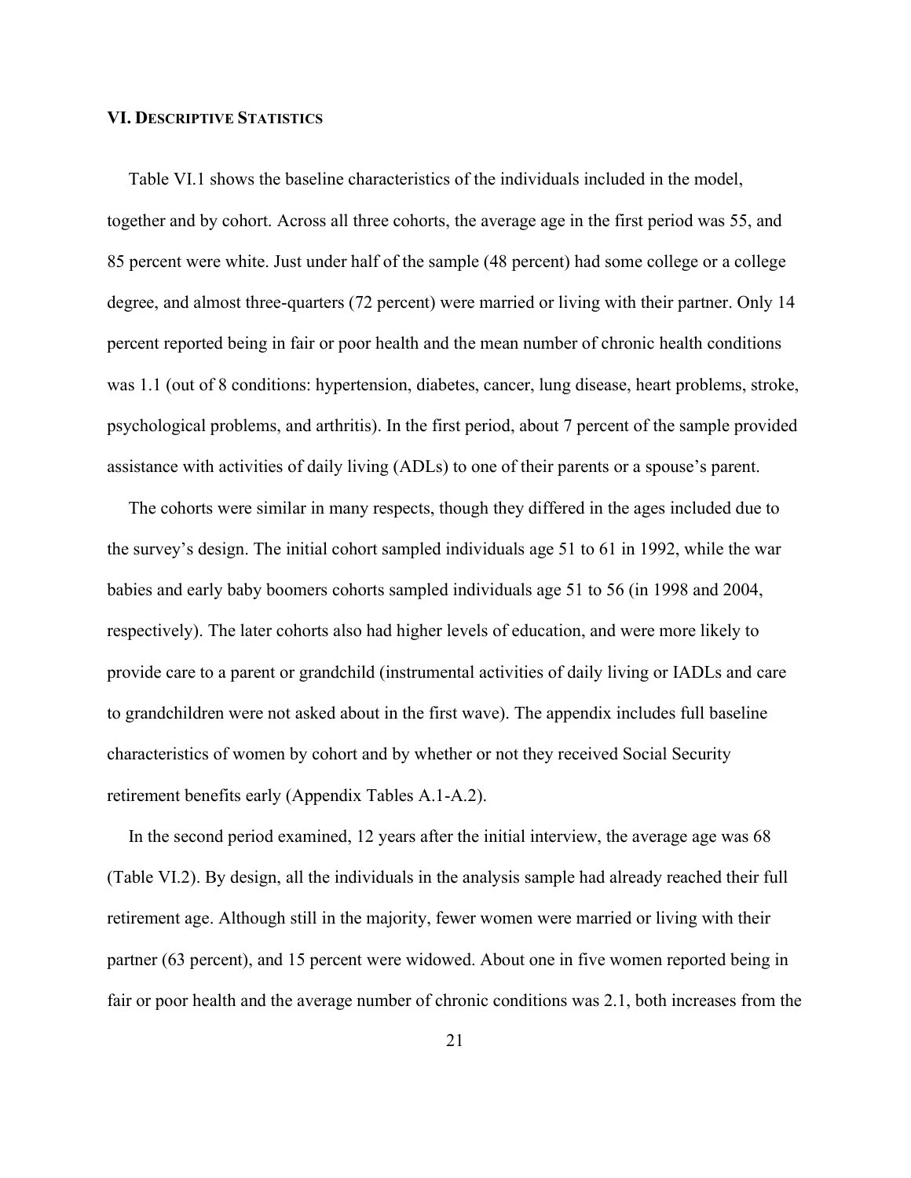## VI. Descriptive Statistics

Table VI.1 shows the baseline characteristics of the individuals included in the model, together and by cohort. Across all three cohorts, the average age in the first period was 55, and 85 percent were white. Just under half of the sample (48 percent) had some college or a college degree, and almost three-quarters (72 percent) were married or living with their partner. Only 14 percent reported being in fair or poor health and the mean number of chronic health conditions was 1.1 (out of 8 conditions: hypertension, diabetes, cancer, lung disease, heart problems, stroke, psychological problems, and arthritis). In the first period, about 7 percent of the sample provided assistance with activities of daily living (ADLs) to one of their parents or a spouse's parent.

The cohorts were similar in many respects, though they differed in the ages included due to the survey's design. The initial cohort sampled individuals age 51 to 61 in 1992, while the war babies and early baby boomers cohorts sampled individuals age 51 to 56 (in 1998 and 2004, respectively). The later cohorts also had higher levels of education, and were more likely to provide care to a parent or grandchild (instrumental activities of daily living or IADLs and care to grandchildren were not asked about in the first wave). The appendix includes full baseline characteristics of women by cohort and by whether or not they received Social Security retirement benefits early (Appendix Tables A.1-A.2).

In the second period examined, 12 years after the initial interview, the average age was 68 (Table VI.2). By design, all the individuals in the analysis sample had already reached their full retirement age. Although still in the majority, fewer women were married or living with their partner (63 percent), and 15 percent were widowed. About one in five women reported being in fair or poor health and the average number of chronic conditions was 2.1, both increases from the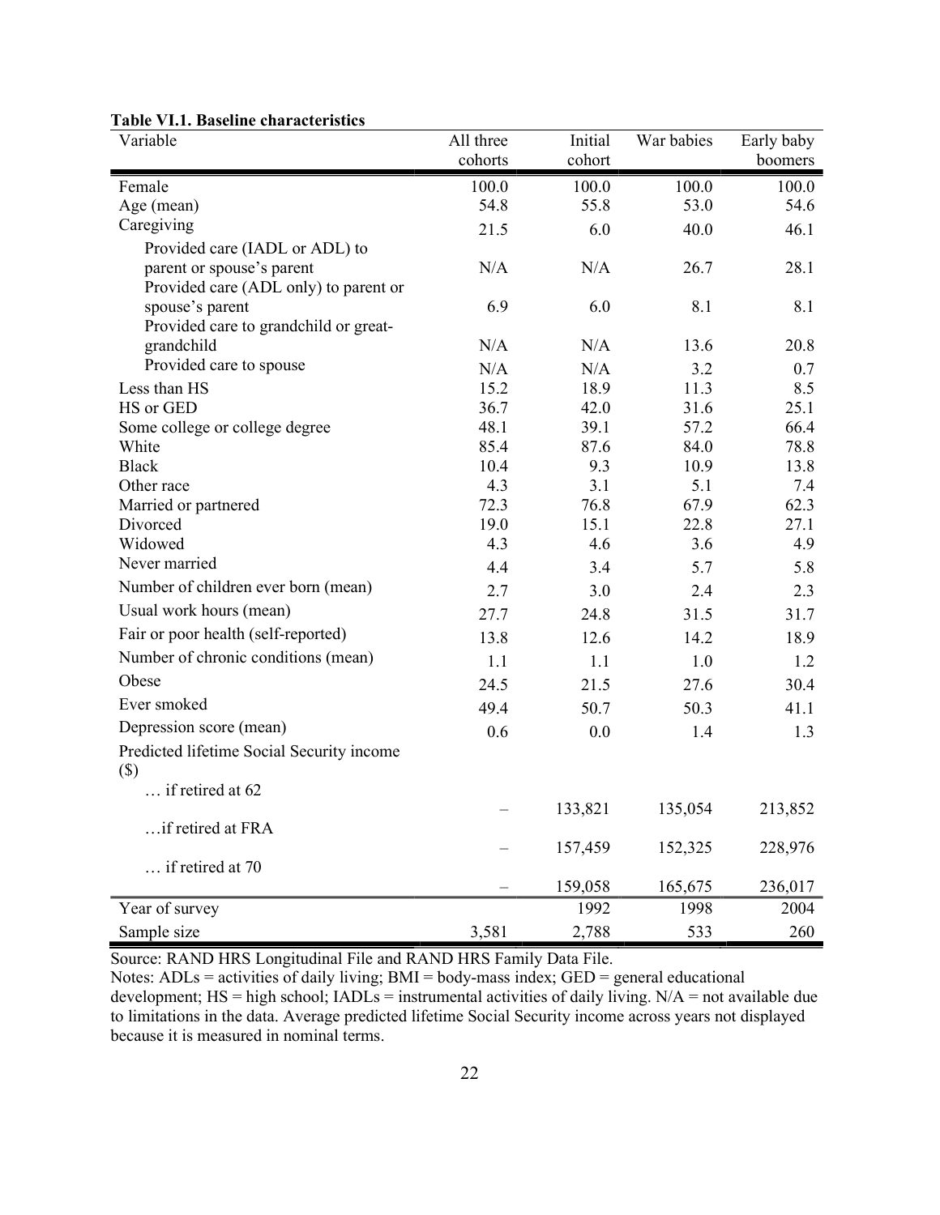**Table VI.1. Baseline characteristics**

| Variable | All three cohorts | Initial cohort | War babies | Early baby boomers |
|---|---|---|---|---|
| Female | 100.0 | 100.0 | 100.0 | 100.0 |
| Age (mean) | 54.8 | 55.8 | 53.0 | 54.6 |
| Caregiving | 21.5 | 6.0 | 40.0 | 46.1 |
| Provided care (IADL or ADL) to parent or spouse's parent | N/A | N/A | 26.7 | 28.1 |
| Provided care (ADL only) to parent or spouse's parent | 6.9 | 6.0 | 8.1 | 8.1 |
| Provided care to grandchild or great-grandchild | N/A | N/A | 13.6 | 20.8 |
| Provided care to spouse | N/A | N/A | 3.2 | 0.7 |
| Less than HS | 15.2 | 18.9 | 11.3 | 8.5 |
| HS or GED | 36.7 | 42.0 | 31.6 | 25.1 |
| Some college or college degree | 48.1 | 39.1 | 57.2 | 66.4 |
| White | 85.4 | 87.6 | 84.0 | 78.8 |
| Black | 10.4 | 9.3 | 10.9 | 13.8 |
| Other race | 4.3 | 3.1 | 5.1 | 7.4 |
| Married or partnered | 72.3 | 76.8 | 67.9 | 62.3 |
| Divorced | 19.0 | 15.1 | 22.8 | 27.1 |
| Widowed | 4.3 | 4.6 | 3.6 | 4.9 |
| Never married | 4.4 | 3.4 | 5.7 | 5.8 |
| Number of children ever born (mean) | 2.7 | 3.0 | 2.4 | 2.3 |
| Usual work hours (mean) | 27.7 | 24.8 | 31.5 | 31.7 |
| Fair or poor health (self-reported) | 13.8 | 12.6 | 14.2 | 18.9 |
| Number of chronic conditions (mean) | 1.1 | 1.1 | 1.0 | 1.2 |
| Obese | 24.5 | 21.5 | 27.6 | 30.4 |
| Ever smoked | 49.4 | 50.7 | 50.3 | 41.1 |
| Depression score (mean) | 0.6 | 0.0 | 1.4 | 1.3 |
| Predicted lifetime Social Security income ($) | | | | |
| … if retired at 62 | – | 133,821 | 135,054 | 213,852 |
| …if retired at FRA | – | 157,459 | 152,325 | 228,976 |
| … if retired at 70 | – | 159,058 | 165,675 | 236,017 |
| Year of survey | | 1992 | 1998 | 2004 |
| Sample size | 3,581 | 2,788 | 533 | 260 |

Source: RAND HRS Longitudinal File and RAND HRS Family Data File.

Notes: ADLs = activities of daily living; BMI = body-mass index; GED = general educational development; HS = high school; IADLs = instrumental activities of daily living. N/A = not available due to limitations in the data. Average predicted lifetime Social Security income across years not displayed because it is measured in nominal terms.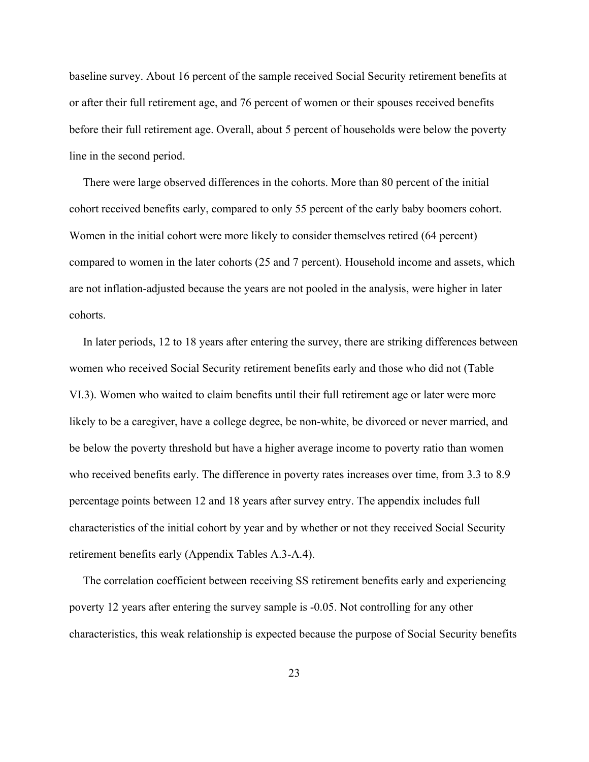baseline survey. About 16 percent of the sample received Social Security retirement benefits at or after their full retirement age, and 76 percent of women or their spouses received benefits before their full retirement age. Overall, about 5 percent of households were below the poverty line in the second period.

There were large observed differences in the cohorts. More than 80 percent of the initial cohort received benefits early, compared to only 55 percent of the early baby boomers cohort. Women in the initial cohort were more likely to consider themselves retired (64 percent) compared to women in the later cohorts (25 and 7 percent). Household income and assets, which are not inflation-adjusted because the years are not pooled in the analysis, were higher in later cohorts.

In later periods, 12 to 18 years after entering the survey, there are striking differences between women who received Social Security retirement benefits early and those who did not (Table VI.3). Women who waited to claim benefits until their full retirement age or later were more likely to be a caregiver, have a college degree, be non-white, be divorced or never married, and be below the poverty threshold but have a higher average income to poverty ratio than women who received benefits early. The difference in poverty rates increases over time, from 3.3 to 8.9 percentage points between 12 and 18 years after survey entry. The appendix includes full characteristics of the initial cohort by year and by whether or not they received Social Security retirement benefits early (Appendix Tables A.3-A.4).

The correlation coefficient between receiving SS retirement benefits early and experiencing poverty 12 years after entering the survey sample is -0.05. Not controlling for any other characteristics, this weak relationship is expected because the purpose of Social Security benefits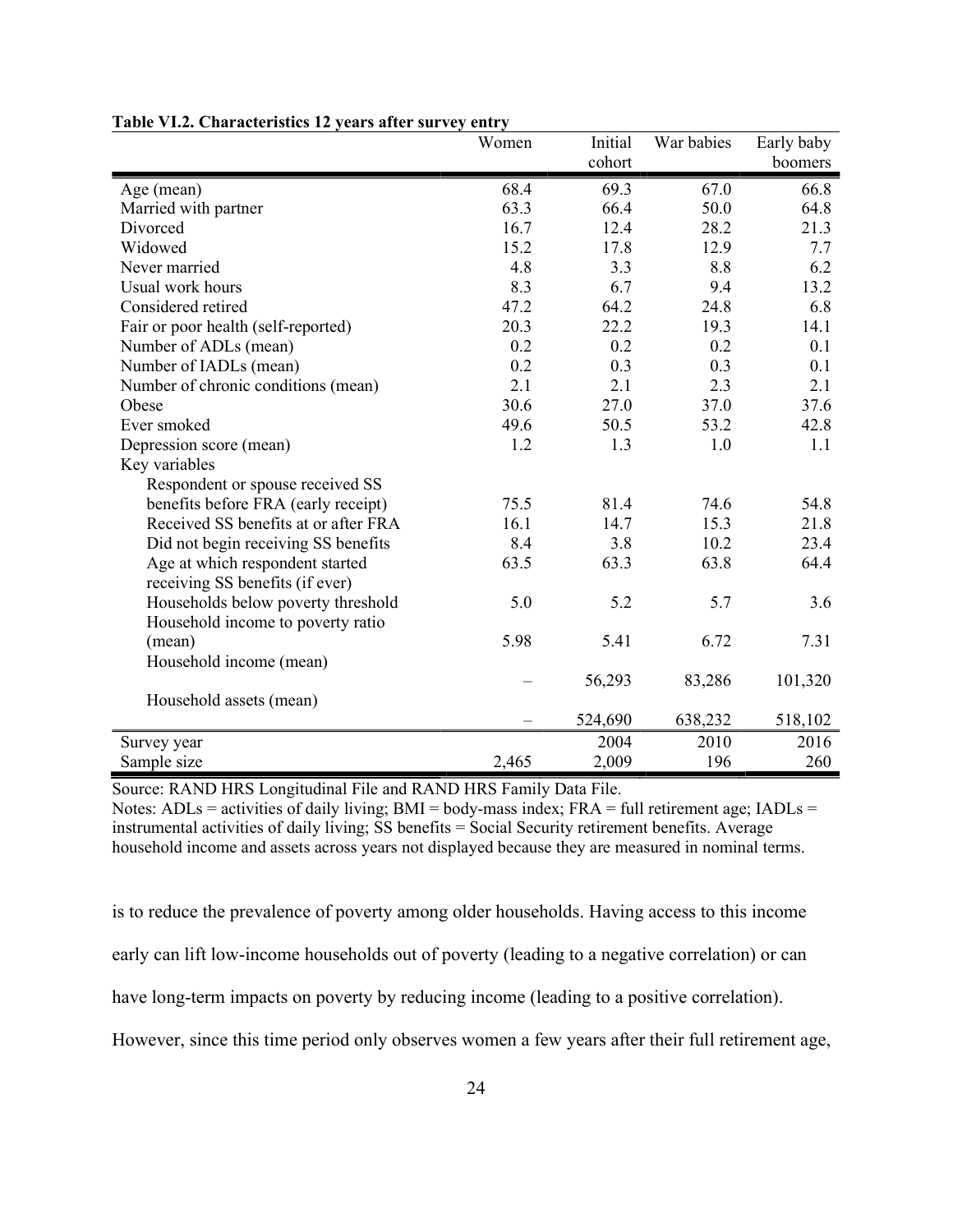**Table VI.2. Characteristics 12 years after survey entry**

| | Women | Initial cohort | War babies | Early baby boomers |
|---|---|---|---|---|
| Age (mean) | 68.4 | 69.3 | 67.0 | 66.8 |
| Married with partner | 63.3 | 66.4 | 50.0 | 64.8 |
| Divorced | 16.7 | 12.4 | 28.2 | 21.3 |
| Widowed | 15.2 | 17.8 | 12.9 | 7.7 |
| Never married | 4.8 | 3.3 | 8.8 | 6.2 |
| Usual work hours | 8.3 | 6.7 | 9.4 | 13.2 |
| Considered retired | 47.2 | 64.2 | 24.8 | 6.8 |
| Fair or poor health (self-reported) | 20.3 | 22.2 | 19.3 | 14.1 |
| Number of ADLs (mean) | 0.2 | 0.2 | 0.2 | 0.1 |
| Number of IADLs (mean) | 0.2 | 0.3 | 0.3 | 0.1 |
| Number of chronic conditions (mean) | 2.1 | 2.1 | 2.3 | 2.1 |
| Obese | 30.6 | 27.0 | 37.0 | 37.6 |
| Ever smoked | 49.6 | 50.5 | 53.2 | 42.8 |
| Depression score (mean) | 1.2 | 1.3 | 1.0 | 1.1 |
| Key variables | | | | |
| Respondent or spouse received SS benefits before FRA (early receipt) | 75.5 | 81.4 | 74.6 | 54.8 |
| Received SS benefits at or after FRA | 16.1 | 14.7 | 15.3 | 21.8 |
| Did not begin receiving SS benefits | 8.4 | 3.8 | 10.2 | 23.4 |
| Age at which respondent started receiving SS benefits (if ever) | 63.5 | 63.3 | 63.8 | 64.4 |
| Households below poverty threshold | 5.0 | 5.2 | 5.7 | 3.6 |
| Household income to poverty ratio (mean) | 5.98 | 5.41 | 6.72 | 7.31 |
| Household income (mean) | – | 56,293 | 83,286 | 101,320 |
| Household assets (mean) | – | 524,690 | 638,232 | 518,102 |
| Survey year | | 2004 | 2010 | 2016 |
| Sample size | 2,465 | 2,009 | 196 | 260 |

Source: RAND HRS Longitudinal File and RAND HRS Family Data File.

Notes: ADLs = activities of daily living; BMI = body-mass index; FRA = full retirement age; IADLs = instrumental activities of daily living; SS benefits = Social Security retirement benefits. Average household income and assets across years not displayed because they are measured in nominal terms.

is to reduce the prevalence of poverty among older households. Having access to this income early can lift low-income households out of poverty (leading to a negative correlation) or can have long-term impacts on poverty by reducing income (leading to a positive correlation). However, since this time period only observes women a few years after their full retirement age,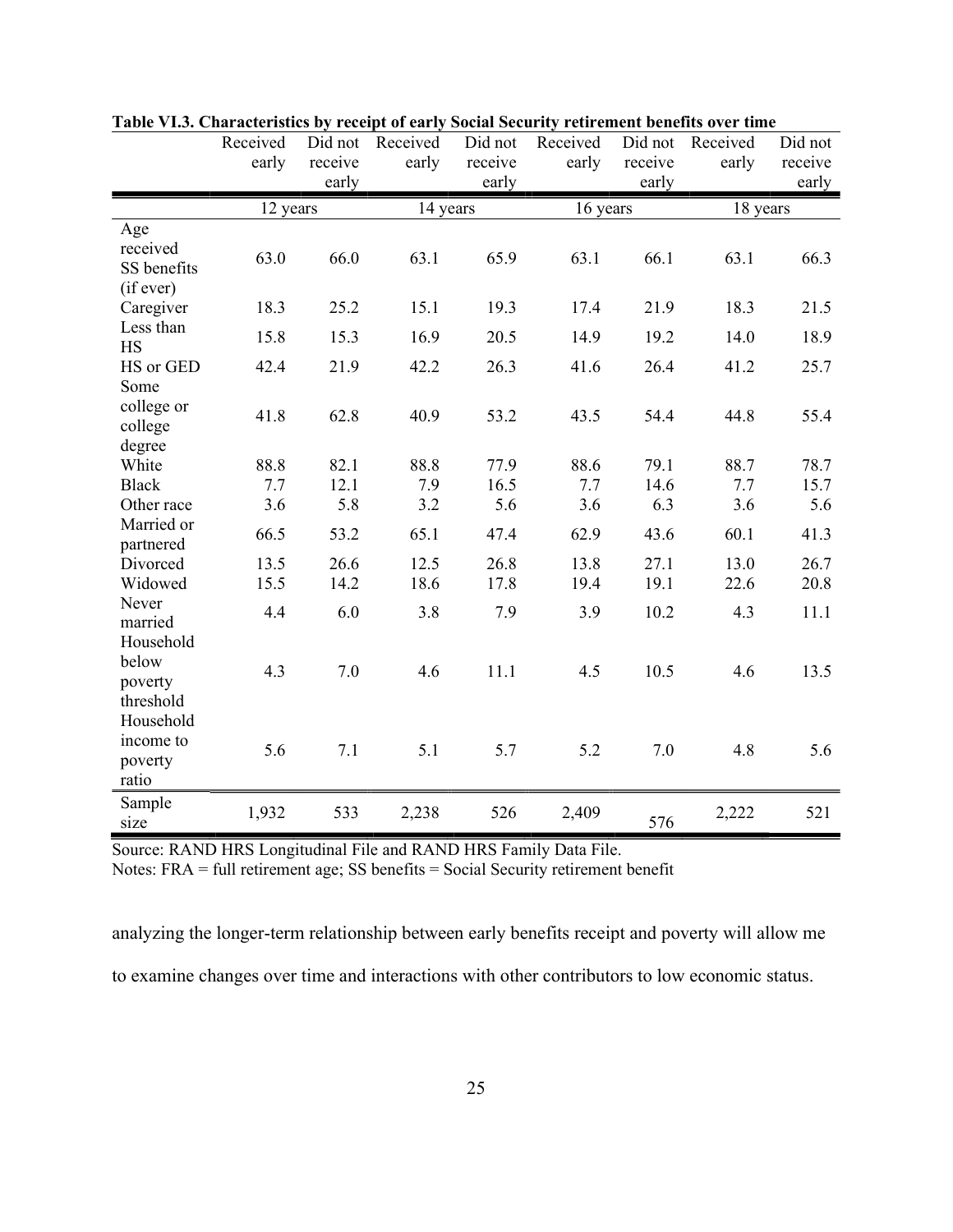**Table VI.3. Characteristics by receipt of early Social Security retirement benefits over time**

| | Received early | Did not receive early | Received early | Did not receive early | Received early | Did not receive early | Received early | Did not receive early |
|---|---|---|---|---|---|---|---|---|
| | 12 years | | 14 years | | 16 years | | 18 years | |
| Age received SS benefits (if ever) | 63.0 | 66.0 | 63.1 | 65.9 | 63.1 | 66.1 | 63.1 | 66.3 |
| Caregiver | 18.3 | 25.2 | 15.1 | 19.3 | 17.4 | 21.9 | 18.3 | 21.5 |
| Less than HS | 15.8 | 15.3 | 16.9 | 20.5 | 14.9 | 19.2 | 14.0 | 18.9 |
| HS or GED | 42.4 | 21.9 | 42.2 | 26.3 | 41.6 | 26.4 | 41.2 | 25.7 |
| Some college or college degree | 41.8 | 62.8 | 40.9 | 53.2 | 43.5 | 54.4 | 44.8 | 55.4 |
| White | 88.8 | 82.1 | 88.8 | 77.9 | 88.6 | 79.1 | 88.7 | 78.7 |
| Black | 7.7 | 12.1 | 7.9 | 16.5 | 7.7 | 14.6 | 7.7 | 15.7 |
| Other race | 3.6 | 5.8 | 3.2 | 5.6 | 3.6 | 6.3 | 3.6 | 5.6 |
| Married or partnered | 66.5 | 53.2 | 65.1 | 47.4 | 62.9 | 43.6 | 60.1 | 41.3 |
| Divorced | 13.5 | 26.6 | 12.5 | 26.8 | 13.8 | 27.1 | 13.0 | 26.7 |
| Widowed | 15.5 | 14.2 | 18.6 | 17.8 | 19.4 | 19.1 | 22.6 | 20.8 |
| Never married | 4.4 | 6.0 | 3.8 | 7.9 | 3.9 | 10.2 | 4.3 | 11.1 |
| Household below poverty threshold | 4.3 | 7.0 | 4.6 | 11.1 | 4.5 | 10.5 | 4.6 | 13.5 |
| Household income to poverty ratio | 5.6 | 7.1 | 5.1 | 5.7 | 5.2 | 7.0 | 4.8 | 5.6 |
| Sample size | 1,932 | 533 | 2,238 | 526 | 2,409 | 576 | 2,222 | 521 |

Source: RAND HRS Longitudinal File and RAND HRS Family Data File.
Notes: FRA = full retirement age; SS benefits = Social Security retirement benefit

analyzing the longer-term relationship between early benefits receipt and poverty will allow me to examine changes over time and interactions with other contributors to low economic status.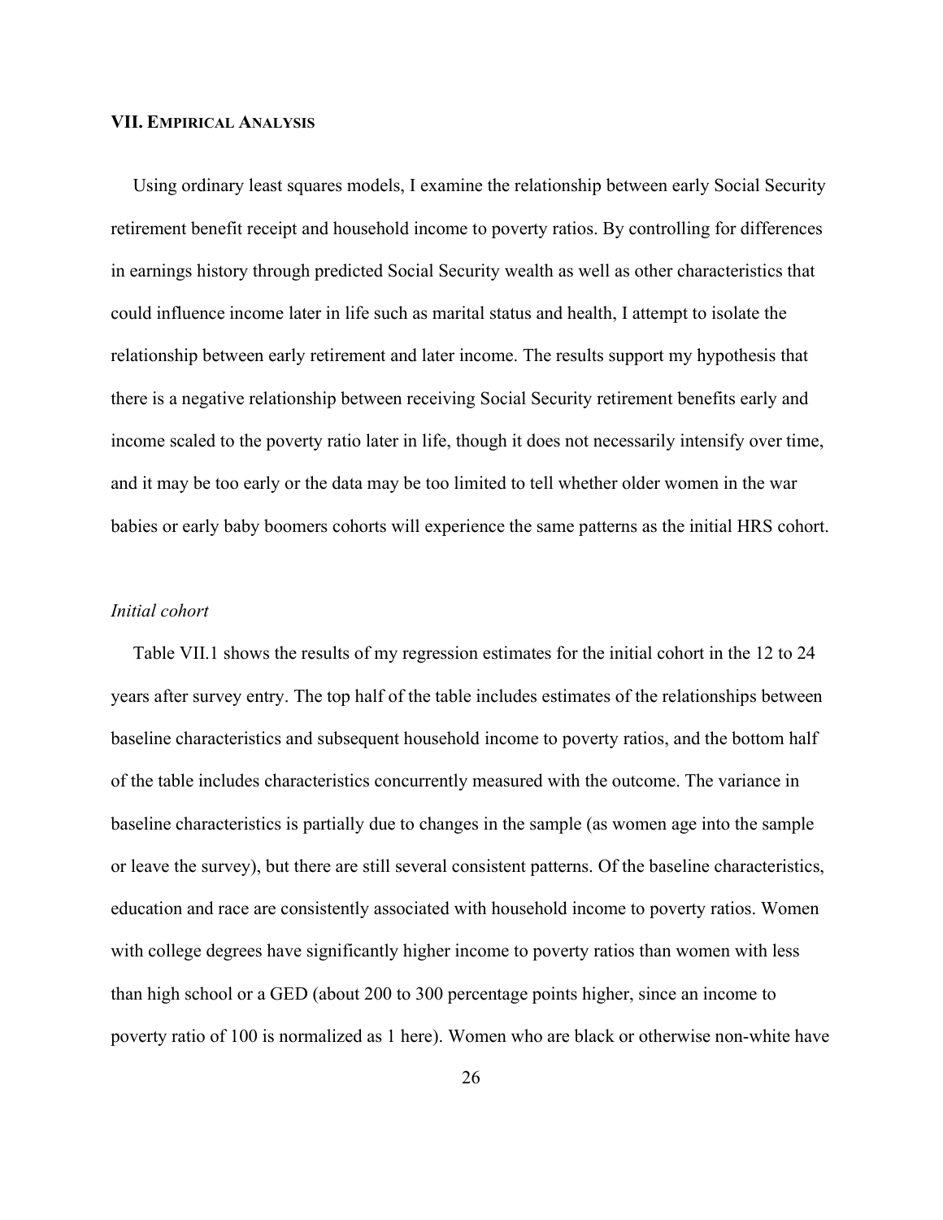## VII. EMPIRICAL ANALYSIS

Using ordinary least squares models, I examine the relationship between early Social Security retirement benefit receipt and household income to poverty ratios. By controlling for differences in earnings history through predicted Social Security wealth as well as other characteristics that could influence income later in life such as marital status and health, I attempt to isolate the relationship between early retirement and later income. The results support my hypothesis that there is a negative relationship between receiving Social Security retirement benefits early and income scaled to the poverty ratio later in life, though it does not necessarily intensify over time, and it may be too early or the data may be too limited to tell whether older women in the war babies or early baby boomers cohorts will experience the same patterns as the initial HRS cohort.

### *Initial cohort*

Table VII.1 shows the results of my regression estimates for the initial cohort in the 12 to 24 years after survey entry. The top half of the table includes estimates of the relationships between baseline characteristics and subsequent household income to poverty ratios, and the bottom half of the table includes characteristics concurrently measured with the outcome. The variance in baseline characteristics is partially due to changes in the sample (as women age into the sample or leave the survey), but there are still several consistent patterns. Of the baseline characteristics, education and race are consistently associated with household income to poverty ratios. Women with college degrees have significantly higher income to poverty ratios than women with less than high school or a GED (about 200 to 300 percentage points higher, since an income to poverty ratio of 100 is normalized as 1 here). Women who are black or otherwise non-white have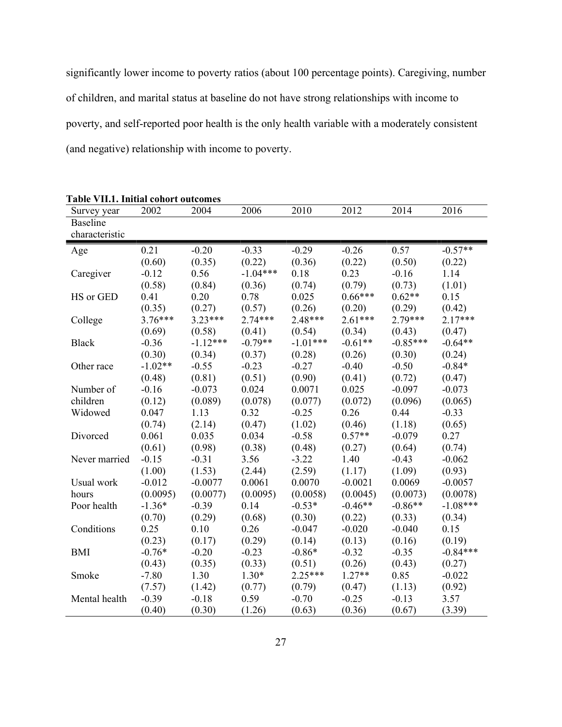significantly lower income to poverty ratios (about 100 percentage points). Caregiving, number of children, and marital status at baseline do not have strong relationships with income to poverty, and self-reported poor health is the only health variable with a moderately consistent (and negative) relationship with income to poverty.

**Table VII.1. Initial cohort outcomes**

| Survey year | 2002 | 2004 | 2006 | 2010 | 2012 | 2014 | 2016 |
|---|---|---|---|---|---|---|---|
| Baseline characteristic | | | | | | | |
| Age | 0.21 | -0.20 | -0.33 | -0.29 | -0.26 | 0.57 | -0.57** |
| | (0.60) | (0.35) | (0.22) | (0.36) | (0.22) | (0.50) | (0.22) |
| Caregiver | -0.12 | 0.56 | -1.04*** | 0.18 | 0.23 | -0.16 | 1.14 |
| | (0.58) | (0.84) | (0.36) | (0.74) | (0.79) | (0.73) | (1.01) |
| HS or GED | 0.41 | 0.20 | 0.78 | 0.025 | 0.66*** | 0.62** | 0.15 |
| | (0.35) | (0.27) | (0.57) | (0.26) | (0.20) | (0.29) | (0.42) |
| College | 3.76*** | 3.23*** | 2.74*** | 2.48*** | 2.61*** | 2.79*** | 2.17*** |
| | (0.69) | (0.58) | (0.41) | (0.54) | (0.34) | (0.43) | (0.47) |
| Black | -0.36 | -1.12*** | -0.79** | -1.01*** | -0.61** | -0.85*** | -0.64** |
| | (0.30) | (0.34) | (0.37) | (0.28) | (0.26) | (0.30) | (0.24) |
| Other race | -1.02** | -0.55 | -0.23 | -0.27 | -0.40 | -0.50 | -0.84* |
| | (0.48) | (0.81) | (0.51) | (0.90) | (0.41) | (0.72) | (0.47) |
| Number of children | -0.16 | -0.073 | 0.024 | 0.0071 | 0.025 | -0.097 | -0.073 |
| | (0.12) | (0.089) | (0.078) | (0.077) | (0.072) | (0.096) | (0.065) |
| Widowed | 0.047 | 1.13 | 0.32 | -0.25 | 0.26 | 0.44 | -0.33 |
| | (0.74) | (2.14) | (0.47) | (1.02) | (0.46) | (1.18) | (0.65) |
| Divorced | 0.061 | 0.035 | 0.034 | -0.58 | 0.57** | -0.079 | 0.27 |
| | (0.61) | (0.98) | (0.38) | (0.48) | (0.27) | (0.64) | (0.74) |
| Never married | -0.15 | -0.31 | 3.56 | -3.22 | 1.40 | -0.43 | -0.062 |
| | (1.00) | (1.53) | (2.44) | (2.59) | (1.17) | (1.09) | (0.93) |
| Usual work hours | -0.012 | -0.0077 | 0.0061 | 0.0070 | -0.0021 | 0.0069 | -0.0057 |
| | (0.0095) | (0.0077) | (0.0095) | (0.0058) | (0.0045) | (0.0073) | (0.0078) |
| Poor health | -1.36* | -0.39 | 0.14 | -0.53* | -0.46** | -0.86** | -1.08*** |
| | (0.70) | (0.29) | (0.68) | (0.30) | (0.22) | (0.33) | (0.34) |
| Conditions | 0.25 | 0.10 | 0.26 | -0.047 | -0.020 | -0.040 | 0.15 |
| | (0.23) | (0.17) | (0.29) | (0.14) | (0.13) | (0.16) | (0.19) |
| BMI | -0.76* | -0.20 | -0.23 | -0.86* | -0.32 | -0.35 | -0.84*** |
| | (0.43) | (0.35) | (0.33) | (0.51) | (0.26) | (0.43) | (0.27) |
| Smoke | -7.80 | 1.30 | 1.30* | 2.25*** | 1.27** | 0.85 | -0.022 |
| | (7.57) | (1.42) | (0.77) | (0.79) | (0.47) | (1.13) | (0.92) |
| Mental health | -0.39 | -0.18 | 0.59 | -0.70 | -0.25 | -0.13 | 3.57 |
| | (0.40) | (0.30) | (1.26) | (0.63) | (0.36) | (0.67) | (3.39) |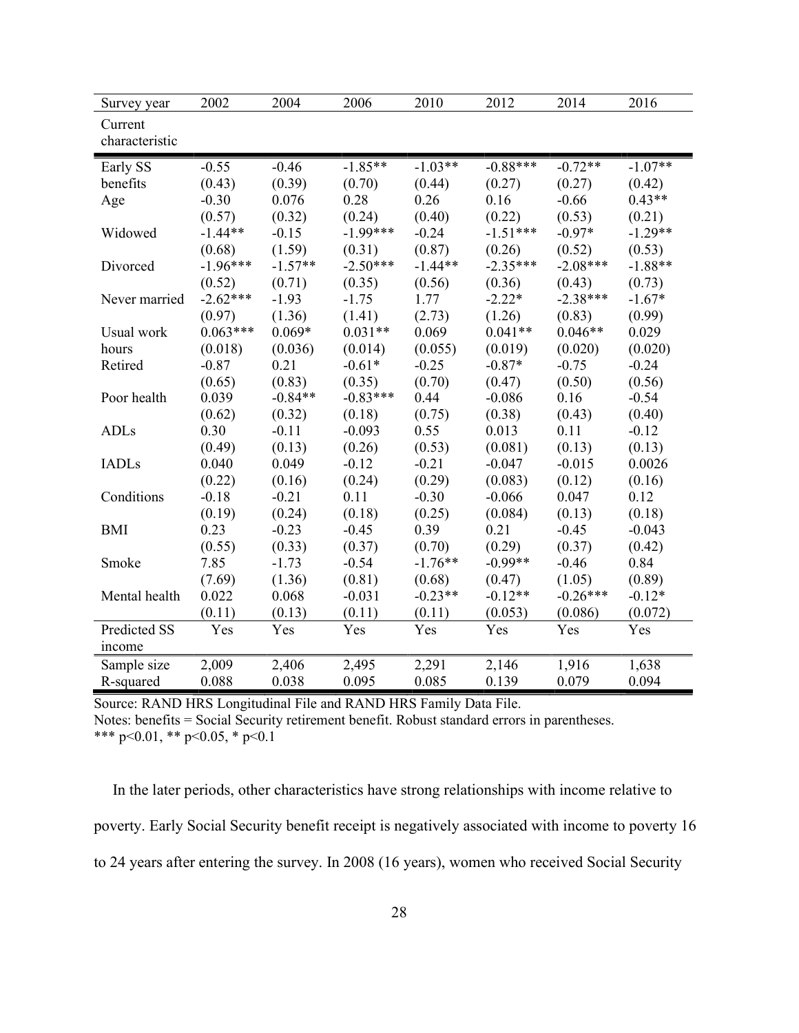| Survey year | 2002 | 2004 | 2006 | 2010 | 2012 | 2014 | 2016 |
|---|---|---|---|---|---|---|---|
| Current characteristic | | | | | | | |
| Early SS benefits | -0.55 | -0.46 | -1.85** | -1.03** | -0.88*** | -0.72** | -1.07** |
| | (0.43) | (0.39) | (0.70) | (0.44) | (0.27) | (0.27) | (0.42) |
| Age | -0.30 | 0.076 | 0.28 | 0.26 | 0.16 | -0.66 | 0.43** |
| | (0.57) | (0.32) | (0.24) | (0.40) | (0.22) | (0.53) | (0.21) |
| Widowed | -1.44** | -0.15 | -1.99*** | -0.24 | -1.51*** | -0.97* | -1.29** |
| | (0.68) | (1.59) | (0.31) | (0.87) | (0.26) | (0.52) | (0.53) |
| Divorced | -1.96*** | -1.57** | -2.50*** | -1.44** | -2.35*** | -2.08*** | -1.88** |
| | (0.52) | (0.71) | (0.35) | (0.56) | (0.36) | (0.43) | (0.73) |
| Never married | -2.62*** | -1.93 | -1.75 | 1.77 | -2.22* | -2.38*** | -1.67* |
| | (0.97) | (1.36) | (1.41) | (2.73) | (1.26) | (0.83) | (0.99) |
| Usual work hours | 0.063*** | 0.069* | 0.031** | 0.069 | 0.041** | 0.046** | 0.029 |
| | (0.018) | (0.036) | (0.014) | (0.055) | (0.019) | (0.020) | (0.020) |
| Retired | -0.87 | 0.21 | -0.61* | -0.25 | -0.87* | -0.75 | -0.24 |
| | (0.65) | (0.83) | (0.35) | (0.70) | (0.47) | (0.50) | (0.56) |
| Poor health | 0.039 | -0.84** | -0.83*** | 0.44 | -0.086 | 0.16 | -0.54 |
| | (0.62) | (0.32) | (0.18) | (0.75) | (0.38) | (0.43) | (0.40) |
| ADLs | 0.30 | -0.11 | -0.093 | 0.55 | 0.013 | 0.11 | -0.12 |
| | (0.49) | (0.13) | (0.26) | (0.53) | (0.081) | (0.13) | (0.13) |
| IADLs | 0.040 | 0.049 | -0.12 | -0.21 | -0.047 | -0.015 | 0.0026 |
| | (0.22) | (0.16) | (0.24) | (0.29) | (0.083) | (0.12) | (0.16) |
| Conditions | -0.18 | -0.21 | 0.11 | -0.30 | -0.066 | 0.047 | 0.12 |
| | (0.19) | (0.24) | (0.18) | (0.25) | (0.084) | (0.13) | (0.18) |
| BMI | 0.23 | -0.23 | -0.45 | 0.39 | 0.21 | -0.45 | -0.043 |
| | (0.55) | (0.33) | (0.37) | (0.70) | (0.29) | (0.37) | (0.42) |
| Smoke | 7.85 | -1.73 | -0.54 | -1.76** | -0.99** | -0.46 | 0.84 |
| | (7.69) | (1.36) | (0.81) | (0.68) | (0.47) | (1.05) | (0.89) |
| Mental health | 0.022 | 0.068 | -0.031 | -0.23** | -0.12** | -0.26*** | -0.12* |
| | (0.11) | (0.13) | (0.11) | (0.11) | (0.053) | (0.086) | (0.072) |
| Predicted SS income | Yes | Yes | Yes | Yes | Yes | Yes | Yes |
| Sample size | 2,009 | 2,406 | 2,495 | 2,291 | 2,146 | 1,916 | 1,638 |
| R-squared | 0.088 | 0.038 | 0.095 | 0.085 | 0.139 | 0.079 | 0.094 |

Source: RAND HRS Longitudinal File and RAND HRS Family Data File.
Notes: benefits = Social Security retirement benefit. Robust standard errors in parentheses.
*** p<0.01, ** p<0.05, * p<0.1

In the later periods, other characteristics have strong relationships with income relative to poverty. Early Social Security benefit receipt is negatively associated with income to poverty 16 to 24 years after entering the survey. In 2008 (16 years), women who received Social Security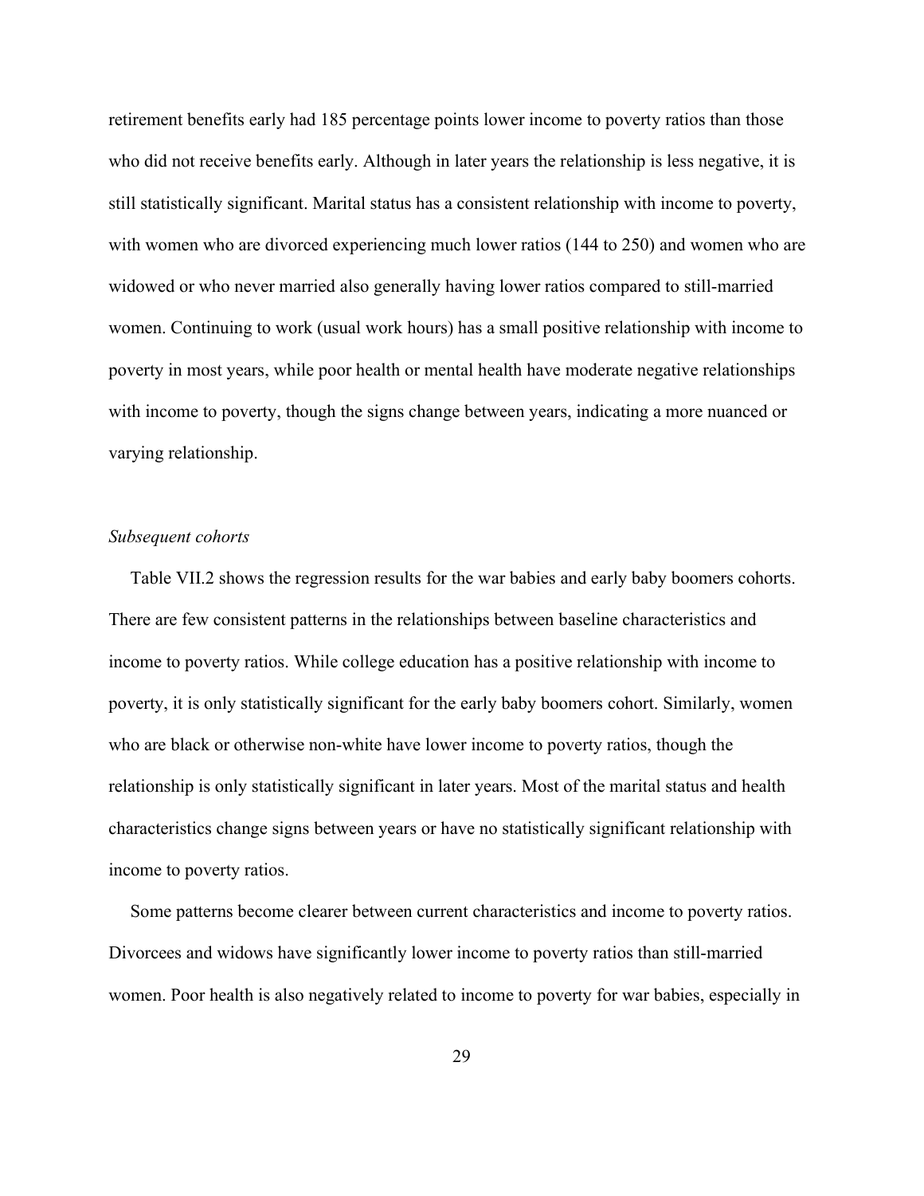retirement benefits early had 185 percentage points lower income to poverty ratios than those who did not receive benefits early. Although in later years the relationship is less negative, it is still statistically significant. Marital status has a consistent relationship with income to poverty, with women who are divorced experiencing much lower ratios (144 to 250) and women who are widowed or who never married also generally having lower ratios compared to still-married women. Continuing to work (usual work hours) has a small positive relationship with income to poverty in most years, while poor health or mental health have moderate negative relationships with income to poverty, though the signs change between years, indicating a more nuanced or varying relationship.

*Subsequent cohorts*

Table VII.2 shows the regression results for the war babies and early baby boomers cohorts. There are few consistent patterns in the relationships between baseline characteristics and income to poverty ratios. While college education has a positive relationship with income to poverty, it is only statistically significant for the early baby boomers cohort. Similarly, women who are black or otherwise non-white have lower income to poverty ratios, though the relationship is only statistically significant in later years. Most of the marital status and health characteristics change signs between years or have no statistically significant relationship with income to poverty ratios.

Some patterns become clearer between current characteristics and income to poverty ratios. Divorcees and widows have significantly lower income to poverty ratios than still-married women. Poor health is also negatively related to income to poverty for war babies, especially in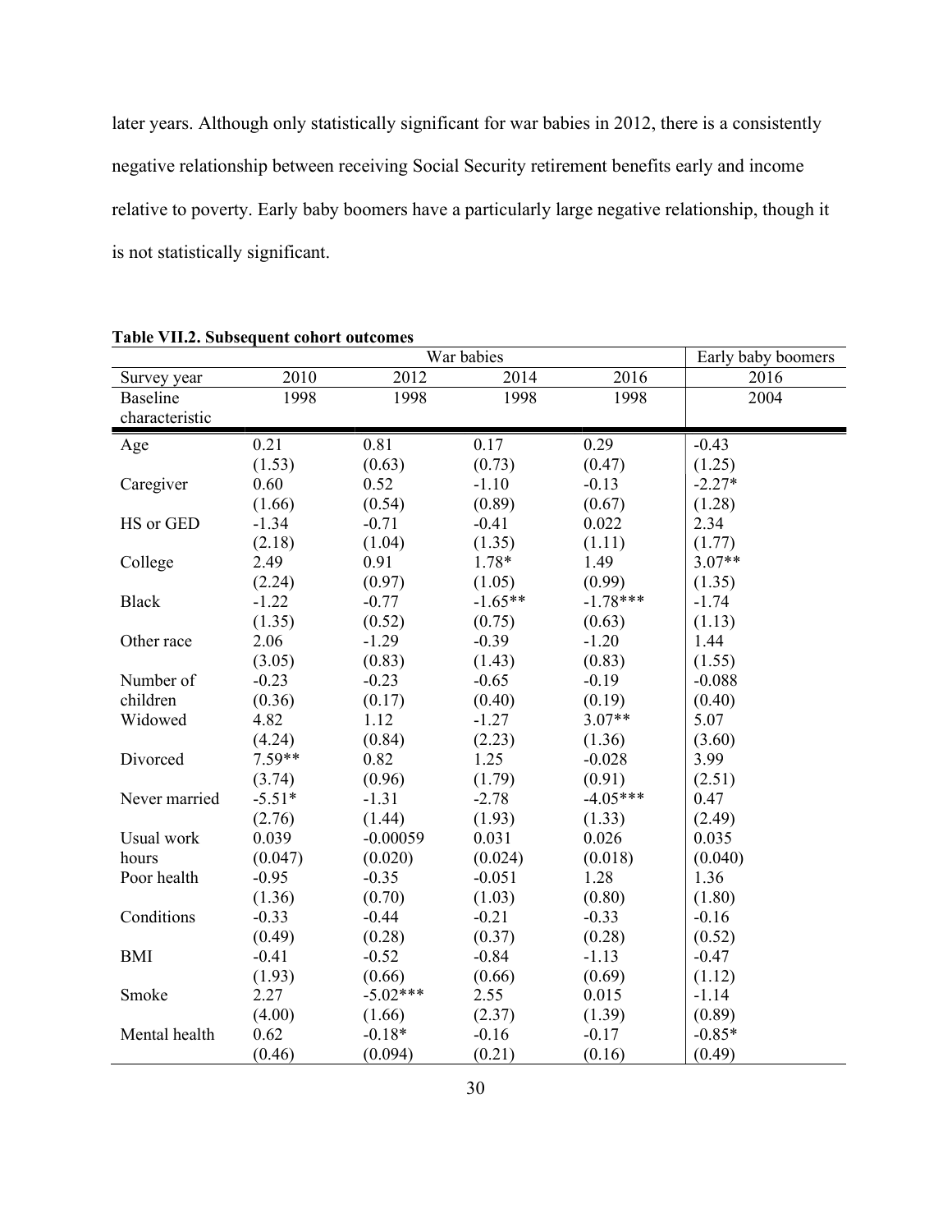later years. Although only statistically significant for war babies in 2012, there is a consistently negative relationship between receiving Social Security retirement benefits early and income relative to poverty. Early baby boomers have a particularly large negative relationship, though it is not statistically significant.

**Table VII.2. Subsequent cohort outcomes**

| | War babies | | | | Early baby boomers |
|---|---|---|---|---|---|
| Survey year | 2010 | 2012 | 2014 | 2016 | 2016 |
| Baseline characteristic | 1998 | 1998 | 1998 | 1998 | 2004 |
| Age | 0.21 | 0.81 | 0.17 | 0.29 | -0.43 |
| | (1.53) | (0.63) | (0.73) | (0.47) | (1.25) |
| Caregiver | 0.60 | 0.52 | -1.10 | -0.13 | -2.27* |
| | (1.66) | (0.54) | (0.89) | (0.67) | (1.28) |
| HS or GED | -1.34 | -0.71 | -0.41 | 0.022 | 2.34 |
| | (2.18) | (1.04) | (1.35) | (1.11) | (1.77) |
| College | 2.49 | 0.91 | 1.78* | 1.49 | 3.07** |
| | (2.24) | (0.97) | (1.05) | (0.99) | (1.35) |
| Black | -1.22 | -0.77 | -1.65** | -1.78*** | -1.74 |
| | (1.35) | (0.52) | (0.75) | (0.63) | (1.13) |
| Other race | 2.06 | -1.29 | -0.39 | -1.20 | 1.44 |
| | (3.05) | (0.83) | (1.43) | (0.83) | (1.55) |
| Number of children | -0.23 | -0.23 | -0.65 | -0.19 | -0.088 |
| | (0.36) | (0.17) | (0.40) | (0.19) | (0.40) |
| Widowed | 4.82 | 1.12 | -1.27 | 3.07** | 5.07 |
| | (4.24) | (0.84) | (2.23) | (1.36) | (3.60) |
| Divorced | 7.59** | 0.82 | 1.25 | -0.028 | 3.99 |
| | (3.74) | (0.96) | (1.79) | (0.91) | (2.51) |
| Never married | -5.51* | -1.31 | -2.78 | -4.05*** | 0.47 |
| | (2.76) | (1.44) | (1.93) | (1.33) | (2.49) |
| Usual work hours | 0.039 | -0.00059 | 0.031 | 0.026 | 0.035 |
| | (0.047) | (0.020) | (0.024) | (0.018) | (0.040) |
| Poor health | -0.95 | -0.35 | -0.051 | 1.28 | 1.36 |
| | (1.36) | (0.70) | (1.03) | (0.80) | (1.80) |
| Conditions | -0.33 | -0.44 | -0.21 | -0.33 | -0.16 |
| | (0.49) | (0.28) | (0.37) | (0.28) | (0.52) |
| BMI | -0.41 | -0.52 | -0.84 | -1.13 | -0.47 |
| | (1.93) | (0.66) | (0.66) | (0.69) | (1.12) |
| Smoke | 2.27 | -5.02*** | 2.55 | 0.015 | -1.14 |
| | (4.00) | (1.66) | (2.37) | (1.39) | (0.89) |
| Mental health | 0.62 | -0.18* | -0.16 | -0.17 | -0.85* |
| | (0.46) | (0.094) | (0.21) | (0.16) | (0.49) |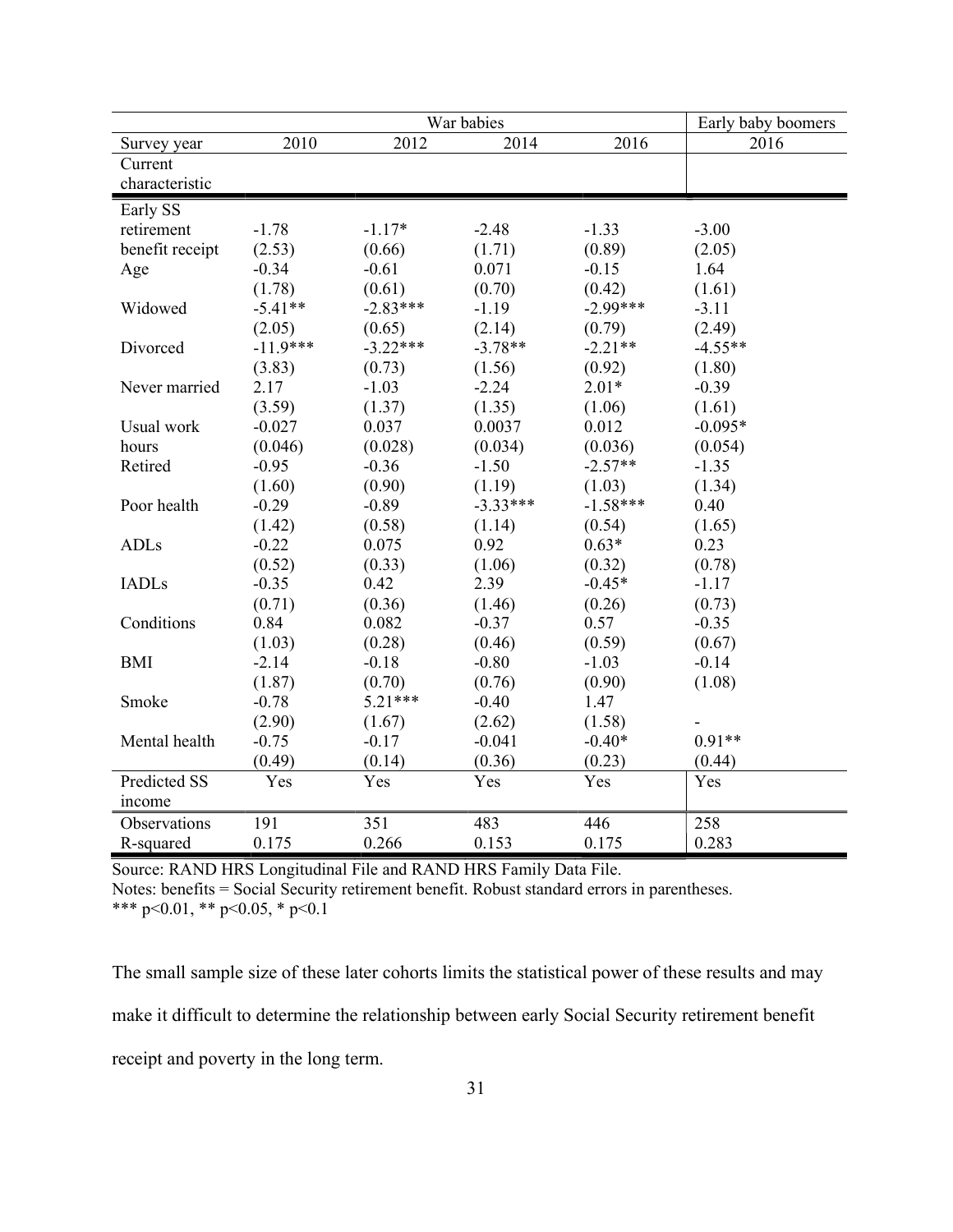| | War babies | | | | Early baby boomers |
|---|---|---|---|---|---|
| Survey year | 2010 | 2012 | 2014 | 2016 | 2016 |
| Current characteristic | | | | | |
| Early SS retirement benefit receipt | -1.78 | -1.17* | -2.48 | -1.33 | -3.00 |
| | (2.53) | (0.66) | (1.71) | (0.89) | (2.05) |
| Age | -0.34 | -0.61 | 0.071 | -0.15 | 1.64 |
| | (1.78) | (0.61) | (0.70) | (0.42) | (1.61) |
| Widowed | -5.41** | -2.83*** | -1.19 | -2.99*** | -3.11 |
| | (2.05) | (0.65) | (2.14) | (0.79) | (2.49) |
| Divorced | -11.9*** | -3.22*** | -3.78** | -2.21** | -4.55** |
| | (3.83) | (0.73) | (1.56) | (0.92) | (1.80) |
| Never married | 2.17 | -1.03 | -2.24 | 2.01* | -0.39 |
| | (3.59) | (1.37) | (1.35) | (1.06) | (1.61) |
| Usual work hours | -0.027 | 0.037 | 0.0037 | 0.012 | -0.095* |
| | (0.046) | (0.028) | (0.034) | (0.036) | (0.054) |
| Retired | -0.95 | -0.36 | -1.50 | -2.57** | -1.35 |
| | (1.60) | (0.90) | (1.19) | (1.03) | (1.34) |
| Poor health | -0.29 | -0.89 | -3.33*** | -1.58*** | 0.40 |
| | (1.42) | (0.58) | (1.14) | (0.54) | (1.65) |
| ADLs | -0.22 | 0.075 | 0.92 | 0.63* | 0.23 |
| | (0.52) | (0.33) | (1.06) | (0.32) | (0.78) |
| IADLs | -0.35 | 0.42 | 2.39 | -0.45* | -1.17 |
| | (0.71) | (0.36) | (1.46) | (0.26) | (0.73) |
| Conditions | 0.84 | 0.082 | -0.37 | 0.57 | -0.35 |
| | (1.03) | (0.28) | (0.46) | (0.59) | (0.67) |
| BMI | -2.14 | -0.18 | -0.80 | -1.03 | -0.14 |
| | (1.87) | (0.70) | (0.76) | (0.90) | (1.08) |
| Smoke | -0.78 | 5.21*** | -0.40 | 1.47 | |
| | (2.90) | (1.67) | (2.62) | (1.58) | - |
| Mental health | -0.75 | -0.17 | -0.041 | -0.40* | 0.91** |
| | (0.49) | (0.14) | (0.36) | (0.23) | (0.44) |
| Predicted SS income | Yes | Yes | Yes | Yes | Yes |
| Observations | 191 | 351 | 483 | 446 | 258 |
| R-squared | 0.175 | 0.266 | 0.153 | 0.175 | 0.283 |

Source: RAND HRS Longitudinal File and RAND HRS Family Data File.

Notes: benefits = Social Security retirement benefit. Robust standard errors in parentheses.

*** p<0.01, ** p<0.05, * p<0.1

The small sample size of these later cohorts limits the statistical power of these results and may make it difficult to determine the relationship between early Social Security retirement benefit receipt and poverty in the long term.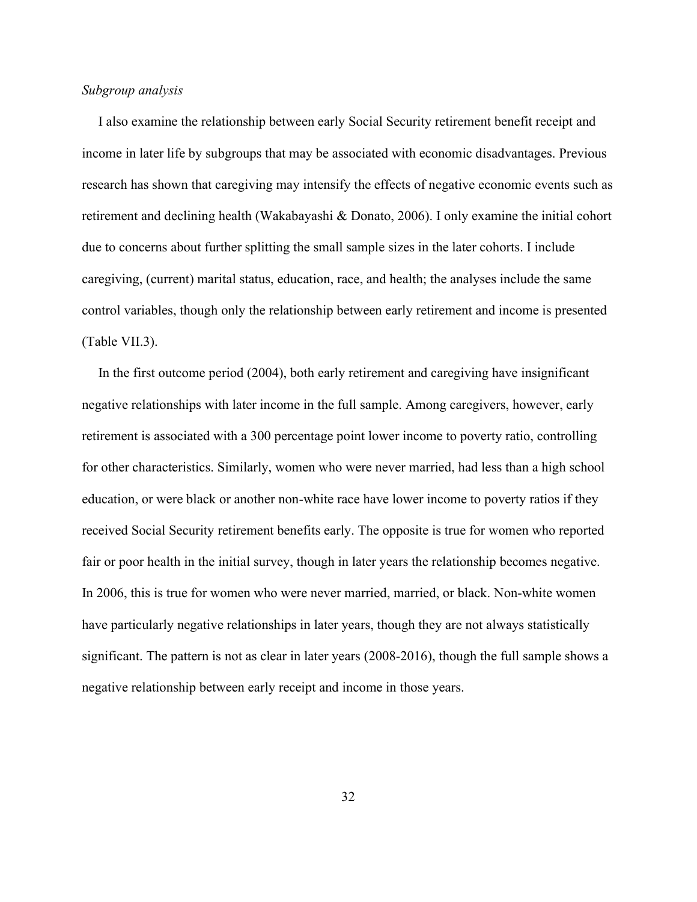*Subgroup analysis*

I also examine the relationship between early Social Security retirement benefit receipt and income in later life by subgroups that may be associated with economic disadvantages. Previous research has shown that caregiving may intensify the effects of negative economic events such as retirement and declining health (Wakabayashi & Donato, 2006). I only examine the initial cohort due to concerns about further splitting the small sample sizes in the later cohorts. I include caregiving, (current) marital status, education, race, and health; the analyses include the same control variables, though only the relationship between early retirement and income is presented (Table VII.3).

In the first outcome period (2004), both early retirement and caregiving have insignificant negative relationships with later income in the full sample. Among caregivers, however, early retirement is associated with a 300 percentage point lower income to poverty ratio, controlling for other characteristics. Similarly, women who were never married, had less than a high school education, or were black or another non-white race have lower income to poverty ratios if they received Social Security retirement benefits early. The opposite is true for women who reported fair or poor health in the initial survey, though in later years the relationship becomes negative. In 2006, this is true for women who were never married, married, or black. Non-white women have particularly negative relationships in later years, though they are not always statistically significant. The pattern is not as clear in later years (2008-2016), though the full sample shows a negative relationship between early receipt and income in those years.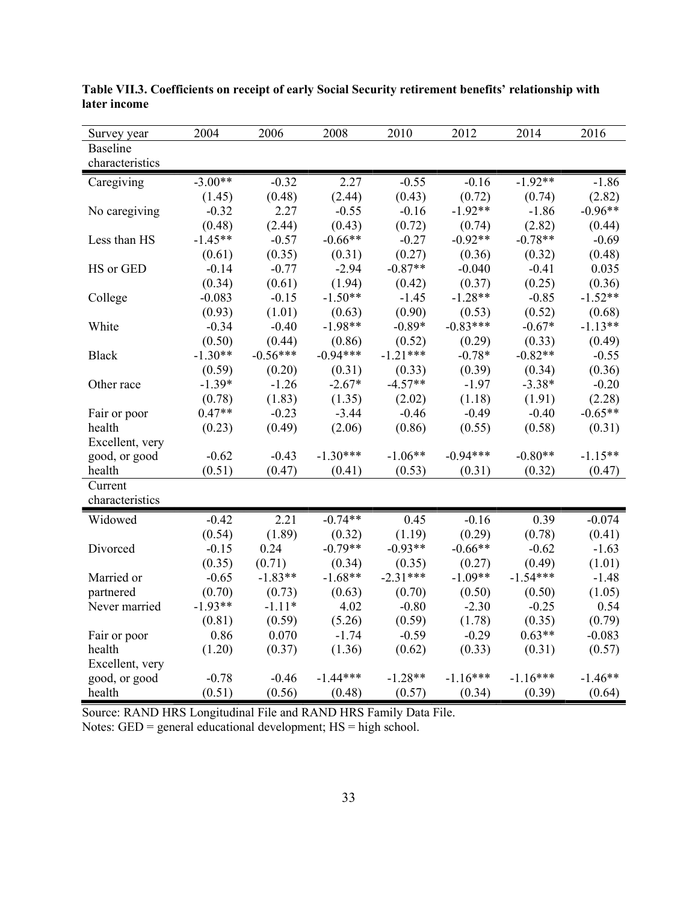**Table VII.3. Coefficients on receipt of early Social Security retirement benefits' relationship with later income**

| Survey year | 2004 | 2006 | 2008 | 2010 | 2012 | 2014 | 2016 |
|---|---|---|---|---|---|---|---|
| Baseline characteristics | | | | | | | |
| Caregiving | -3.00** | -0.32 | 2.27 | -0.55 | -0.16 | -1.92** | -1.86 |
| | (1.45) | (0.48) | (2.44) | (0.43) | (0.72) | (0.74) | (2.82) |
| No caregiving | -0.32 | 2.27 | -0.55 | -0.16 | -1.92** | -1.86 | -0.96** |
| | (0.48) | (2.44) | (0.43) | (0.72) | (0.74) | (2.82) | (0.44) |
| Less than HS | -1.45** | -0.57 | -0.66** | -0.27 | -0.92** | -0.78** | -0.69 |
| | (0.61) | (0.35) | (0.31) | (0.27) | (0.36) | (0.32) | (0.48) |
| HS or GED | -0.14 | -0.77 | -2.94 | -0.87** | -0.040 | -0.41 | 0.035 |
| | (0.34) | (0.61) | (1.94) | (0.42) | (0.37) | (0.25) | (0.36) |
| College | -0.083 | -0.15 | -1.50** | -1.45 | -1.28** | -0.85 | -1.52** |
| | (0.93) | (1.01) | (0.63) | (0.90) | (0.53) | (0.52) | (0.68) |
| White | -0.34 | -0.40 | -1.98** | -0.89* | -0.83*** | -0.67* | -1.13** |
| | (0.50) | (0.44) | (0.86) | (0.52) | (0.29) | (0.33) | (0.49) |
| Black | -1.30** | -0.56*** | -0.94*** | -1.21*** | -0.78* | -0.82** | -0.55 |
| | (0.59) | (0.20) | (0.31) | (0.33) | (0.39) | (0.34) | (0.36) |
| Other race | -1.39* | -1.26 | -2.67* | -4.57** | -1.97 | -3.38* | -0.20 |
| | (0.78) | (1.83) | (1.35) | (2.02) | (1.18) | (1.91) | (2.28) |
| Fair or poor health | 0.47** | -0.23 | -3.44 | -0.46 | -0.49 | -0.40 | -0.65** |
| | (0.23) | (0.49) | (2.06) | (0.86) | (0.55) | (0.58) | (0.31) |
| Excellent, very good, or good health | -0.62 | -0.43 | -1.30*** | -1.06** | -0.94*** | -0.80** | -1.15** |
| | (0.51) | (0.47) | (0.41) | (0.53) | (0.31) | (0.32) | (0.47) |
| Current characteristics | | | | | | | |
| Widowed | -0.42 | 2.21 | -0.74** | 0.45 | -0.16 | 0.39 | -0.074 |
| | (0.54) | (1.89) | (0.32) | (1.19) | (0.29) | (0.78) | (0.41) |
| Divorced | -0.15 | 0.24 | -0.79** | -0.93** | -0.66** | -0.62 | -1.63 |
| | (0.35) | (0.71) | (0.34) | (0.35) | (0.27) | (0.49) | (1.01) |
| Married or partnered | -0.65 | -1.83** | -1.68** | -2.31*** | -1.09** | -1.54*** | -1.48 |
| | (0.70) | (0.73) | (0.63) | (0.70) | (0.50) | (0.50) | (1.05) |
| Never married | -1.93** | -1.11* | 4.02 | -0.80 | -2.30 | -0.25 | 0.54 |
| | (0.81) | (0.59) | (5.26) | (0.59) | (1.78) | (0.35) | (0.79) |
| Fair or poor health | 0.86 | 0.070 | -1.74 | -0.59 | -0.29 | 0.63** | -0.083 |
| | (1.20) | (0.37) | (1.36) | (0.62) | (0.33) | (0.31) | (0.57) |
| Excellent, very good, or good health | -0.78 | -0.46 | -1.44*** | -1.28** | -1.16*** | -1.16*** | -1.46** |
| | (0.51) | (0.56) | (0.48) | (0.57) | (0.34) | (0.39) | (0.64) |

Source: RAND HRS Longitudinal File and RAND HRS Family Data File.

Notes: GED = general educational development; HS = high school.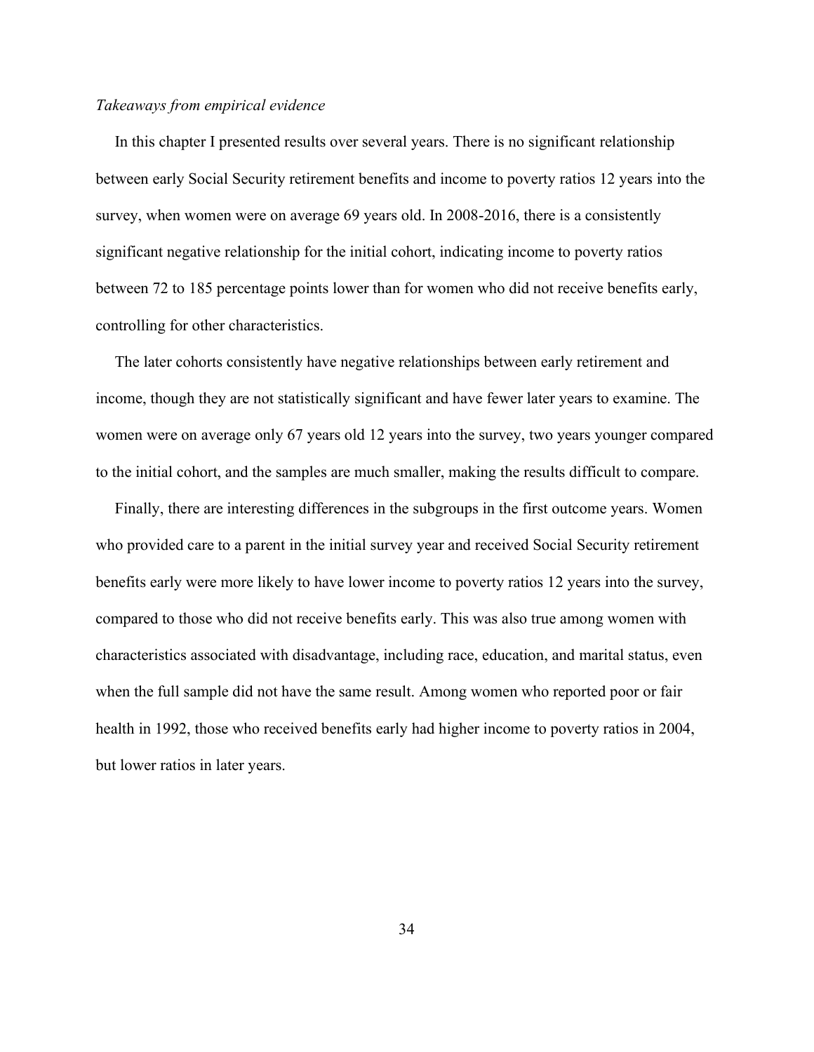*Takeaways from empirical evidence*

In this chapter I presented results over several years. There is no significant relationship between early Social Security retirement benefits and income to poverty ratios 12 years into the survey, when women were on average 69 years old. In 2008-2016, there is a consistently significant negative relationship for the initial cohort, indicating income to poverty ratios between 72 to 185 percentage points lower than for women who did not receive benefits early, controlling for other characteristics.

The later cohorts consistently have negative relationships between early retirement and income, though they are not statistically significant and have fewer later years to examine. The women were on average only 67 years old 12 years into the survey, two years younger compared to the initial cohort, and the samples are much smaller, making the results difficult to compare.

Finally, there are interesting differences in the subgroups in the first outcome years. Women who provided care to a parent in the initial survey year and received Social Security retirement benefits early were more likely to have lower income to poverty ratios 12 years into the survey, compared to those who did not receive benefits early. This was also true among women with characteristics associated with disadvantage, including race, education, and marital status, even when the full sample did not have the same result. Among women who reported poor or fair health in 1992, those who received benefits early had higher income to poverty ratios in 2004, but lower ratios in later years.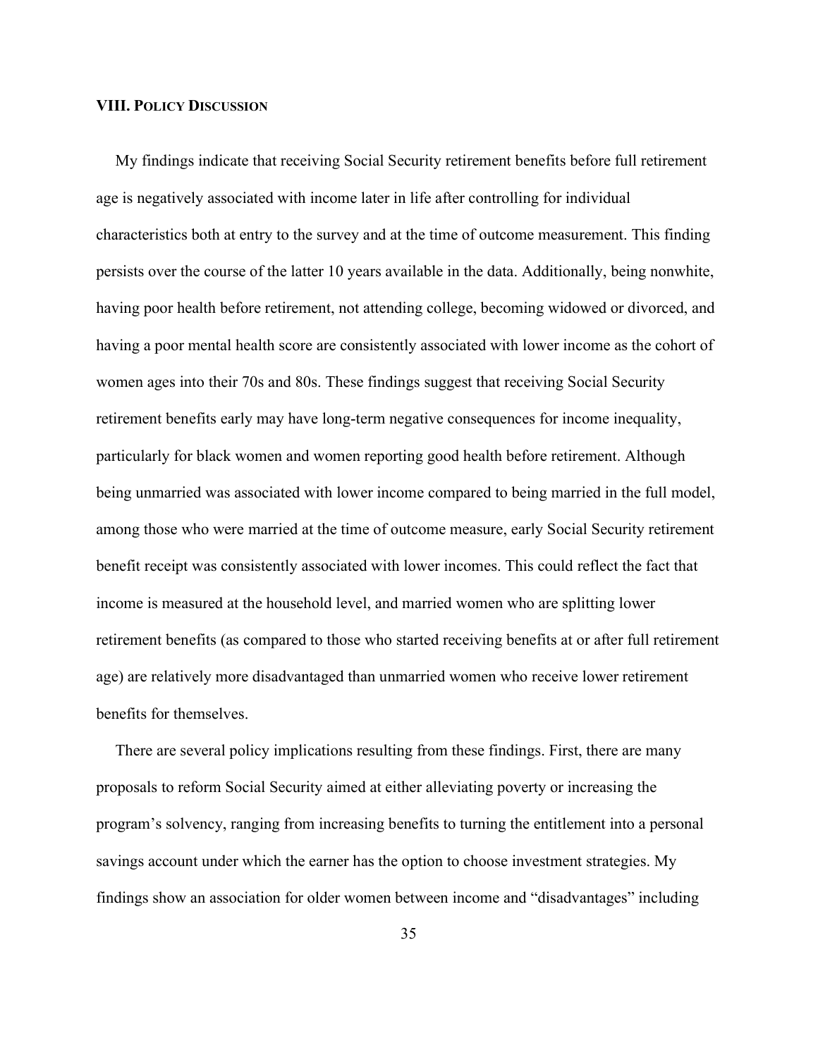## VIII. Policy Discussion

My findings indicate that receiving Social Security retirement benefits before full retirement age is negatively associated with income later in life after controlling for individual characteristics both at entry to the survey and at the time of outcome measurement. This finding persists over the course of the latter 10 years available in the data. Additionally, being nonwhite, having poor health before retirement, not attending college, becoming widowed or divorced, and having a poor mental health score are consistently associated with lower income as the cohort of women ages into their 70s and 80s. These findings suggest that receiving Social Security retirement benefits early may have long-term negative consequences for income inequality, particularly for black women and women reporting good health before retirement. Although being unmarried was associated with lower income compared to being married in the full model, among those who were married at the time of outcome measure, early Social Security retirement benefit receipt was consistently associated with lower incomes. This could reflect the fact that income is measured at the household level, and married women who are splitting lower retirement benefits (as compared to those who started receiving benefits at or after full retirement age) are relatively more disadvantaged than unmarried women who receive lower retirement benefits for themselves.

There are several policy implications resulting from these findings. First, there are many proposals to reform Social Security aimed at either alleviating poverty or increasing the program's solvency, ranging from increasing benefits to turning the entitlement into a personal savings account under which the earner has the option to choose investment strategies. My findings show an association for older women between income and "disadvantages" including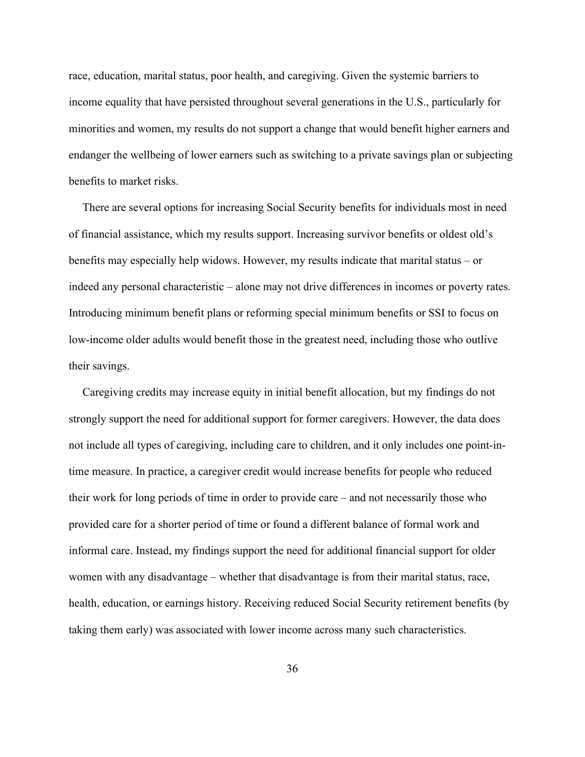race, education, marital status, poor health, and caregiving. Given the systemic barriers to income equality that have persisted throughout several generations in the U.S., particularly for minorities and women, my results do not support a change that would benefit higher earners and endanger the wellbeing of lower earners such as switching to a private savings plan or subjecting benefits to market risks.

There are several options for increasing Social Security benefits for individuals most in need of financial assistance, which my results support. Increasing survivor benefits or oldest old's benefits may especially help widows. However, my results indicate that marital status – or indeed any personal characteristic – alone may not drive differences in incomes or poverty rates. Introducing minimum benefit plans or reforming special minimum benefits or SSI to focus on low-income older adults would benefit those in the greatest need, including those who outlive their savings.

Caregiving credits may increase equity in initial benefit allocation, but my findings do not strongly support the need for additional support for former caregivers. However, the data does not include all types of caregiving, including care to children, and it only includes one point-in-time measure. In practice, a caregiver credit would increase benefits for people who reduced their work for long periods of time in order to provide care – and not necessarily those who provided care for a shorter period of time or found a different balance of formal work and informal care. Instead, my findings support the need for additional financial support for older women with any disadvantage – whether that disadvantage is from their marital status, race, health, education, or earnings history. Receiving reduced Social Security retirement benefits (by taking them early) was associated with lower income across many such characteristics.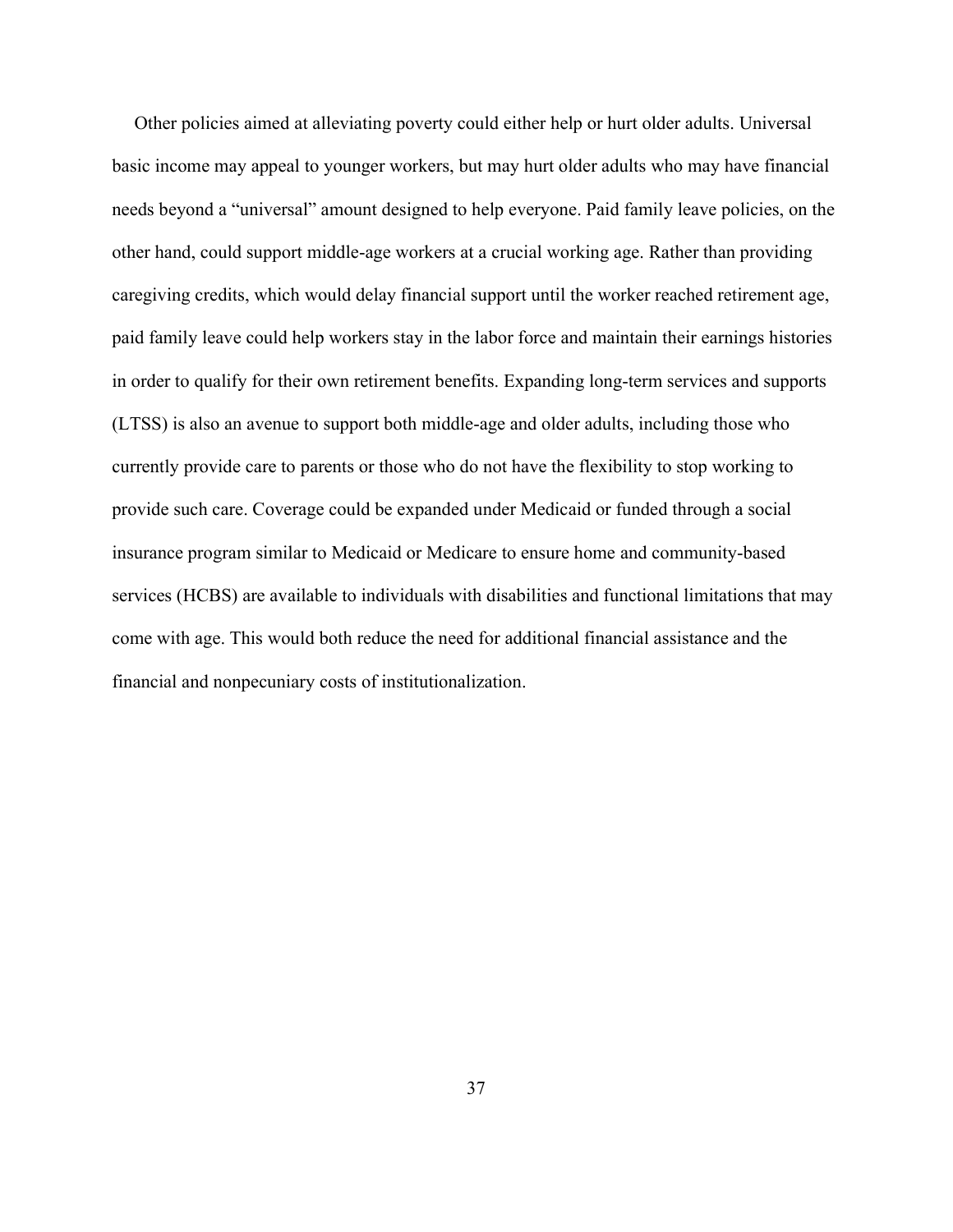Other policies aimed at alleviating poverty could either help or hurt older adults. Universal basic income may appeal to younger workers, but may hurt older adults who may have financial needs beyond a "universal" amount designed to help everyone. Paid family leave policies, on the other hand, could support middle-age workers at a crucial working age. Rather than providing caregiving credits, which would delay financial support until the worker reached retirement age, paid family leave could help workers stay in the labor force and maintain their earnings histories in order to qualify for their own retirement benefits. Expanding long-term services and supports (LTSS) is also an avenue to support both middle-age and older adults, including those who currently provide care to parents or those who do not have the flexibility to stop working to provide such care. Coverage could be expanded under Medicaid or funded through a social insurance program similar to Medicaid or Medicare to ensure home and community-based services (HCBS) are available to individuals with disabilities and functional limitations that may come with age. This would both reduce the need for additional financial assistance and the financial and nonpecuniary costs of institutionalization.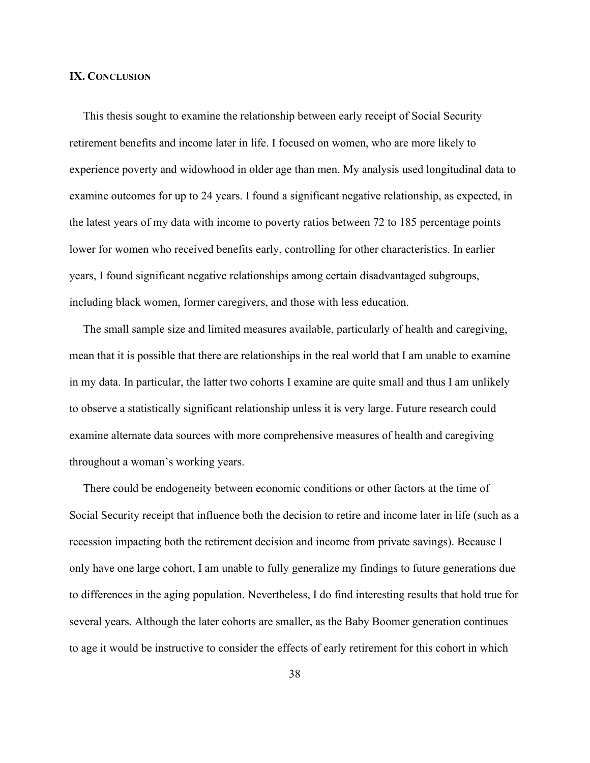## IX. Conclusion

This thesis sought to examine the relationship between early receipt of Social Security retirement benefits and income later in life. I focused on women, who are more likely to experience poverty and widowhood in older age than men. My analysis used longitudinal data to examine outcomes for up to 24 years. I found a significant negative relationship, as expected, in the latest years of my data with income to poverty ratios between 72 to 185 percentage points lower for women who received benefits early, controlling for other characteristics. In earlier years, I found significant negative relationships among certain disadvantaged subgroups, including black women, former caregivers, and those with less education.

The small sample size and limited measures available, particularly of health and caregiving, mean that it is possible that there are relationships in the real world that I am unable to examine in my data. In particular, the latter two cohorts I examine are quite small and thus I am unlikely to observe a statistically significant relationship unless it is very large. Future research could examine alternate data sources with more comprehensive measures of health and caregiving throughout a woman's working years.

There could be endogeneity between economic conditions or other factors at the time of Social Security receipt that influence both the decision to retire and income later in life (such as a recession impacting both the retirement decision and income from private savings). Because I only have one large cohort, I am unable to fully generalize my findings to future generations due to differences in the aging population. Nevertheless, I do find interesting results that hold true for several years. Although the later cohorts are smaller, as the Baby Boomer generation continues to age it would be instructive to consider the effects of early retirement for this cohort in which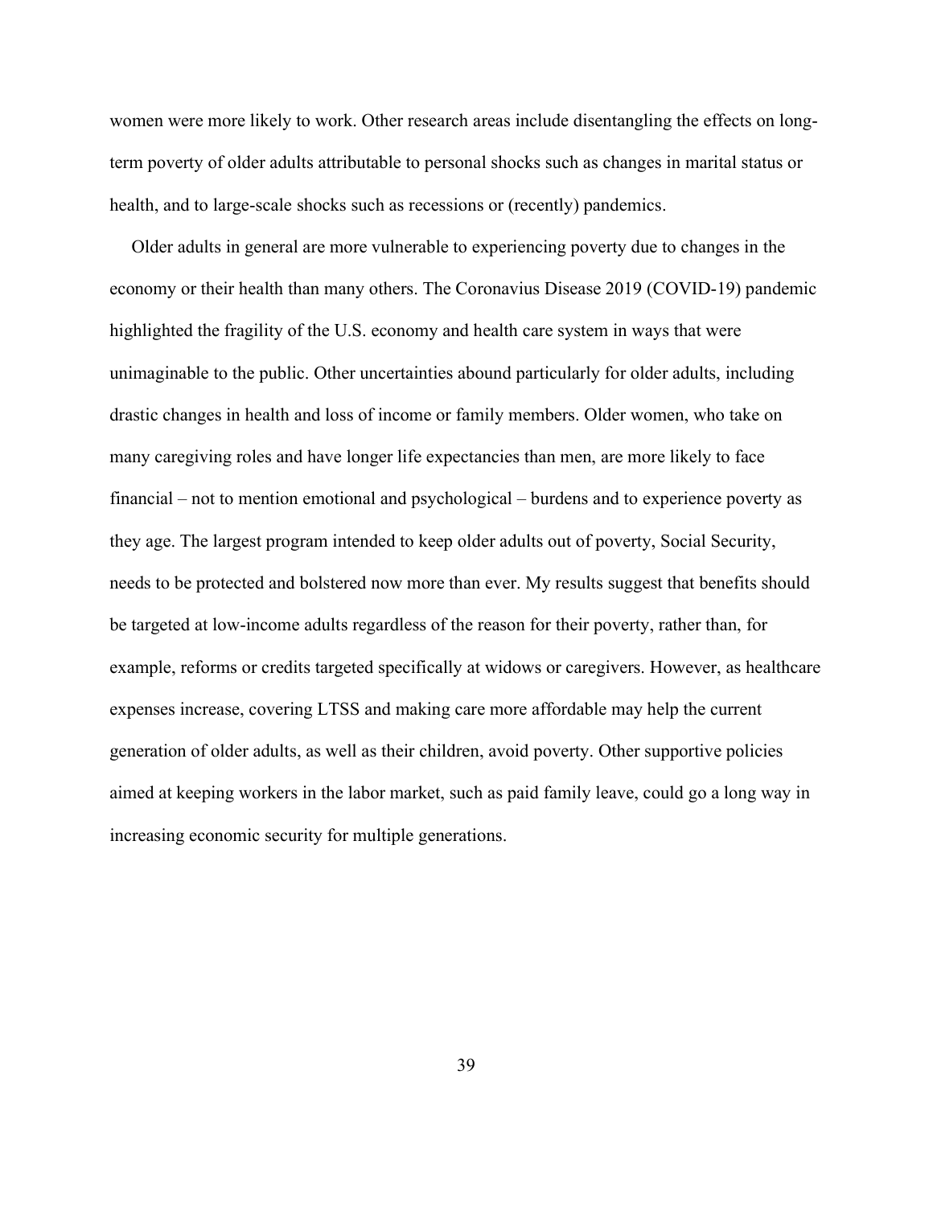women were more likely to work. Other research areas include disentangling the effects on long-term poverty of older adults attributable to personal shocks such as changes in marital status or health, and to large-scale shocks such as recessions or (recently) pandemics.

Older adults in general are more vulnerable to experiencing poverty due to changes in the economy or their health than many others. The Coronavius Disease 2019 (COVID-19) pandemic highlighted the fragility of the U.S. economy and health care system in ways that were unimaginable to the public. Other uncertainties abound particularly for older adults, including drastic changes in health and loss of income or family members. Older women, who take on many caregiving roles and have longer life expectancies than men, are more likely to face financial – not to mention emotional and psychological – burdens and to experience poverty as they age. The largest program intended to keep older adults out of poverty, Social Security, needs to be protected and bolstered now more than ever. My results suggest that benefits should be targeted at low-income adults regardless of the reason for their poverty, rather than, for example, reforms or credits targeted specifically at widows or caregivers. However, as healthcare expenses increase, covering LTSS and making care more affordable may help the current generation of older adults, as well as their children, avoid poverty. Other supportive policies aimed at keeping workers in the labor market, such as paid family leave, could go a long way in increasing economic security for multiple generations.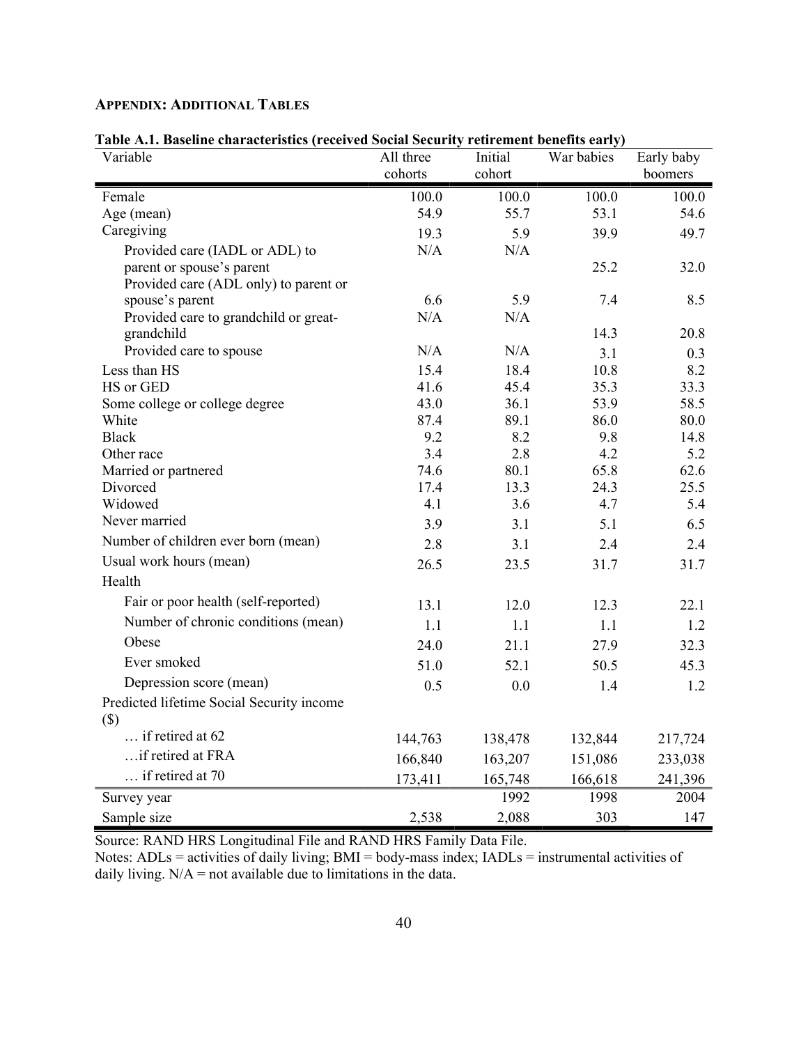## APPENDIX: ADDITIONAL TABLES

**Table A.1. Baseline characteristics (received Social Security retirement benefits early)**

| Variable | All three cohorts | Initial cohort | War babies | Early baby boomers |
|---|---|---|---|---|
| Female | 100.0 | 100.0 | 100.0 | 100.0 |
| Age (mean) | 54.9 | 55.7 | 53.1 | 54.6 |
| Caregiving | 19.3 | 5.9 | 39.9 | 49.7 |
| Provided care (IADL or ADL) to parent or spouse's parent | N/A | N/A | 25.2 | 32.0 |
| Provided care (ADL only) to parent or spouse's parent | 6.6 | 5.9 | 7.4 | 8.5 |
| Provided care to grandchild or great-grandchild | N/A | N/A | 14.3 | 20.8 |
| Provided care to spouse | N/A | N/A | 3.1 | 0.3 |
| Less than HS | 15.4 | 18.4 | 10.8 | 8.2 |
| HS or GED | 41.6 | 45.4 | 35.3 | 33.3 |
| Some college or college degree | 43.0 | 36.1 | 53.9 | 58.5 |
| White | 87.4 | 89.1 | 86.0 | 80.0 |
| Black | 9.2 | 8.2 | 9.8 | 14.8 |
| Other race | 3.4 | 2.8 | 4.2 | 5.2 |
| Married or partnered | 74.6 | 80.1 | 65.8 | 62.6 |
| Divorced | 17.4 | 13.3 | 24.3 | 25.5 |
| Widowed | 4.1 | 3.6 | 4.7 | 5.4 |
| Never married | 3.9 | 3.1 | 5.1 | 6.5 |
| Number of children ever born (mean) | 2.8 | 3.1 | 2.4 | 2.4 |
| Usual work hours (mean) | 26.5 | 23.5 | 31.7 | 31.7 |
| Health | | | | |
| Fair or poor health (self-reported) | 13.1 | 12.0 | 12.3 | 22.1 |
| Number of chronic conditions (mean) | 1.1 | 1.1 | 1.1 | 1.2 |
| Obese | 24.0 | 21.1 | 27.9 | 32.3 |
| Ever smoked | 51.0 | 52.1 | 50.5 | 45.3 |
| Depression score (mean) | 0.5 | 0.0 | 1.4 | 1.2 |
| Predicted lifetime Social Security income ($) | | | | |
| … if retired at 62 | 144,763 | 138,478 | 132,844 | 217,724 |
| …if retired at FRA | 166,840 | 163,207 | 151,086 | 233,038 |
| … if retired at 70 | 173,411 | 165,748 | 166,618 | 241,396 |
| Survey year | | 1992 | 1998 | 2004 |
| Sample size | 2,538 | 2,088 | 303 | 147 |

Source: RAND HRS Longitudinal File and RAND HRS Family Data File.
Notes: ADLs = activities of daily living; BMI = body-mass index; IADLs = instrumental activities of daily living. N/A = not available due to limitations in the data.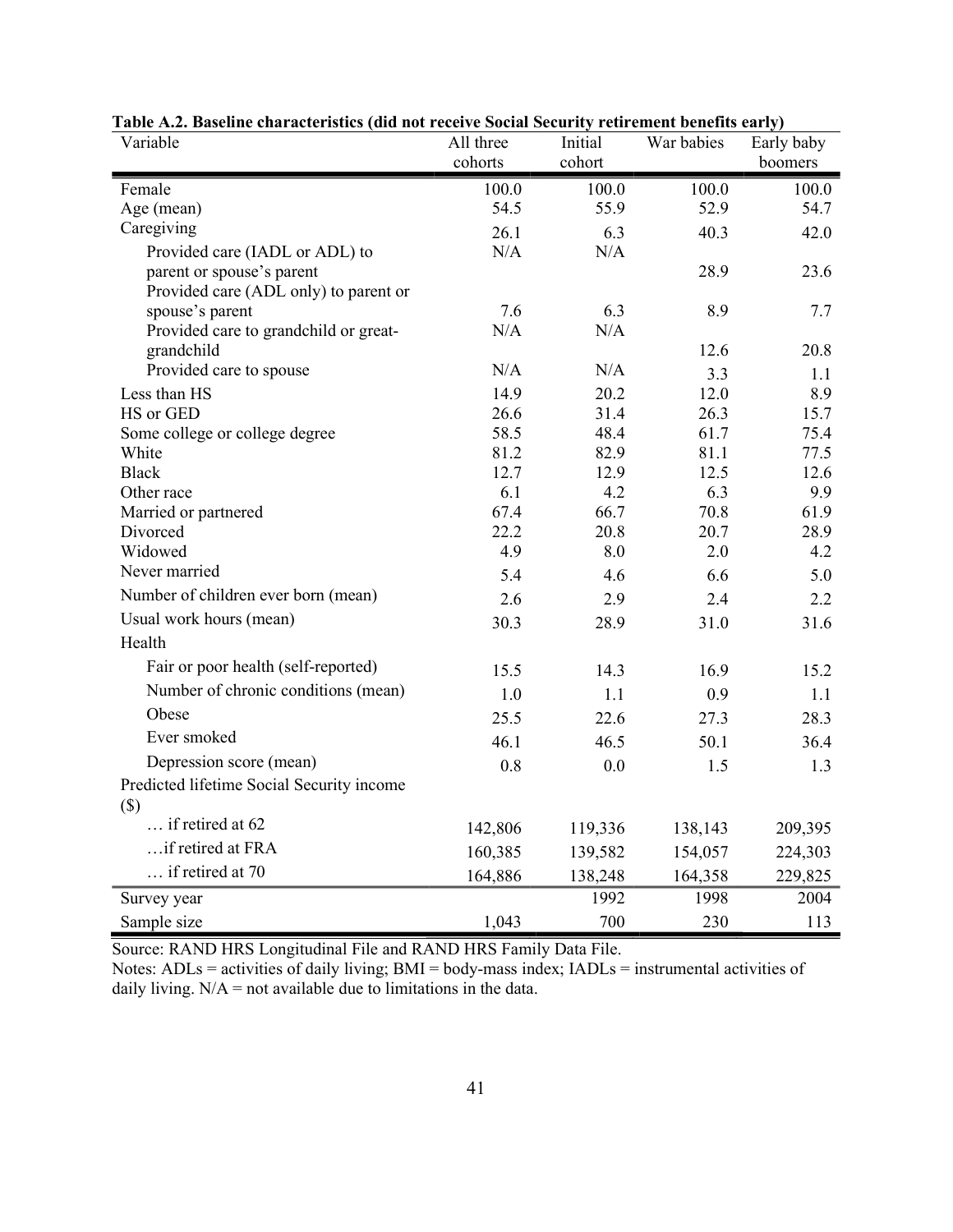**Table A.2. Baseline characteristics (did not receive Social Security retirement benefits early)**

| Variable | All three cohorts | Initial cohort | War babies | Early baby boomers |
|---|---|---|---|---|
| Female | 100.0 | 100.0 | 100.0 | 100.0 |
| Age (mean) | 54.5 | 55.9 | 52.9 | 54.7 |
| Caregiving | 26.1 | 6.3 | 40.3 | 42.0 |
| Provided care (IADL or ADL) to parent or spouse's parent | N/A | N/A | 28.9 | 23.6 |
| Provided care (ADL only) to parent or spouse's parent | 7.6 | 6.3 | 8.9 | 7.7 |
| Provided care to grandchild or great-grandchild | N/A | N/A | 12.6 | 20.8 |
| Provided care to spouse | N/A | N/A | 3.3 | 1.1 |
| Less than HS | 14.9 | 20.2 | 12.0 | 8.9 |
| HS or GED | 26.6 | 31.4 | 26.3 | 15.7 |
| Some college or college degree | 58.5 | 48.4 | 61.7 | 75.4 |
| White | 81.2 | 82.9 | 81.1 | 77.5 |
| Black | 12.7 | 12.9 | 12.5 | 12.6 |
| Other race | 6.1 | 4.2 | 6.3 | 9.9 |
| Married or partnered | 67.4 | 66.7 | 70.8 | 61.9 |
| Divorced | 22.2 | 20.8 | 20.7 | 28.9 |
| Widowed | 4.9 | 8.0 | 2.0 | 4.2 |
| Never married | 5.4 | 4.6 | 6.6 | 5.0 |
| Number of children ever born (mean) | 2.6 | 2.9 | 2.4 | 2.2 |
| Usual work hours (mean) | 30.3 | 28.9 | 31.0 | 31.6 |
| Health | | | | |
| Fair or poor health (self-reported) | 15.5 | 14.3 | 16.9 | 15.2 |
| Number of chronic conditions (mean) | 1.0 | 1.1 | 0.9 | 1.1 |
| Obese | 25.5 | 22.6 | 27.3 | 28.3 |
| Ever smoked | 46.1 | 46.5 | 50.1 | 36.4 |
| Depression score (mean) | 0.8 | 0.0 | 1.5 | 1.3 |
| Predicted lifetime Social Security income ($) | | | | |
| … if retired at 62 | 142,806 | 119,336 | 138,143 | 209,395 |
| …if retired at FRA | 160,385 | 139,582 | 154,057 | 224,303 |
| … if retired at 70 | 164,886 | 138,248 | 164,358 | 229,825 |
| Survey year | | 1992 | 1998 | 2004 |
| Sample size | 1,043 | 700 | 230 | 113 |

Source: RAND HRS Longitudinal File and RAND HRS Family Data File.

Notes: ADLs = activities of daily living; BMI = body-mass index; IADLs = instrumental activities of daily living. N/A = not available due to limitations in the data.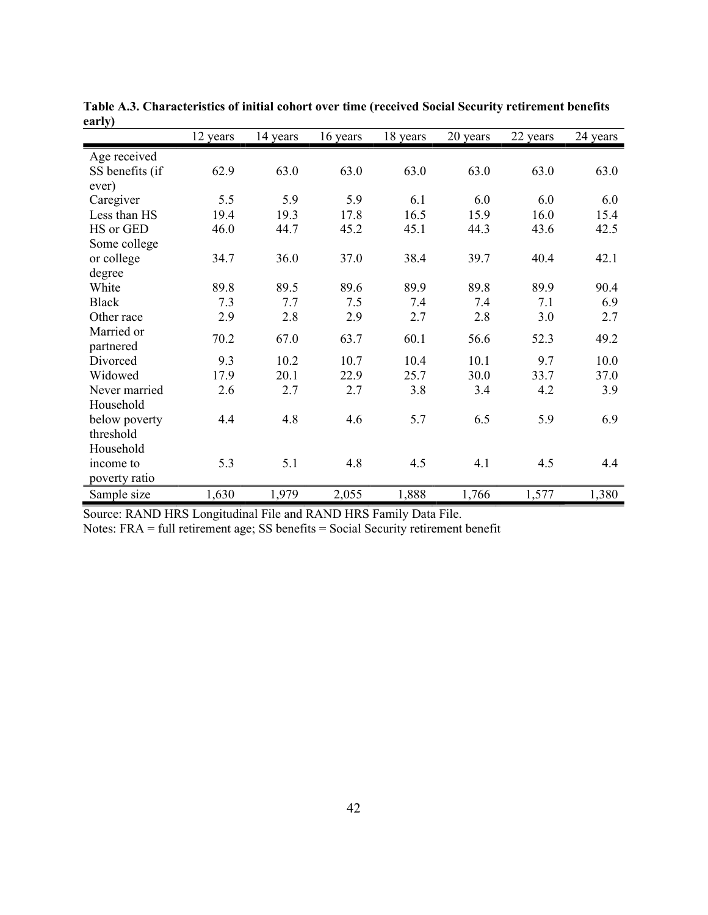**Table A.3. Characteristics of initial cohort over time (received Social Security retirement benefits early)**

| | 12 years | 14 years | 16 years | 18 years | 20 years | 22 years | 24 years |
|---|---|---|---|---|---|---|---|
| Age received SS benefits (if ever) | 62.9 | 63.0 | 63.0 | 63.0 | 63.0 | 63.0 | 63.0 |
| Caregiver | 5.5 | 5.9 | 5.9 | 6.1 | 6.0 | 6.0 | 6.0 |
| Less than HS | 19.4 | 19.3 | 17.8 | 16.5 | 15.9 | 16.0 | 15.4 |
| HS or GED | 46.0 | 44.7 | 45.2 | 45.1 | 44.3 | 43.6 | 42.5 |
| Some college or college degree | 34.7 | 36.0 | 37.0 | 38.4 | 39.7 | 40.4 | 42.1 |
| White | 89.8 | 89.5 | 89.6 | 89.9 | 89.8 | 89.9 | 90.4 |
| Black | 7.3 | 7.7 | 7.5 | 7.4 | 7.4 | 7.1 | 6.9 |
| Other race | 2.9 | 2.8 | 2.9 | 2.7 | 2.8 | 3.0 | 2.7 |
| Married or partnered | 70.2 | 67.0 | 63.7 | 60.1 | 56.6 | 52.3 | 49.2 |
| Divorced | 9.3 | 10.2 | 10.7 | 10.4 | 10.1 | 9.7 | 10.0 |
| Widowed | 17.9 | 20.1 | 22.9 | 25.7 | 30.0 | 33.7 | 37.0 |
| Never married | 2.6 | 2.7 | 2.7 | 3.8 | 3.4 | 4.2 | 3.9 |
| Household below poverty threshold | 4.4 | 4.8 | 4.6 | 5.7 | 6.5 | 5.9 | 6.9 |
| Household income to poverty ratio | 5.3 | 5.1 | 4.8 | 4.5 | 4.1 | 4.5 | 4.4 |
| Sample size | 1,630 | 1,979 | 2,055 | 1,888 | 1,766 | 1,577 | 1,380 |

Source: RAND HRS Longitudinal File and RAND HRS Family Data File.
Notes: FRA = full retirement age; SS benefits = Social Security retirement benefit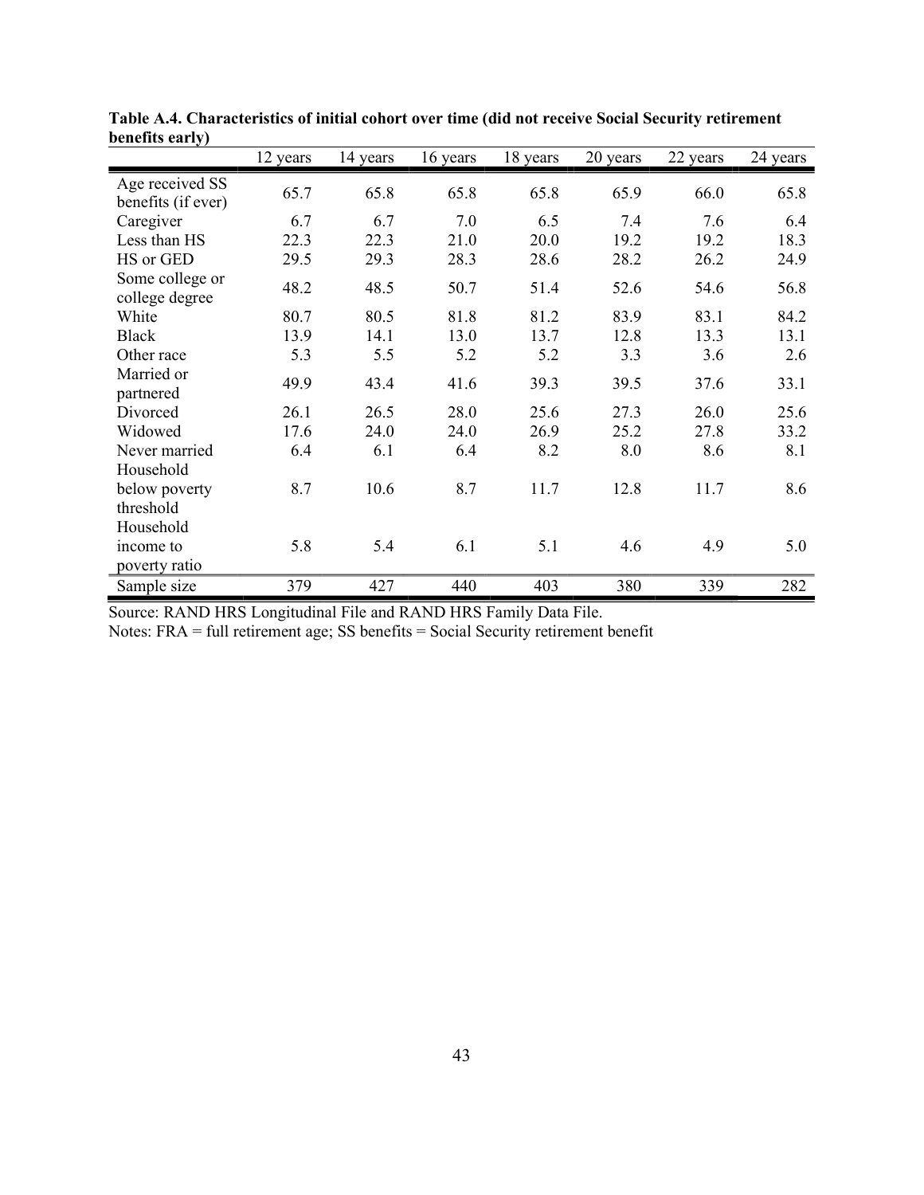**Table A.4. Characteristics of initial cohort over time (did not receive Social Security retirement benefits early)**

| | 12 years | 14 years | 16 years | 18 years | 20 years | 22 years | 24 years |
|---|---|---|---|---|---|---|---|
| Age received SS benefits (if ever) | 65.7 | 65.8 | 65.8 | 65.8 | 65.9 | 66.0 | 65.8 |
| Caregiver | 6.7 | 6.7 | 7.0 | 6.5 | 7.4 | 7.6 | 6.4 |
| Less than HS | 22.3 | 22.3 | 21.0 | 20.0 | 19.2 | 19.2 | 18.3 |
| HS or GED | 29.5 | 29.3 | 28.3 | 28.6 | 28.2 | 26.2 | 24.9 |
| Some college or college degree | 48.2 | 48.5 | 50.7 | 51.4 | 52.6 | 54.6 | 56.8 |
| White | 80.7 | 80.5 | 81.8 | 81.2 | 83.9 | 83.1 | 84.2 |
| Black | 13.9 | 14.1 | 13.0 | 13.7 | 12.8 | 13.3 | 13.1 |
| Other race | 5.3 | 5.5 | 5.2 | 5.2 | 3.3 | 3.6 | 2.6 |
| Married or partnered | 49.9 | 43.4 | 41.6 | 39.3 | 39.5 | 37.6 | 33.1 |
| Divorced | 26.1 | 26.5 | 28.0 | 25.6 | 27.3 | 26.0 | 25.6 |
| Widowed | 17.6 | 24.0 | 24.0 | 26.9 | 25.2 | 27.8 | 33.2 |
| Never married | 6.4 | 6.1 | 6.4 | 8.2 | 8.0 | 8.6 | 8.1 |
| Household below poverty threshold | 8.7 | 10.6 | 8.7 | 11.7 | 12.8 | 11.7 | 8.6 |
| Household income to poverty ratio | 5.8 | 5.4 | 6.1 | 5.1 | 4.6 | 4.9 | 5.0 |
| Sample size | 379 | 427 | 440 | 403 | 380 | 339 | 282 |

Source: RAND HRS Longitudinal File and RAND HRS Family Data File.
Notes: FRA = full retirement age; SS benefits = Social Security retirement benefit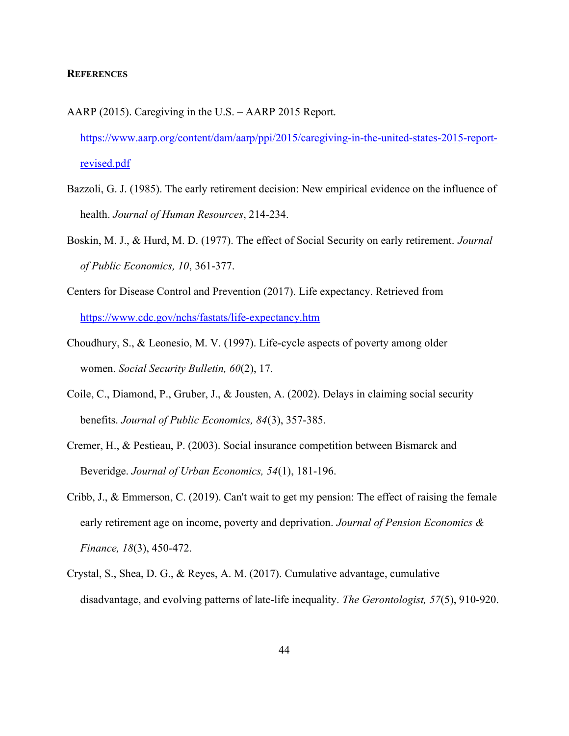## REFERENCES

AARP (2015). Caregiving in the U.S. – AARP 2015 Report. https://www.aarp.org/content/dam/aarp/ppi/2015/caregiving-in-the-united-states-2015-report-revised.pdf

Bazzoli, G. J. (1985). The early retirement decision: New empirical evidence on the influence of health. *Journal of Human Resources*, 214-234.

Boskin, M. J., & Hurd, M. D. (1977). The effect of Social Security on early retirement. *Journal of Public Economics, 10*, 361-377.

Centers for Disease Control and Prevention (2017). Life expectancy. Retrieved from https://www.cdc.gov/nchs/fastats/life-expectancy.htm

Choudhury, S., & Leonesio, M. V. (1997). Life-cycle aspects of poverty among older women. *Social Security Bulletin, 60*(2), 17.

Coile, C., Diamond, P., Gruber, J., & Jousten, A. (2002). Delays in claiming social security benefits. *Journal of Public Economics, 84*(3), 357-385.

Cremer, H., & Pestieau, P. (2003). Social insurance competition between Bismarck and Beveridge. *Journal of Urban Economics, 54*(1), 181-196.

Cribb, J., & Emmerson, C. (2019). Can't wait to get my pension: The effect of raising the female early retirement age on income, poverty and deprivation. *Journal of Pension Economics & Finance, 18*(3), 450-472.

Crystal, S., Shea, D. G., & Reyes, A. M. (2017). Cumulative advantage, cumulative disadvantage, and evolving patterns of late-life inequality. *The Gerontologist, 57*(5), 910-920.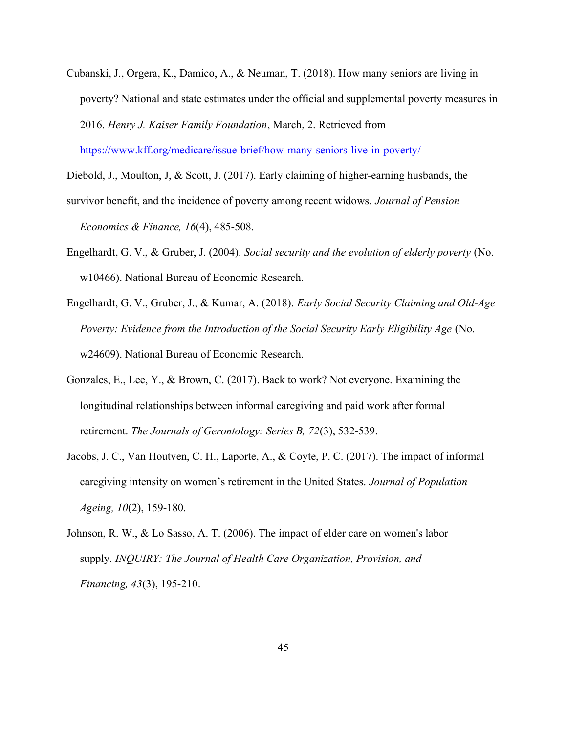Cubanski, J., Orgera, K., Damico, A., & Neuman, T. (2018). How many seniors are living in poverty? National and state estimates under the official and supplemental poverty measures in 2016. *Henry J. Kaiser Family Foundation*, March, 2. Retrieved from https://www.kff.org/medicare/issue-brief/how-many-seniors-live-in-poverty/

Diebold, J., Moulton, J, & Scott, J. (2017). Early claiming of higher-earning husbands, the survivor benefit, and the incidence of poverty among recent widows. *Journal of Pension Economics & Finance, 16*(4), 485-508.

Engelhardt, G. V., & Gruber, J. (2004). *Social security and the evolution of elderly poverty* (No. w10466). National Bureau of Economic Research.

Engelhardt, G. V., Gruber, J., & Kumar, A. (2018). *Early Social Security Claiming and Old-Age Poverty: Evidence from the Introduction of the Social Security Early Eligibility Age* (No. w24609). National Bureau of Economic Research.

Gonzales, E., Lee, Y., & Brown, C. (2017). Back to work? Not everyone. Examining the longitudinal relationships between informal caregiving and paid work after formal retirement. *The Journals of Gerontology: Series B, 72*(3), 532-539.

Jacobs, J. C., Van Houtven, C. H., Laporte, A., & Coyte, P. C. (2017). The impact of informal caregiving intensity on women's retirement in the United States. *Journal of Population Ageing, 10*(2), 159-180.

Johnson, R. W., & Lo Sasso, A. T. (2006). The impact of elder care on women's labor supply. *INQUIRY: The Journal of Health Care Organization, Provision, and Financing, 43*(3), 195-210.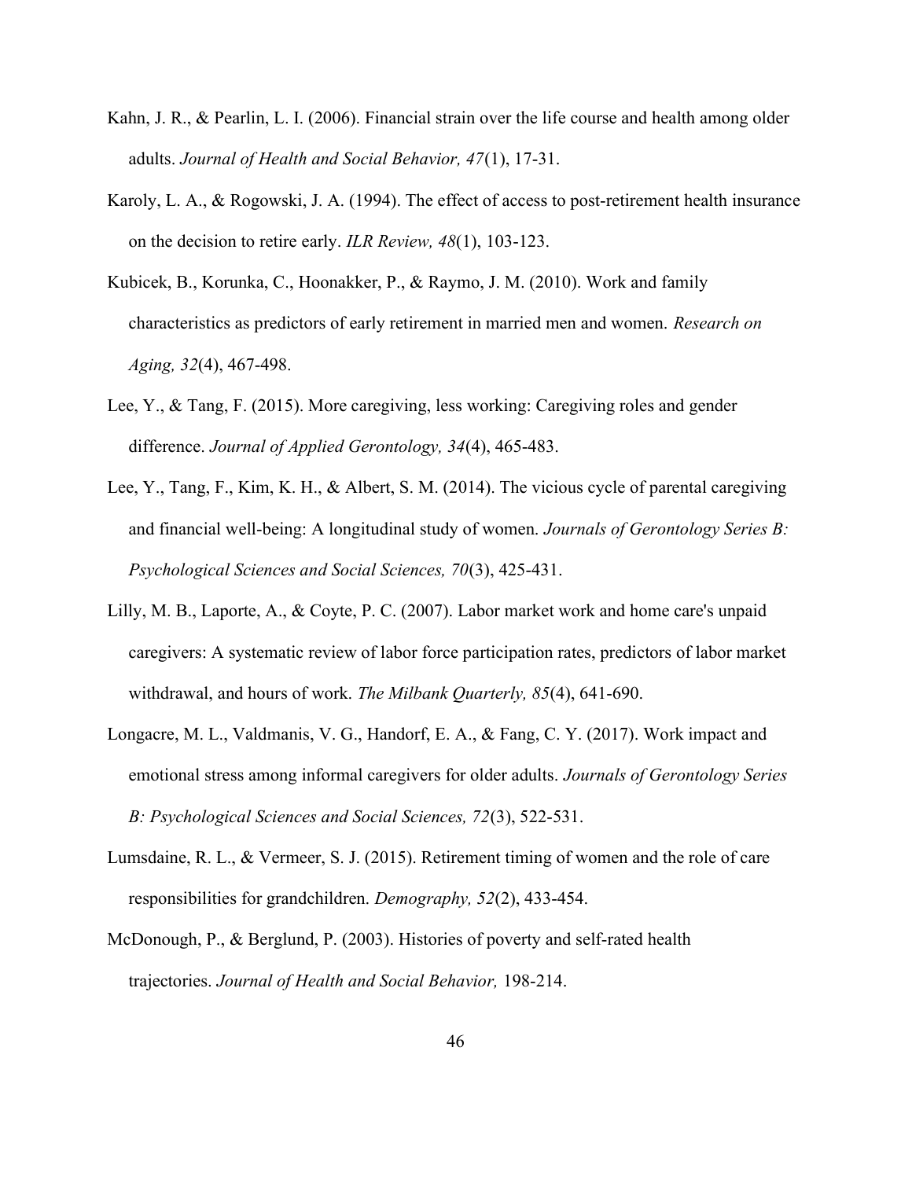Kahn, J. R., & Pearlin, L. I. (2006). Financial strain over the life course and health among older adults. *Journal of Health and Social Behavior, 47*(1), 17-31.

Karoly, L. A., & Rogowski, J. A. (1994). The effect of access to post-retirement health insurance on the decision to retire early. *ILR Review, 48*(1), 103-123.

Kubicek, B., Korunka, C., Hoonakker, P., & Raymo, J. M. (2010). Work and family characteristics as predictors of early retirement in married men and women. *Research on Aging, 32*(4), 467-498.

Lee, Y., & Tang, F. (2015). More caregiving, less working: Caregiving roles and gender difference. *Journal of Applied Gerontology, 34*(4), 465-483.

Lee, Y., Tang, F., Kim, K. H., & Albert, S. M. (2014). The vicious cycle of parental caregiving and financial well-being: A longitudinal study of women. *Journals of Gerontology Series B: Psychological Sciences and Social Sciences, 70*(3), 425-431.

Lilly, M. B., Laporte, A., & Coyte, P. C. (2007). Labor market work and home care's unpaid caregivers: A systematic review of labor force participation rates, predictors of labor market withdrawal, and hours of work. *The Milbank Quarterly, 85*(4), 641-690.

Longacre, M. L., Valdmanis, V. G., Handorf, E. A., & Fang, C. Y. (2017). Work impact and emotional stress among informal caregivers for older adults. *Journals of Gerontology Series B: Psychological Sciences and Social Sciences, 72*(3), 522-531.

Lumsdaine, R. L., & Vermeer, S. J. (2015). Retirement timing of women and the role of care responsibilities for grandchildren. *Demography, 52*(2), 433-454.

McDonough, P., & Berglund, P. (2003). Histories of poverty and self-rated health trajectories. *Journal of Health and Social Behavior,* 198-214.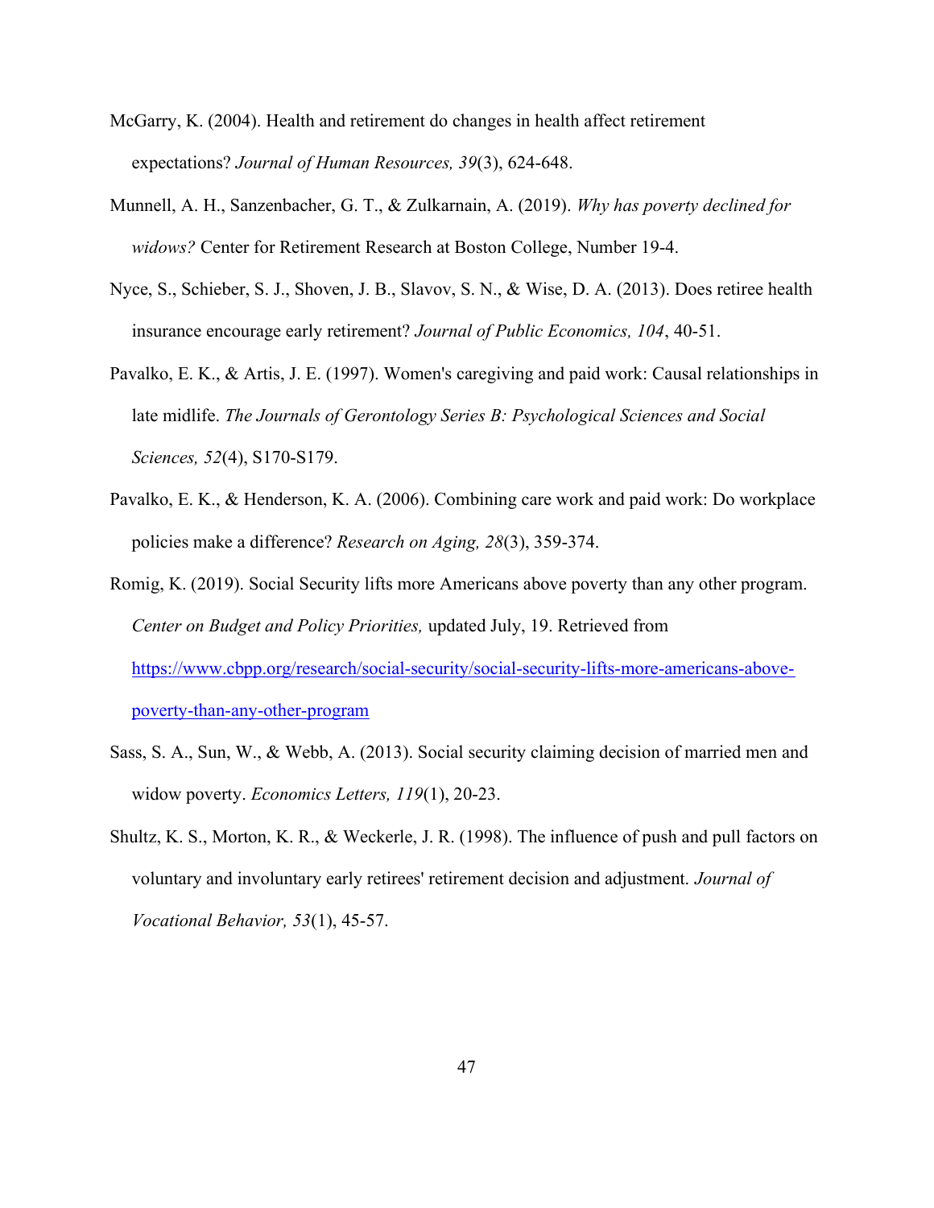McGarry, K. (2004). Health and retirement do changes in health affect retirement expectations? *Journal of Human Resources, 39*(3), 624-648.

Munnell, A. H., Sanzenbacher, G. T., & Zulkarnain, A. (2019). *Why has poverty declined for widows?* Center for Retirement Research at Boston College, Number 19-4.

Nyce, S., Schieber, S. J., Shoven, J. B., Slavov, S. N., & Wise, D. A. (2013). Does retiree health insurance encourage early retirement? *Journal of Public Economics, 104*, 40-51.

Pavalko, E. K., & Artis, J. E. (1997). Women's caregiving and paid work: Causal relationships in late midlife. *The Journals of Gerontology Series B: Psychological Sciences and Social Sciences, 52*(4), S170-S179.

Pavalko, E. K., & Henderson, K. A. (2006). Combining care work and paid work: Do workplace policies make a difference? *Research on Aging, 28*(3), 359-374.

Romig, K. (2019). Social Security lifts more Americans above poverty than any other program. *Center on Budget and Policy Priorities,* updated July, 19. Retrieved from [https://www.cbpp.org/research/social-security/social-security-lifts-more-americans-above-poverty-than-any-other-program](https://www.cbpp.org/research/social-security/social-security-lifts-more-americans-above-poverty-than-any-other-program)

Sass, S. A., Sun, W., & Webb, A. (2013). Social security claiming decision of married men and widow poverty. *Economics Letters, 119*(1), 20-23.

Shultz, K. S., Morton, K. R., & Weckerle, J. R. (1998). The influence of push and pull factors on voluntary and involuntary early retirees' retirement decision and adjustment. *Journal of Vocational Behavior, 53*(1), 45-57.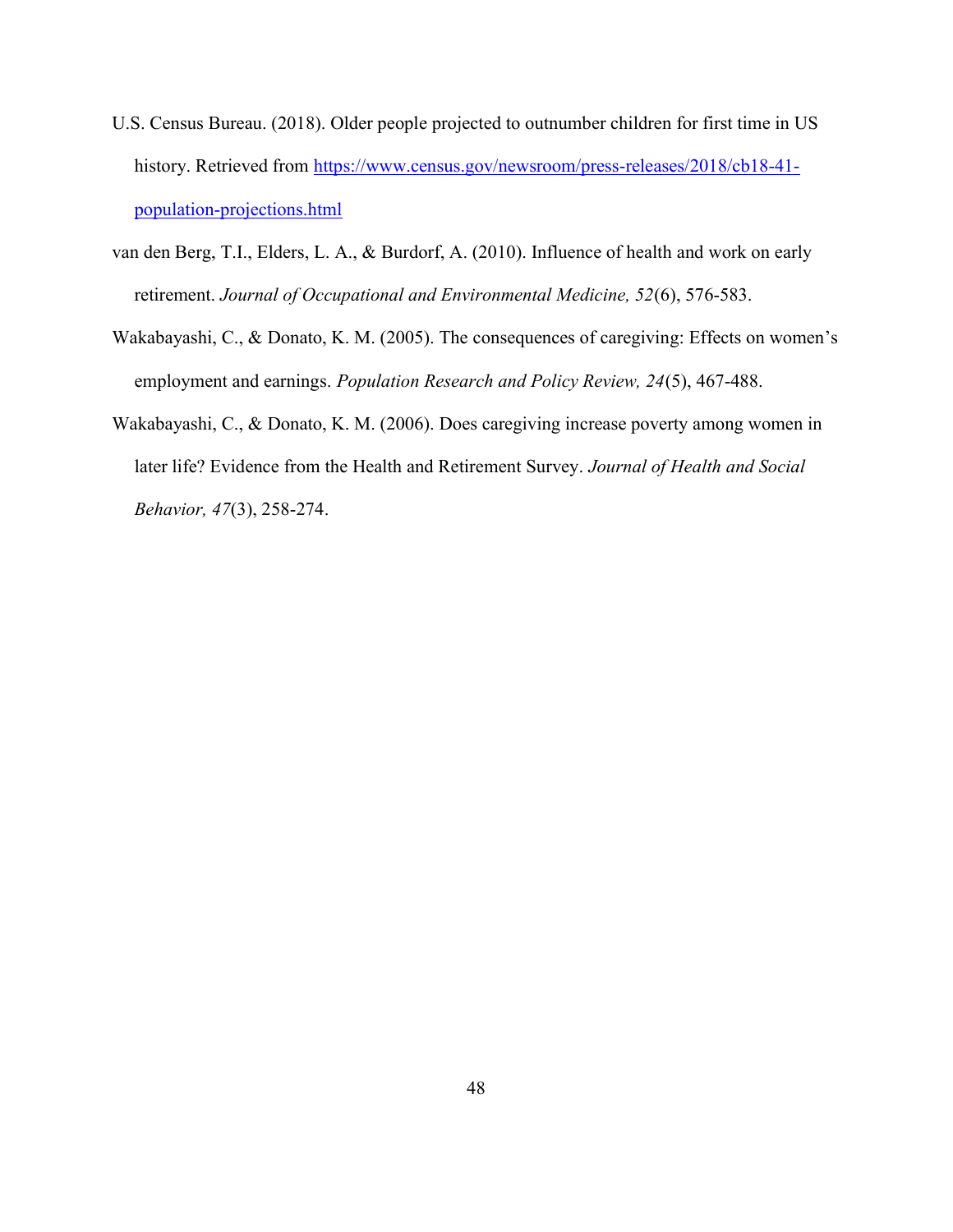U.S. Census Bureau. (2018). Older people projected to outnumber children for first time in US history. Retrieved from https://www.census.gov/newsroom/press-releases/2018/cb18-41-population-projections.html

van den Berg, T.I., Elders, L. A., & Burdorf, A. (2010). Influence of health and work on early retirement. *Journal of Occupational and Environmental Medicine, 52*(6), 576-583.

Wakabayashi, C., & Donato, K. M. (2005). The consequences of caregiving: Effects on women's employment and earnings. *Population Research and Policy Review, 24*(5), 467-488.

Wakabayashi, C., & Donato, K. M. (2006). Does caregiving increase poverty among women in later life? Evidence from the Health and Retirement Survey. *Journal of Health and Social Behavior, 47*(3), 258-274.